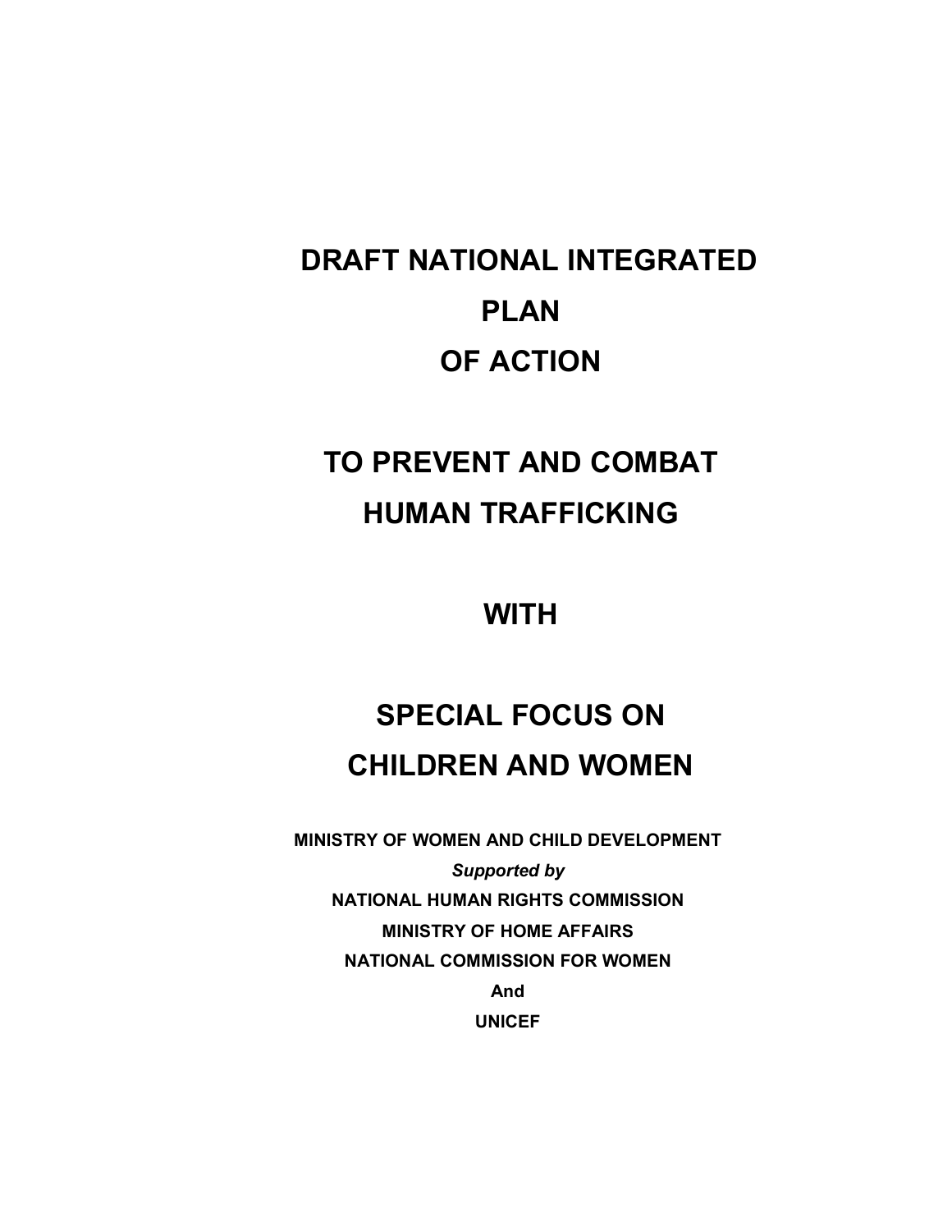# DRAFT NATIONAL INTEGRATED PLAN OF ACTION

# TO PREVENT AND COMBAT HUMAN TRAFFICKING

# WITH

# SPECIAL FOCUS ON CHILDREN AND WOMEN

**MINISTRY OF WOMEN AND CHILD DEVELOPMENT**

***Supported by***

**NATIONAL HUMAN RIGHTS COMMISSION**

**MINISTRY OF HOME AFFAIRS**

**NATIONAL COMMISSION FOR WOMEN**

**And**

**UNICEF**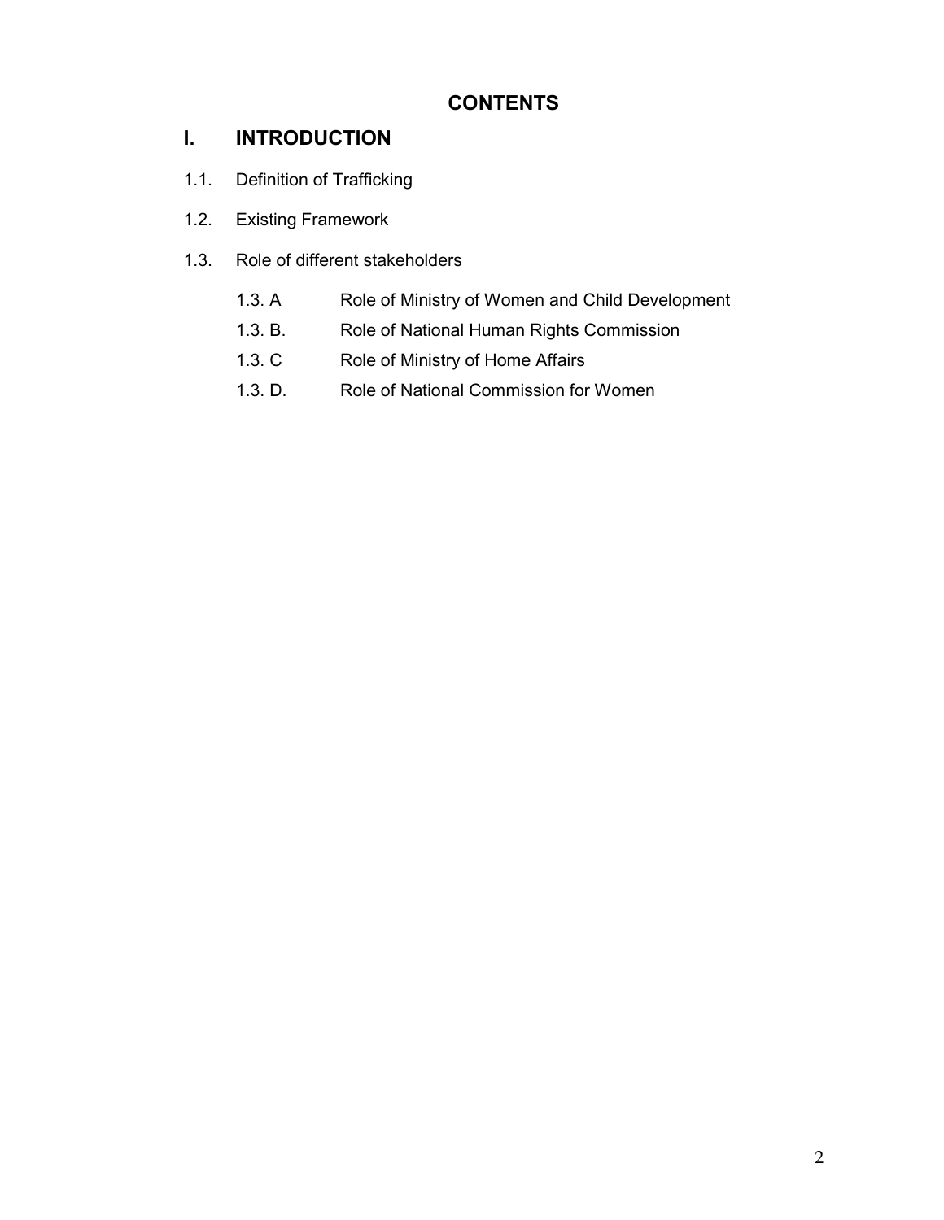# CONTENTS

## I. INTRODUCTION

1.1. Definition of Trafficking

1.2. Existing Framework

1.3. Role of different stakeholders

- 1.3. A Role of Ministry of Women and Child Development
- 1.3. B. Role of National Human Rights Commission
- 1.3. C Role of Ministry of Home Affairs
- 1.3. D. Role of National Commission for Women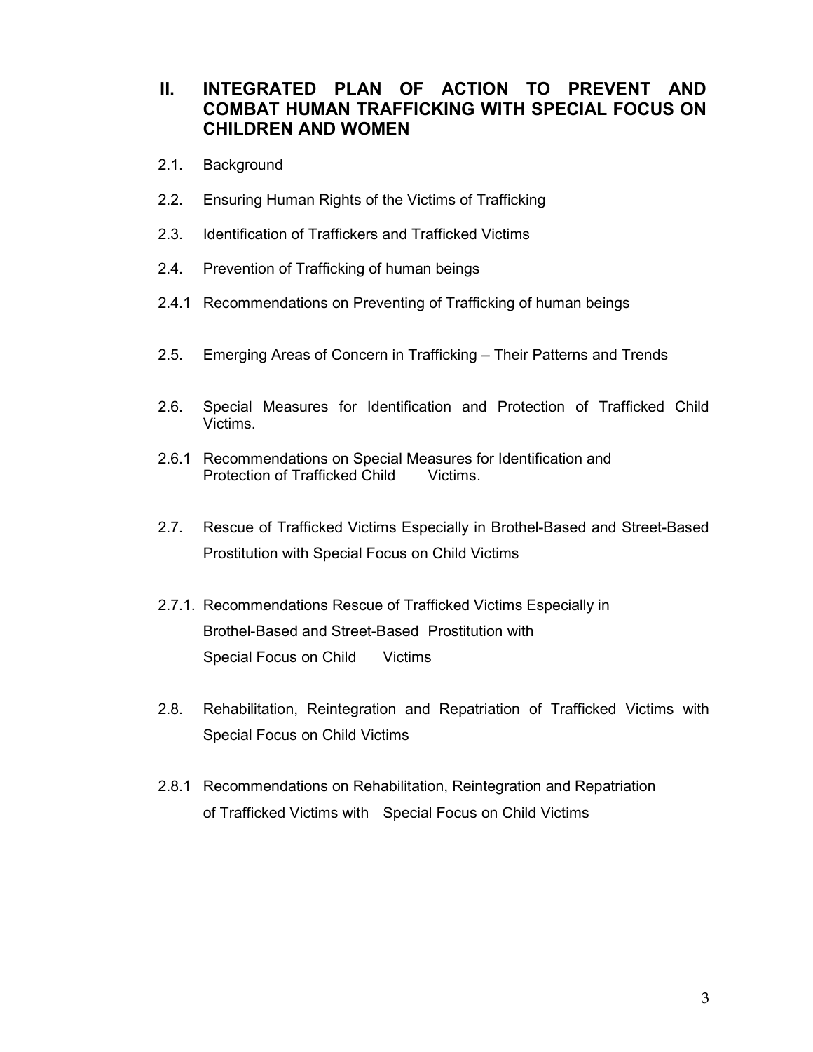## II. INTEGRATED PLAN OF ACTION TO PREVENT AND COMBAT HUMAN TRAFFICKING WITH SPECIAL FOCUS ON CHILDREN AND WOMEN

2.1. Background

2.2. Ensuring Human Rights of the Victims of Trafficking

2.3. Identification of Traffickers and Trafficked Victims

2.4. Prevention of Trafficking of human beings

2.4.1 Recommendations on Preventing of Trafficking of human beings

2.5. Emerging Areas of Concern in Trafficking – Their Patterns and Trends

2.6. Special Measures for Identification and Protection of Trafficked Child Victims.

2.6.1 Recommendations on Special Measures for Identification and Protection of Trafficked Child Victims.

2.7. Rescue of Trafficked Victims Especially in Brothel-Based and Street-Based Prostitution with Special Focus on Child Victims

2.7.1. Recommendations Rescue of Trafficked Victims Especially in Brothel-Based and Street-Based Prostitution with Special Focus on Child Victims

2.8. Rehabilitation, Reintegration and Repatriation of Trafficked Victims with Special Focus on Child Victims

2.8.1 Recommendations on Rehabilitation, Reintegration and Repatriation of Trafficked Victims with Special Focus on Child Victims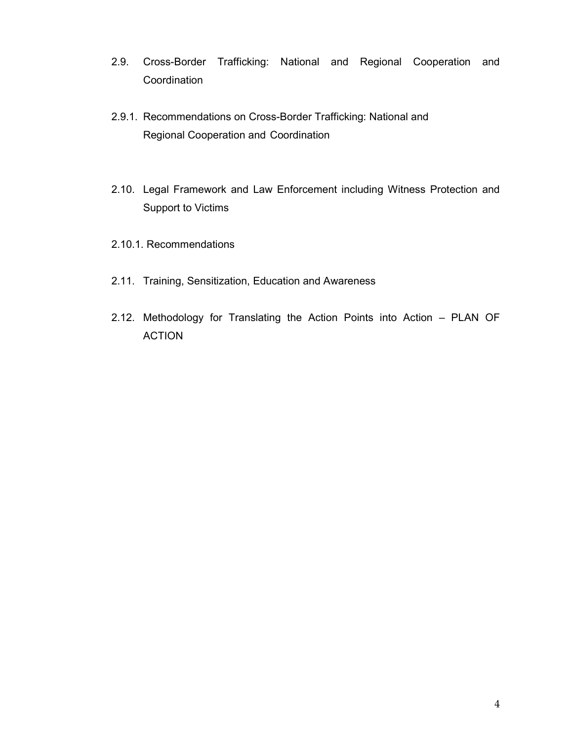2.9. Cross-Border Trafficking: National and Regional Cooperation and Coordination

2.9.1. Recommendations on Cross-Border Trafficking: National and Regional Cooperation and Coordination

2.10. Legal Framework and Law Enforcement including Witness Protection and Support to Victims

2.10.1. Recommendations

2.11. Training, Sensitization, Education and Awareness

2.12. Methodology for Translating the Action Points into Action – PLAN OF ACTION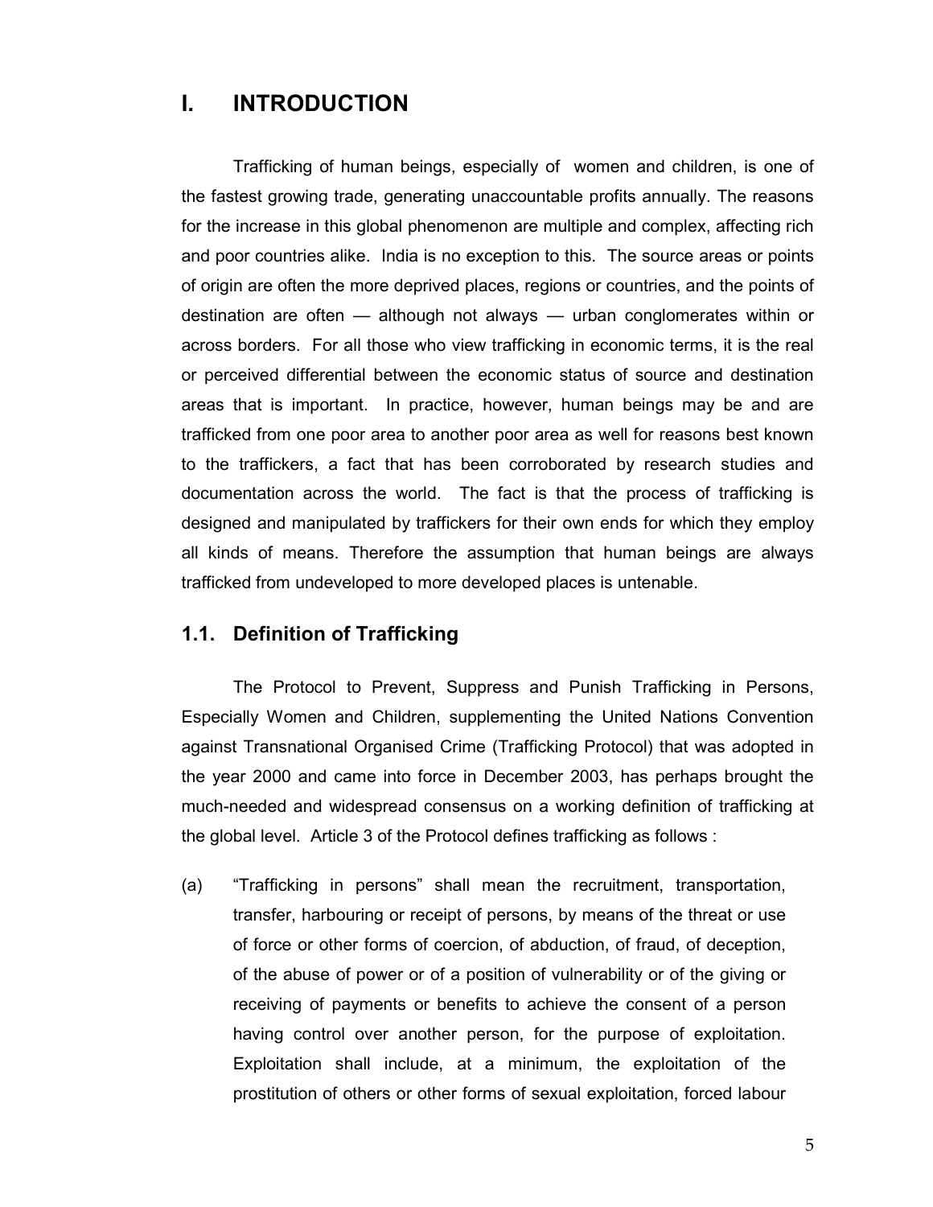# I. INTRODUCTION

Trafficking of human beings, especially of women and children, is one of the fastest growing trade, generating unaccountable profits annually. The reasons for the increase in this global phenomenon are multiple and complex, affecting rich and poor countries alike. India is no exception to this. The source areas or points of origin are often the more deprived places, regions or countries, and the points of destination are often — although not always — urban conglomerates within or across borders. For all those who view trafficking in economic terms, it is the real or perceived differential between the economic status of source and destination areas that is important. In practice, however, human beings may be and are trafficked from one poor area to another poor area as well for reasons best known to the traffickers, a fact that has been corroborated by research studies and documentation across the world. The fact is that the process of trafficking is designed and manipulated by traffickers for their own ends for which they employ all kinds of means. Therefore the assumption that human beings are always trafficked from undeveloped to more developed places is untenable.

## 1.1. Definition of Trafficking

The Protocol to Prevent, Suppress and Punish Trafficking in Persons, Especially Women and Children, supplementing the United Nations Convention against Transnational Organised Crime (Trafficking Protocol) that was adopted in the year 2000 and came into force in December 2003, has perhaps brought the much-needed and widespread consensus on a working definition of trafficking at the global level. Article 3 of the Protocol defines trafficking as follows :

(a) "Trafficking in persons" shall mean the recruitment, transportation, transfer, harbouring or receipt of persons, by means of the threat or use of force or other forms of coercion, of abduction, of fraud, of deception, of the abuse of power or of a position of vulnerability or of the giving or receiving of payments or benefits to achieve the consent of a person having control over another person, for the purpose of exploitation. Exploitation shall include, at a minimum, the exploitation of the prostitution of others or other forms of sexual exploitation, forced labour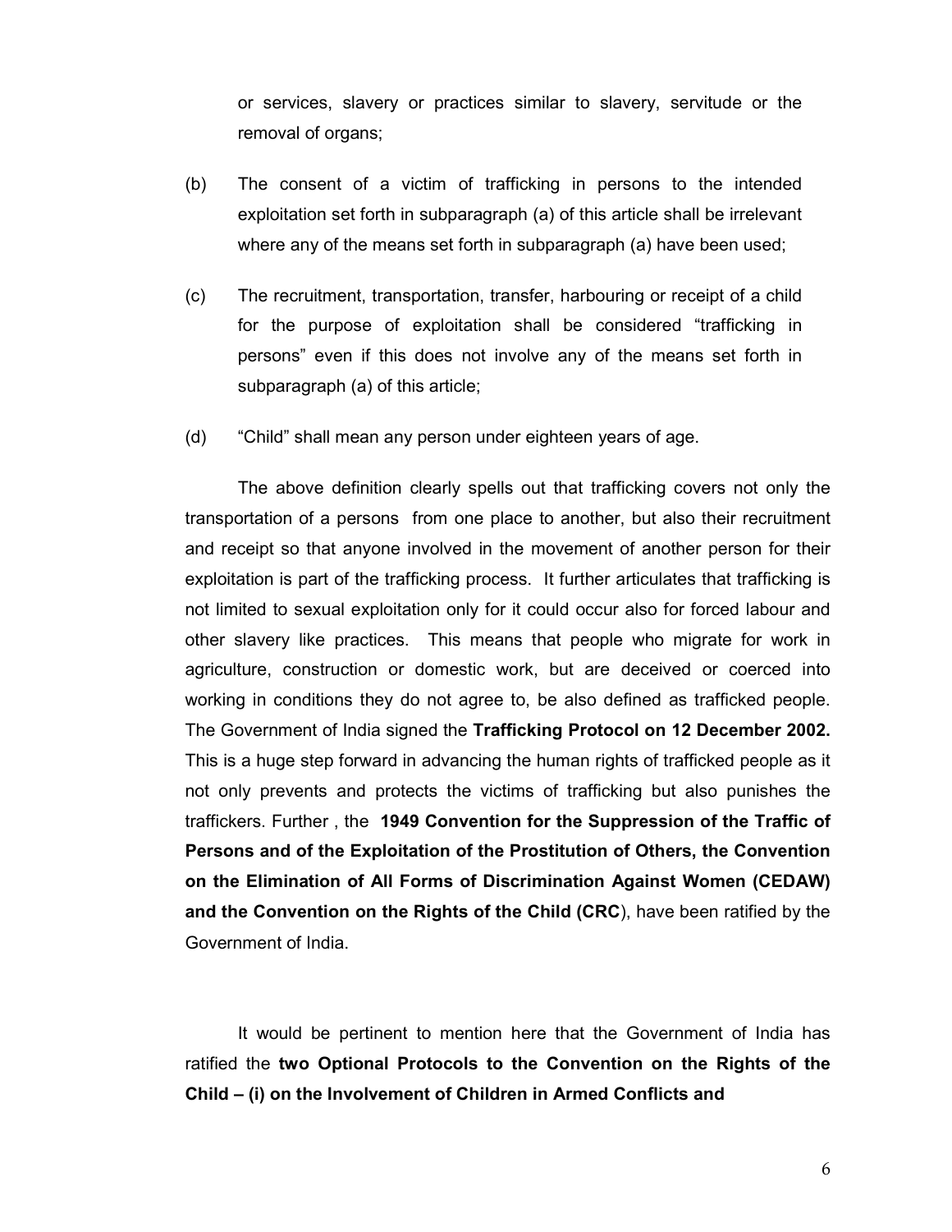or services, slavery or practices similar to slavery, servitude or the removal of organs;

(b) The consent of a victim of trafficking in persons to the intended exploitation set forth in subparagraph (a) of this article shall be irrelevant where any of the means set forth in subparagraph (a) have been used;

(c) The recruitment, transportation, transfer, harbouring or receipt of a child for the purpose of exploitation shall be considered "trafficking in persons" even if this does not involve any of the means set forth in subparagraph (a) of this article;

(d) "Child" shall mean any person under eighteen years of age.

The above definition clearly spells out that trafficking covers not only the transportation of a persons from one place to another, but also their recruitment and receipt so that anyone involved in the movement of another person for their exploitation is part of the trafficking process. It further articulates that trafficking is not limited to sexual exploitation only for it could occur also for forced labour and other slavery like practices. This means that people who migrate for work in agriculture, construction or domestic work, but are deceived or coerced into working in conditions they do not agree to, be also defined as trafficked people. The Government of India signed the **Trafficking Protocol on 12 December 2002.** This is a huge step forward in advancing the human rights of trafficked people as it not only prevents and protects the victims of trafficking but also punishes the traffickers. Further , the **1949 Convention for the Suppression of the Traffic of Persons and of the Exploitation of the Prostitution of Others, the Convention on the Elimination of All Forms of Discrimination Against Women (CEDAW) and the Convention on the Rights of the Child (CRC**), have been ratified by the Government of India.

It would be pertinent to mention here that the Government of India has ratified the **two Optional Protocols to the Convention on the Rights of the Child – (i) on the Involvement of Children in Armed Conflicts and**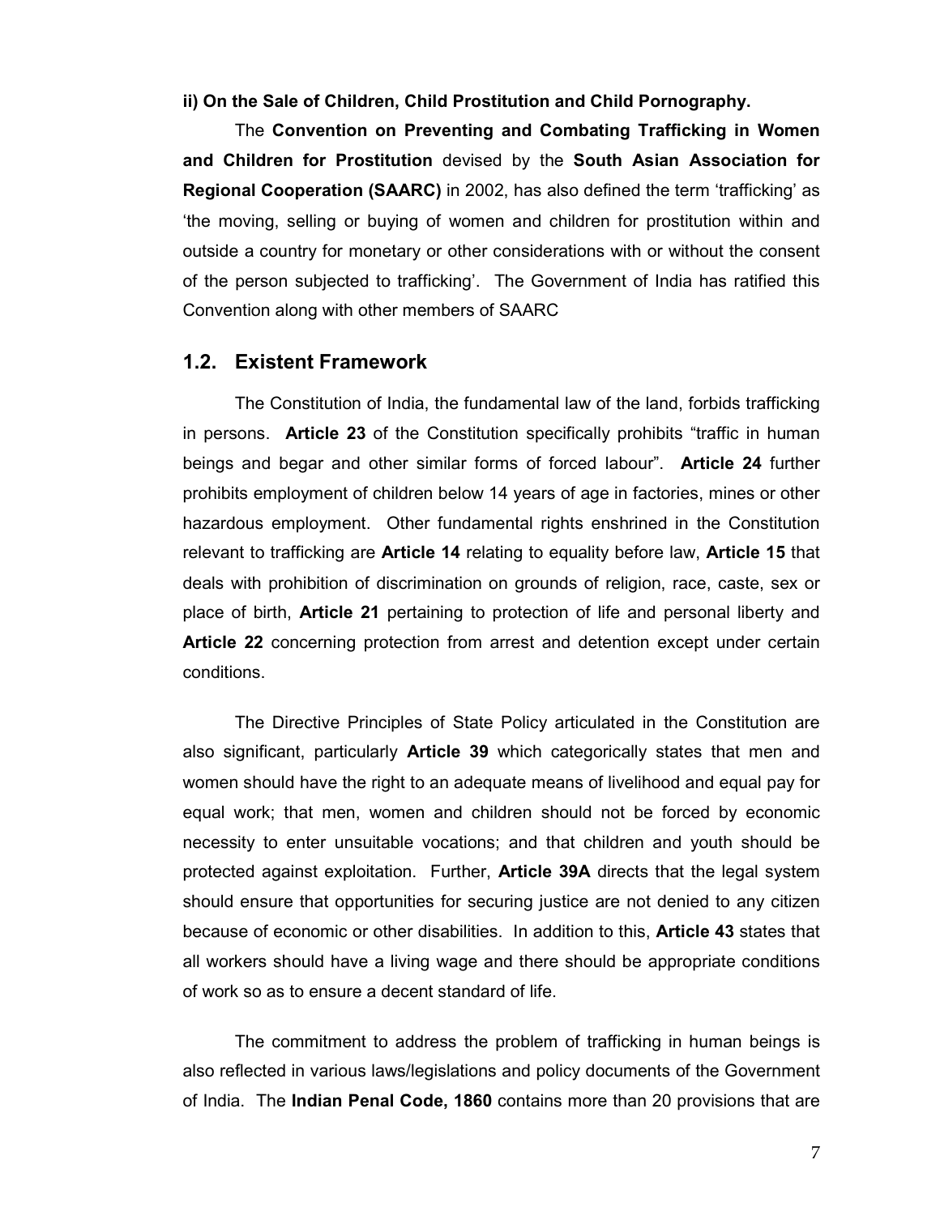**ii) On the Sale of Children, Child Prostitution and Child Pornography.**

The **Convention on Preventing and Combating Trafficking in Women and Children for Prostitution** devised by the **South Asian Association for Regional Cooperation (SAARC)** in 2002, has also defined the term 'trafficking' as 'the moving, selling or buying of women and children for prostitution within and outside a country for monetary or other considerations with or without the consent of the person subjected to trafficking'. The Government of India has ratified this Convention along with other members of SAARC

## 1.2. Existent Framework

The Constitution of India, the fundamental law of the land, forbids trafficking in persons. **Article 23** of the Constitution specifically prohibits "traffic in human beings and begar and other similar forms of forced labour". **Article 24** further prohibits employment of children below 14 years of age in factories, mines or other hazardous employment. Other fundamental rights enshrined in the Constitution relevant to trafficking are **Article 14** relating to equality before law, **Article 15** that deals with prohibition of discrimination on grounds of religion, race, caste, sex or place of birth, **Article 21** pertaining to protection of life and personal liberty and **Article 22** concerning protection from arrest and detention except under certain conditions.

The Directive Principles of State Policy articulated in the Constitution are also significant, particularly **Article 39** which categorically states that men and women should have the right to an adequate means of livelihood and equal pay for equal work; that men, women and children should not be forced by economic necessity to enter unsuitable vocations; and that children and youth should be protected against exploitation. Further, **Article 39A** directs that the legal system should ensure that opportunities for securing justice are not denied to any citizen because of economic or other disabilities. In addition to this, **Article 43** states that all workers should have a living wage and there should be appropriate conditions of work so as to ensure a decent standard of life.

The commitment to address the problem of trafficking in human beings is also reflected in various laws/legislations and policy documents of the Government of India. The **Indian Penal Code, 1860** contains more than 20 provisions that are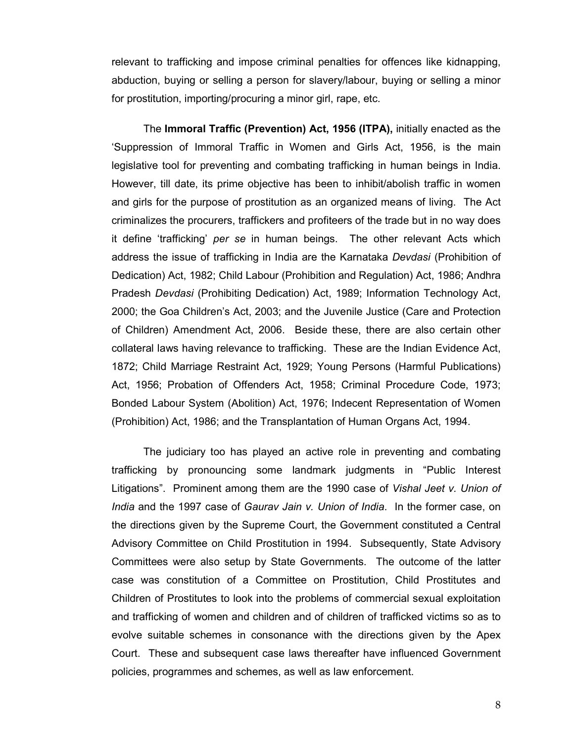relevant to trafficking and impose criminal penalties for offences like kidnapping, abduction, buying or selling a person for slavery/labour, buying or selling a minor for prostitution, importing/procuring a minor girl, rape, etc.

The **Immoral Traffic (Prevention) Act, 1956 (ITPA),** initially enacted as the 'Suppression of Immoral Traffic in Women and Girls Act, 1956, is the main legislative tool for preventing and combating trafficking in human beings in India. However, till date, its prime objective has been to inhibit/abolish traffic in women and girls for the purpose of prostitution as an organized means of living. The Act criminalizes the procurers, traffickers and profiteers of the trade but in no way does it define 'trafficking' *per se* in human beings. The other relevant Acts which address the issue of trafficking in India are the Karnataka *Devdasi* (Prohibition of Dedication) Act, 1982; Child Labour (Prohibition and Regulation) Act, 1986; Andhra Pradesh *Devdasi* (Prohibiting Dedication) Act, 1989; Information Technology Act, 2000; the Goa Children's Act, 2003; and the Juvenile Justice (Care and Protection of Children) Amendment Act, 2006. Beside these, there are also certain other collateral laws having relevance to trafficking. These are the Indian Evidence Act, 1872; Child Marriage Restraint Act, 1929; Young Persons (Harmful Publications) Act, 1956; Probation of Offenders Act, 1958; Criminal Procedure Code, 1973; Bonded Labour System (Abolition) Act, 1976; Indecent Representation of Women (Prohibition) Act, 1986; and the Transplantation of Human Organs Act, 1994.

The judiciary too has played an active role in preventing and combating trafficking by pronouncing some landmark judgments in "Public Interest Litigations". Prominent among them are the 1990 case of *Vishal Jeet v. Union of India* and the 1997 case of *Gaurav Jain v. Union of India*. In the former case, on the directions given by the Supreme Court, the Government constituted a Central Advisory Committee on Child Prostitution in 1994. Subsequently, State Advisory Committees were also setup by State Governments. The outcome of the latter case was constitution of a Committee on Prostitution, Child Prostitutes and Children of Prostitutes to look into the problems of commercial sexual exploitation and trafficking of women and children and of children of trafficked victims so as to evolve suitable schemes in consonance with the directions given by the Apex Court. These and subsequent case laws thereafter have influenced Government policies, programmes and schemes, as well as law enforcement.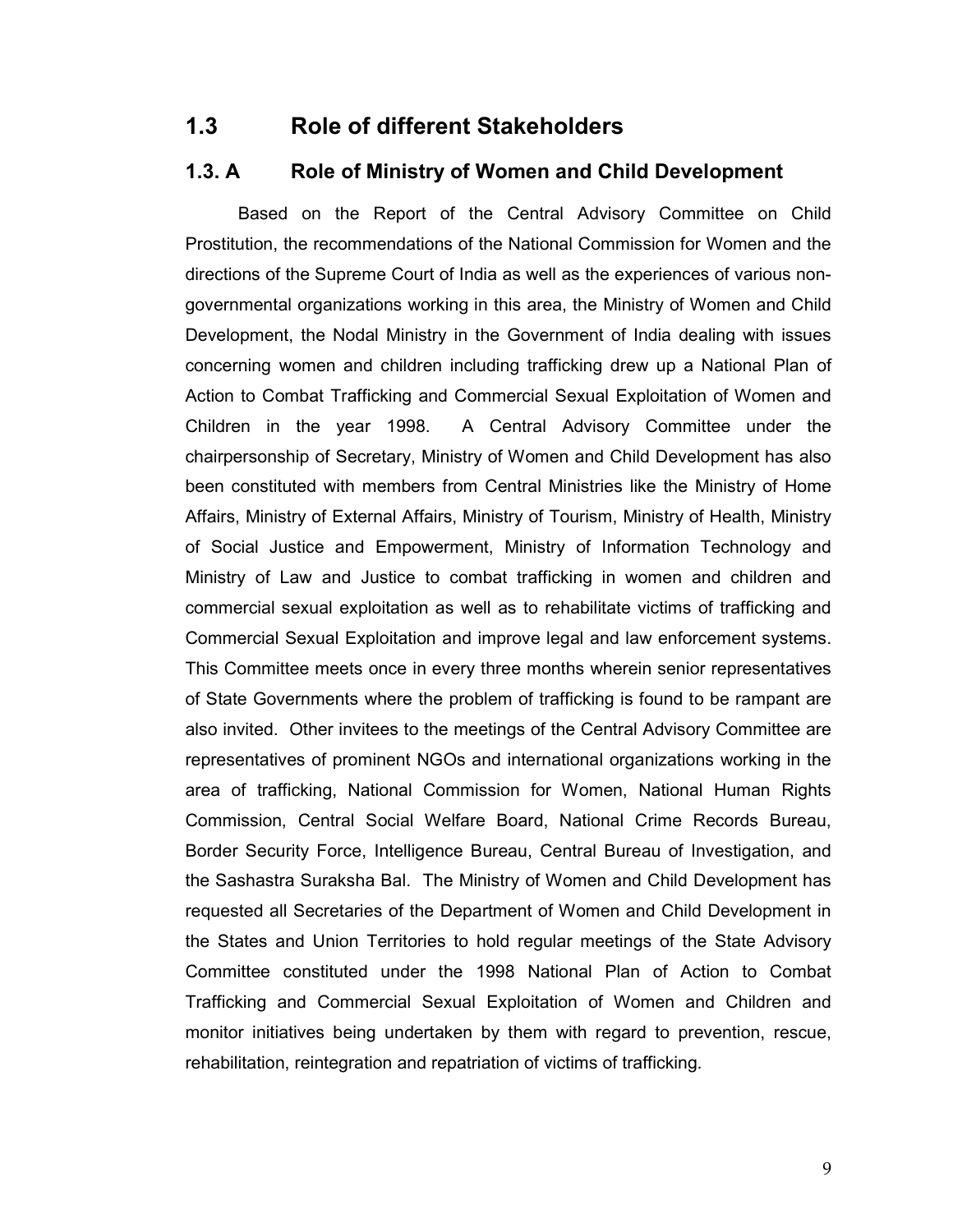## 1.3 Role of different Stakeholders

### 1.3. A Role of Ministry of Women and Child Development

Based on the Report of the Central Advisory Committee on Child Prostitution, the recommendations of the National Commission for Women and the directions of the Supreme Court of India as well as the experiences of various non-governmental organizations working in this area, the Ministry of Women and Child Development, the Nodal Ministry in the Government of India dealing with issues concerning women and children including trafficking drew up a National Plan of Action to Combat Trafficking and Commercial Sexual Exploitation of Women and Children in the year 1998. A Central Advisory Committee under the chairpersonship of Secretary, Ministry of Women and Child Development has also been constituted with members from Central Ministries like the Ministry of Home Affairs, Ministry of External Affairs, Ministry of Tourism, Ministry of Health, Ministry of Social Justice and Empowerment, Ministry of Information Technology and Ministry of Law and Justice to combat trafficking in women and children and commercial sexual exploitation as well as to rehabilitate victims of trafficking and Commercial Sexual Exploitation and improve legal and law enforcement systems. This Committee meets once in every three months wherein senior representatives of State Governments where the problem of trafficking is found to be rampant are also invited. Other invitees to the meetings of the Central Advisory Committee are representatives of prominent NGOs and international organizations working in the area of trafficking, National Commission for Women, National Human Rights Commission, Central Social Welfare Board, National Crime Records Bureau, Border Security Force, Intelligence Bureau, Central Bureau of Investigation, and the Sashastra Suraksha Bal. The Ministry of Women and Child Development has requested all Secretaries of the Department of Women and Child Development in the States and Union Territories to hold regular meetings of the State Advisory Committee constituted under the 1998 National Plan of Action to Combat Trafficking and Commercial Sexual Exploitation of Women and Children and monitor initiatives being undertaken by them with regard to prevention, rescue, rehabilitation, reintegration and repatriation of victims of trafficking.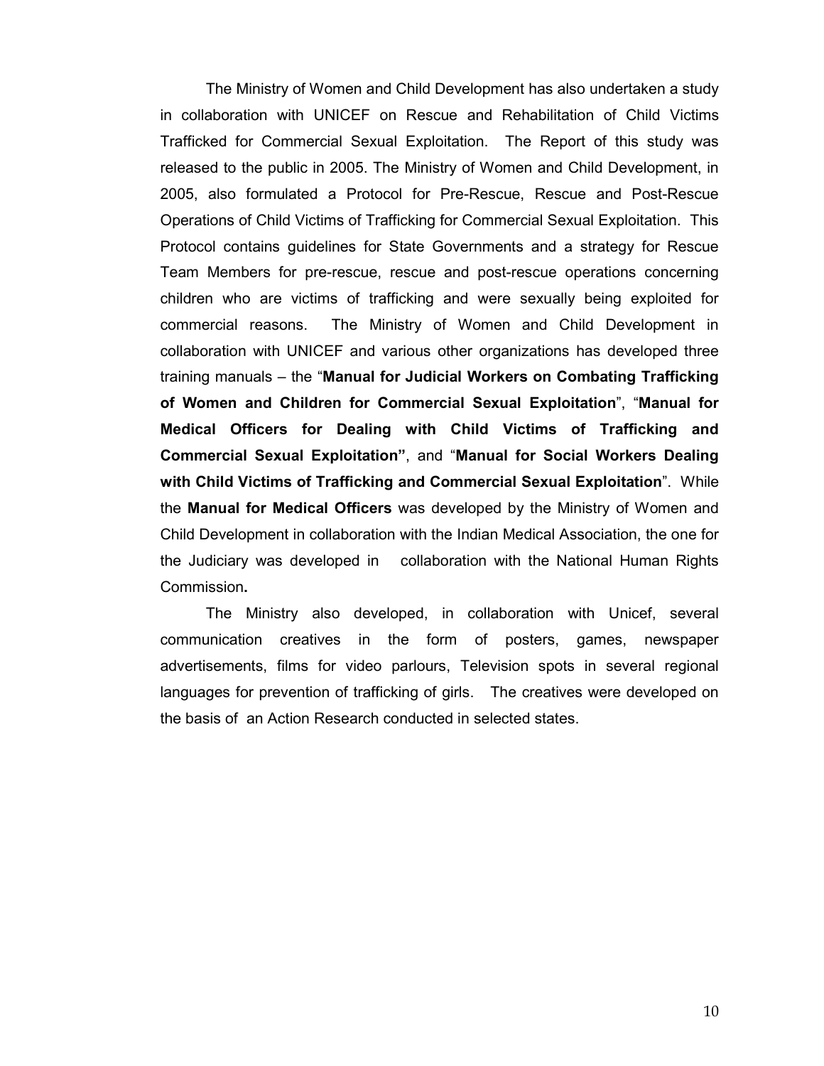The Ministry of Women and Child Development has also undertaken a study in collaboration with UNICEF on Rescue and Rehabilitation of Child Victims Trafficked for Commercial Sexual Exploitation. The Report of this study was released to the public in 2005. The Ministry of Women and Child Development, in 2005, also formulated a Protocol for Pre-Rescue, Rescue and Post-Rescue Operations of Child Victims of Trafficking for Commercial Sexual Exploitation. This Protocol contains guidelines for State Governments and a strategy for Rescue Team Members for pre-rescue, rescue and post-rescue operations concerning children who are victims of trafficking and were sexually being exploited for commercial reasons. The Ministry of Women and Child Development in collaboration with UNICEF and various other organizations has developed three training manuals – the "**Manual for Judicial Workers on Combating Trafficking of Women and Children for Commercial Sexual Exploitation**", "**Manual for Medical Officers for Dealing with Child Victims of Trafficking and Commercial Sexual Exploitation"**, and "**Manual for Social Workers Dealing with Child Victims of Trafficking and Commercial Sexual Exploitation**". While the **Manual for Medical Officers** was developed by the Ministry of Women and Child Development in collaboration with the Indian Medical Association, the one for the Judiciary was developed in collaboration with the National Human Rights Commission**.**

The Ministry also developed, in collaboration with Unicef, several communication creatives in the form of posters, games, newspaper advertisements, films for video parlours, Television spots in several regional languages for prevention of trafficking of girls. The creatives were developed on the basis of an Action Research conducted in selected states.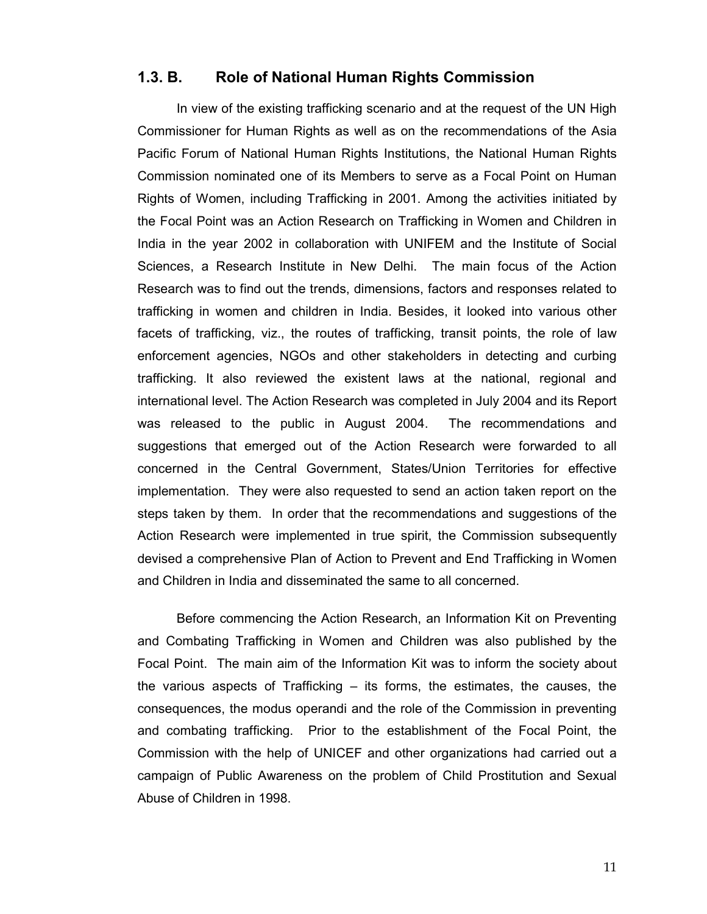## 1.3. B. Role of National Human Rights Commission

In view of the existing trafficking scenario and at the request of the UN High Commissioner for Human Rights as well as on the recommendations of the Asia Pacific Forum of National Human Rights Institutions, the National Human Rights Commission nominated one of its Members to serve as a Focal Point on Human Rights of Women, including Trafficking in 2001. Among the activities initiated by the Focal Point was an Action Research on Trafficking in Women and Children in India in the year 2002 in collaboration with UNIFEM and the Institute of Social Sciences, a Research Institute in New Delhi. The main focus of the Action Research was to find out the trends, dimensions, factors and responses related to trafficking in women and children in India. Besides, it looked into various other facets of trafficking, viz., the routes of trafficking, transit points, the role of law enforcement agencies, NGOs and other stakeholders in detecting and curbing trafficking. It also reviewed the existent laws at the national, regional and international level. The Action Research was completed in July 2004 and its Report was released to the public in August 2004. The recommendations and suggestions that emerged out of the Action Research were forwarded to all concerned in the Central Government, States/Union Territories for effective implementation. They were also requested to send an action taken report on the steps taken by them. In order that the recommendations and suggestions of the Action Research were implemented in true spirit, the Commission subsequently devised a comprehensive Plan of Action to Prevent and End Trafficking in Women and Children in India and disseminated the same to all concerned.

Before commencing the Action Research, an Information Kit on Preventing and Combating Trafficking in Women and Children was also published by the Focal Point. The main aim of the Information Kit was to inform the society about the various aspects of Trafficking – its forms, the estimates, the causes, the consequences, the modus operandi and the role of the Commission in preventing and combating trafficking. Prior to the establishment of the Focal Point, the Commission with the help of UNICEF and other organizations had carried out a campaign of Public Awareness on the problem of Child Prostitution and Sexual Abuse of Children in 1998.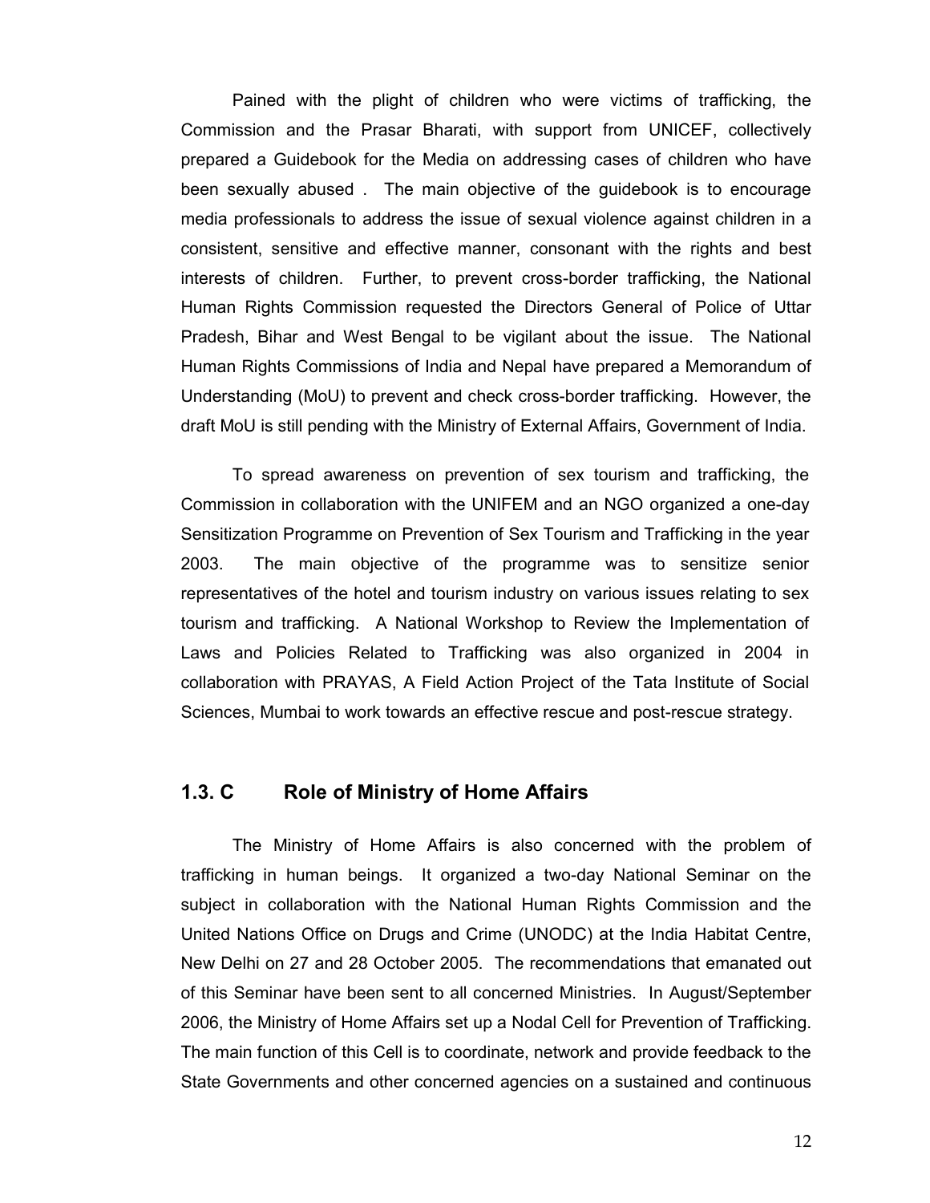Pained with the plight of children who were victims of trafficking, the Commission and the Prasar Bharati, with support from UNICEF, collectively prepared a Guidebook for the Media on addressing cases of children who have been sexually abused . The main objective of the guidebook is to encourage media professionals to address the issue of sexual violence against children in a consistent, sensitive and effective manner, consonant with the rights and best interests of children. Further, to prevent cross-border trafficking, the National Human Rights Commission requested the Directors General of Police of Uttar Pradesh, Bihar and West Bengal to be vigilant about the issue. The National Human Rights Commissions of India and Nepal have prepared a Memorandum of Understanding (MoU) to prevent and check cross-border trafficking. However, the draft MoU is still pending with the Ministry of External Affairs, Government of India.

To spread awareness on prevention of sex tourism and trafficking, the Commission in collaboration with the UNIFEM and an NGO organized a one-day Sensitization Programme on Prevention of Sex Tourism and Trafficking in the year 2003. The main objective of the programme was to sensitize senior representatives of the hotel and tourism industry on various issues relating to sex tourism and trafficking. A National Workshop to Review the Implementation of Laws and Policies Related to Trafficking was also organized in 2004 in collaboration with PRAYAS, A Field Action Project of the Tata Institute of Social Sciences, Mumbai to work towards an effective rescue and post-rescue strategy.

## 1.3. C Role of Ministry of Home Affairs

The Ministry of Home Affairs is also concerned with the problem of trafficking in human beings. It organized a two-day National Seminar on the subject in collaboration with the National Human Rights Commission and the United Nations Office on Drugs and Crime (UNODC) at the India Habitat Centre, New Delhi on 27 and 28 October 2005. The recommendations that emanated out of this Seminar have been sent to all concerned Ministries. In August/September 2006, the Ministry of Home Affairs set up a Nodal Cell for Prevention of Trafficking. The main function of this Cell is to coordinate, network and provide feedback to the State Governments and other concerned agencies on a sustained and continuous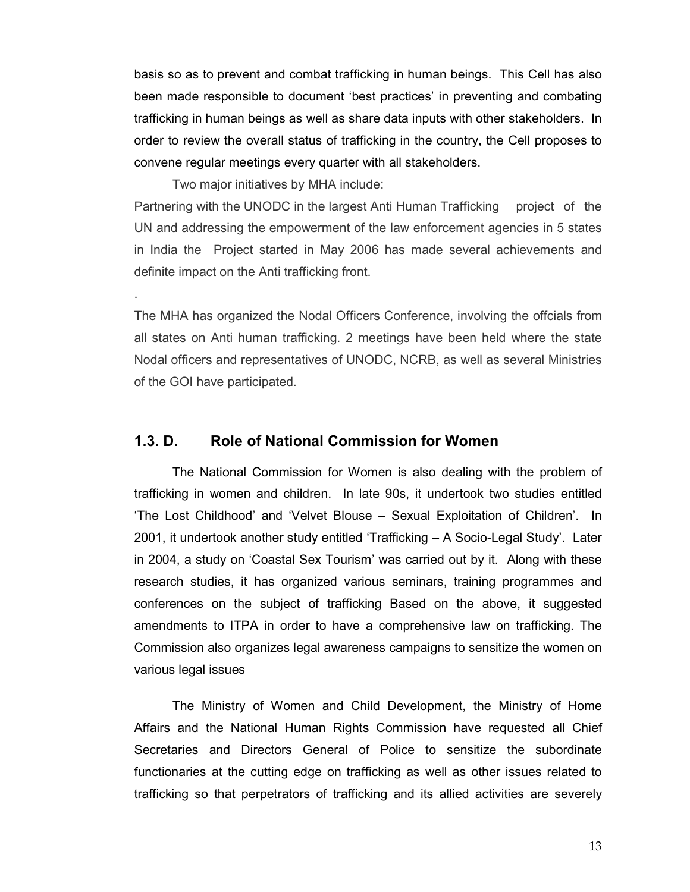basis so as to prevent and combat trafficking in human beings. This Cell has also been made responsible to document 'best practices' in preventing and combating trafficking in human beings as well as share data inputs with other stakeholders. In order to review the overall status of trafficking in the country, the Cell proposes to convene regular meetings every quarter with all stakeholders.

Two major initiatives by MHA include:

Partnering with the UNODC in the largest Anti Human Trafficking project of the UN and addressing the empowerment of the law enforcement agencies in 5 states in India the Project started in May 2006 has made several achievements and definite impact on the Anti trafficking front.

.

The MHA has organized the Nodal Officers Conference, involving the offcials from all states on Anti human trafficking. 2 meetings have been held where the state Nodal officers and representatives of UNODC, NCRB, as well as several Ministries of the GOI have participated.

## 1.3. D. Role of National Commission for Women

The National Commission for Women is also dealing with the problem of trafficking in women and children. In late 90s, it undertook two studies entitled 'The Lost Childhood' and 'Velvet Blouse – Sexual Exploitation of Children'. In 2001, it undertook another study entitled 'Trafficking – A Socio-Legal Study'. Later in 2004, a study on 'Coastal Sex Tourism' was carried out by it. Along with these research studies, it has organized various seminars, training programmes and conferences on the subject of trafficking Based on the above, it suggested amendments to ITPA in order to have a comprehensive law on trafficking. The Commission also organizes legal awareness campaigns to sensitize the women on various legal issues

The Ministry of Women and Child Development, the Ministry of Home Affairs and the National Human Rights Commission have requested all Chief Secretaries and Directors General of Police to sensitize the subordinate functionaries at the cutting edge on trafficking as well as other issues related to trafficking so that perpetrators of trafficking and its allied activities are severely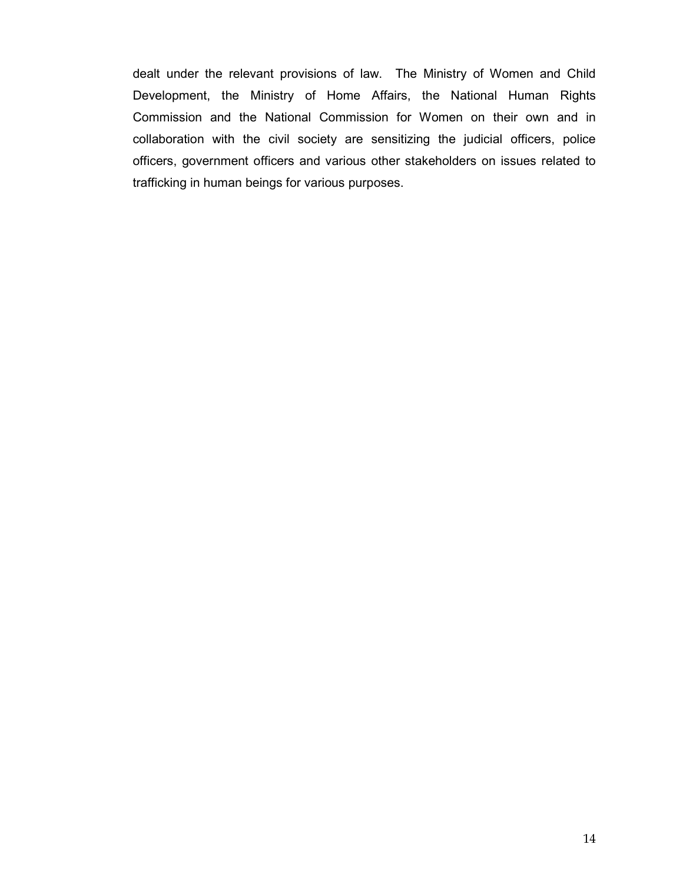dealt under the relevant provisions of law. The Ministry of Women and Child Development, the Ministry of Home Affairs, the National Human Rights Commission and the National Commission for Women on their own and in collaboration with the civil society are sensitizing the judicial officers, police officers, government officers and various other stakeholders on issues related to trafficking in human beings for various purposes.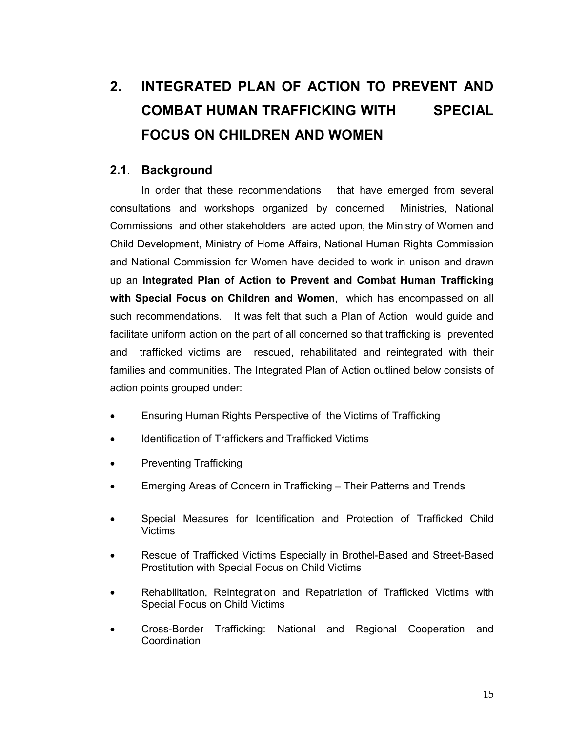# 2. INTEGRATED PLAN OF ACTION TO PREVENT AND COMBAT HUMAN TRAFFICKING WITH SPECIAL FOCUS ON CHILDREN AND WOMEN

## 2.1. Background

In order that these recommendations that have emerged from several consultations and workshops organized by concerned Ministries, National Commissions and other stakeholders are acted upon, the Ministry of Women and Child Development, Ministry of Home Affairs, National Human Rights Commission and National Commission for Women have decided to work in unison and drawn up an **Integrated Plan of Action to Prevent and Combat Human Trafficking with Special Focus on Children and Women**, which has encompassed on all such recommendations. It was felt that such a Plan of Action would guide and facilitate uniform action on the part of all concerned so that trafficking is prevented and trafficked victims are rescued, rehabilitated and reintegrated with their families and communities. The Integrated Plan of Action outlined below consists of action points grouped under:

- Ensuring Human Rights Perspective of the Victims of Trafficking
- Identification of Traffickers and Trafficked Victims
- Preventing Trafficking
- Emerging Areas of Concern in Trafficking – Their Patterns and Trends
- Special Measures for Identification and Protection of Trafficked Child Victims
- Rescue of Trafficked Victims Especially in Brothel-Based and Street-Based Prostitution with Special Focus on Child Victims
- Rehabilitation, Reintegration and Repatriation of Trafficked Victims with Special Focus on Child Victims
- Cross-Border Trafficking: National and Regional Cooperation and Coordination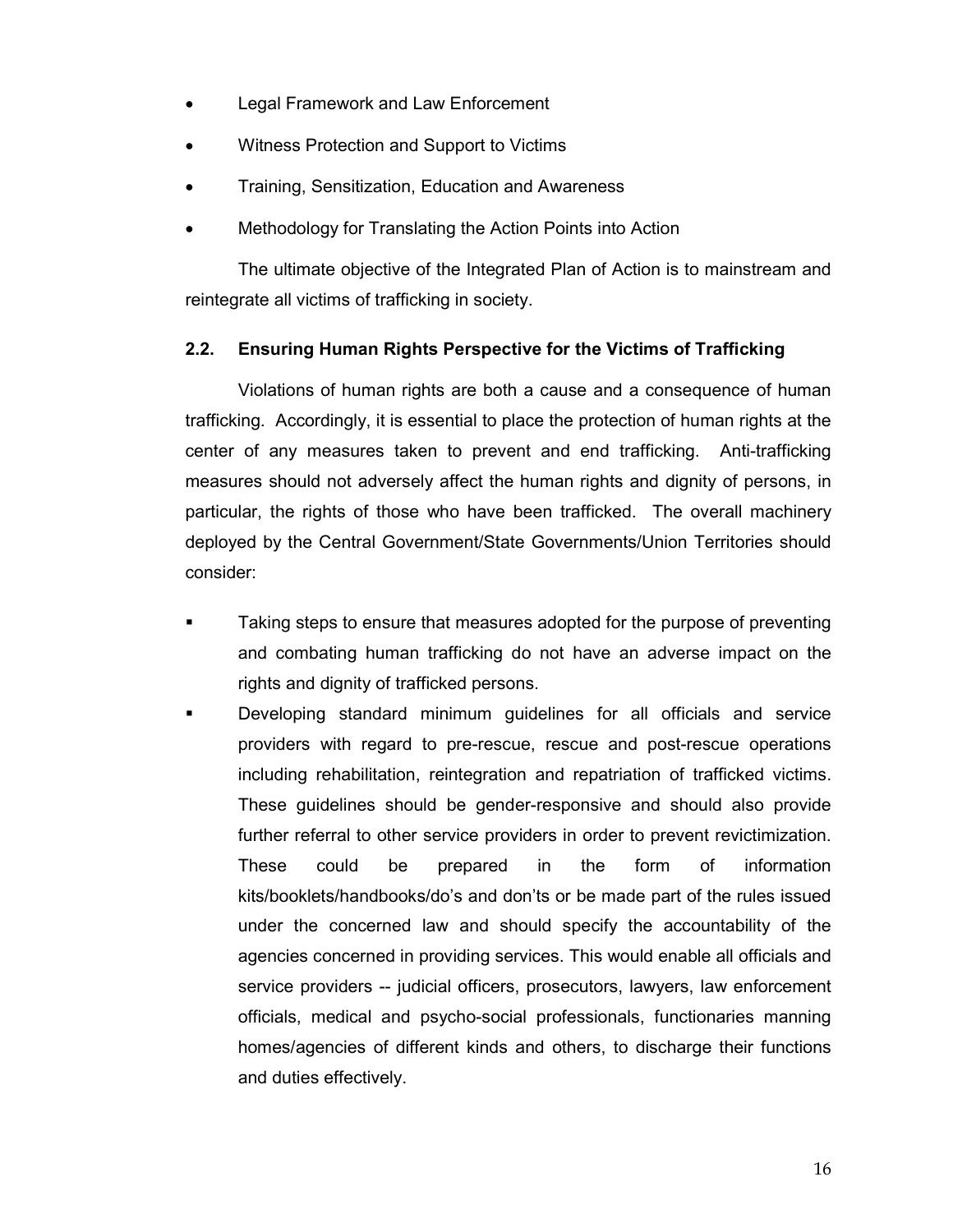- Legal Framework and Law Enforcement
- Witness Protection and Support to Victims
- Training, Sensitization, Education and Awareness
- Methodology for Translating the Action Points into Action

The ultimate objective of the Integrated Plan of Action is to mainstream and reintegrate all victims of trafficking in society.

### 2.2. Ensuring Human Rights Perspective for the Victims of Trafficking

Violations of human rights are both a cause and a consequence of human trafficking. Accordingly, it is essential to place the protection of human rights at the center of any measures taken to prevent and end trafficking. Anti-trafficking measures should not adversely affect the human rights and dignity of persons, in particular, the rights of those who have been trafficked. The overall machinery deployed by the Central Government/State Governments/Union Territories should consider:

- Taking steps to ensure that measures adopted for the purpose of preventing and combating human trafficking do not have an adverse impact on the rights and dignity of trafficked persons.
- Developing standard minimum guidelines for all officials and service providers with regard to pre-rescue, rescue and post-rescue operations including rehabilitation, reintegration and repatriation of trafficked victims. These guidelines should be gender-responsive and should also provide further referral to other service providers in order to prevent revictimization. These could be prepared in the form of information kits/booklets/handbooks/do's and don'ts or be made part of the rules issued under the concerned law and should specify the accountability of the agencies concerned in providing services. This would enable all officials and service providers -- judicial officers, prosecutors, lawyers, law enforcement officials, medical and psycho-social professionals, functionaries manning homes/agencies of different kinds and others, to discharge their functions and duties effectively.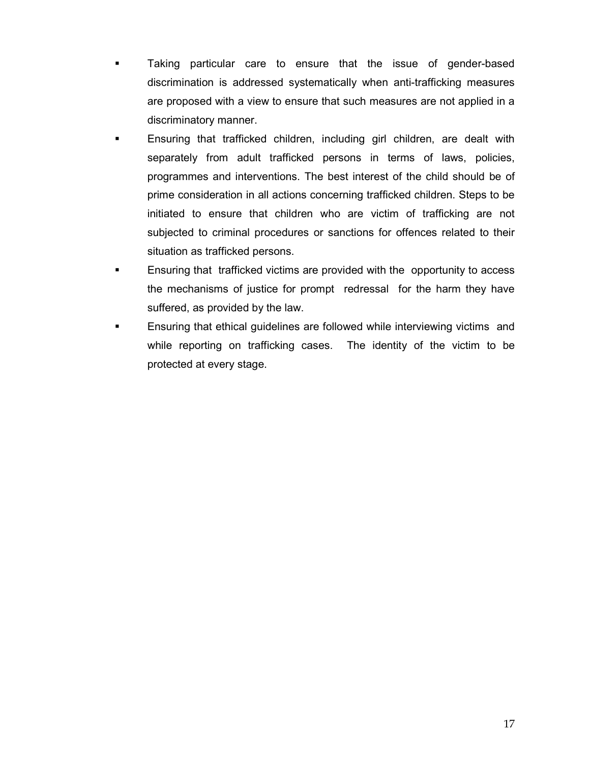- Taking particular care to ensure that the issue of gender-based discrimination is addressed systematically when anti-trafficking measures are proposed with a view to ensure that such measures are not applied in a discriminatory manner.
- Ensuring that trafficked children, including girl children, are dealt with separately from adult trafficked persons in terms of laws, policies, programmes and interventions. The best interest of the child should be of prime consideration in all actions concerning trafficked children. Steps to be initiated to ensure that children who are victim of trafficking are not subjected to criminal procedures or sanctions for offences related to their situation as trafficked persons.
- Ensuring that trafficked victims are provided with the opportunity to access the mechanisms of justice for prompt redressal for the harm they have suffered, as provided by the law.
- Ensuring that ethical guidelines are followed while interviewing victims and while reporting on trafficking cases. The identity of the victim to be protected at every stage.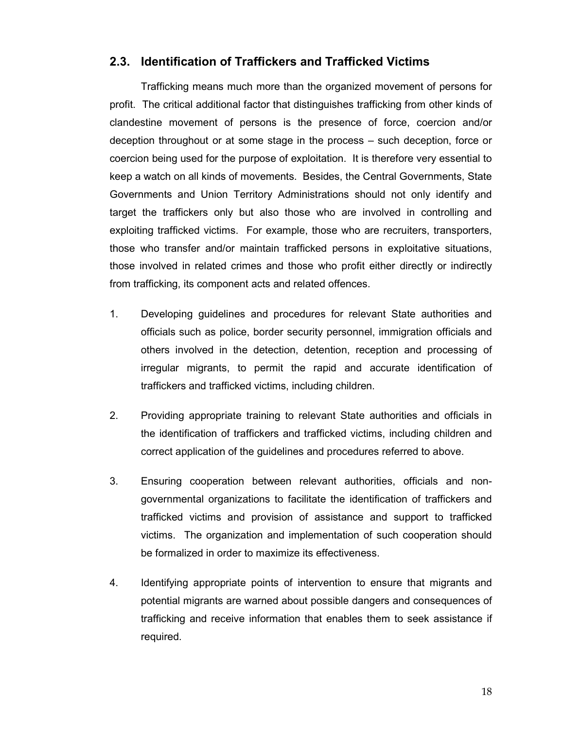## 2.3. Identification of Traffickers and Trafficked Victims

Trafficking means much more than the organized movement of persons for profit. The critical additional factor that distinguishes trafficking from other kinds of clandestine movement of persons is the presence of force, coercion and/or deception throughout or at some stage in the process – such deception, force or coercion being used for the purpose of exploitation. It is therefore very essential to keep a watch on all kinds of movements. Besides, the Central Governments, State Governments and Union Territory Administrations should not only identify and target the traffickers only but also those who are involved in controlling and exploiting trafficked victims. For example, those who are recruiters, transporters, those who transfer and/or maintain trafficked persons in exploitative situations, those involved in related crimes and those who profit either directly or indirectly from trafficking, its component acts and related offences.

1. Developing guidelines and procedures for relevant State authorities and officials such as police, border security personnel, immigration officials and others involved in the detection, detention, reception and processing of irregular migrants, to permit the rapid and accurate identification of traffickers and trafficked victims, including children.

2. Providing appropriate training to relevant State authorities and officials in the identification of traffickers and trafficked victims, including children and correct application of the guidelines and procedures referred to above.

3. Ensuring cooperation between relevant authorities, officials and non-governmental organizations to facilitate the identification of traffickers and trafficked victims and provision of assistance and support to trafficked victims. The organization and implementation of such cooperation should be formalized in order to maximize its effectiveness.

4. Identifying appropriate points of intervention to ensure that migrants and potential migrants are warned about possible dangers and consequences of trafficking and receive information that enables them to seek assistance if required.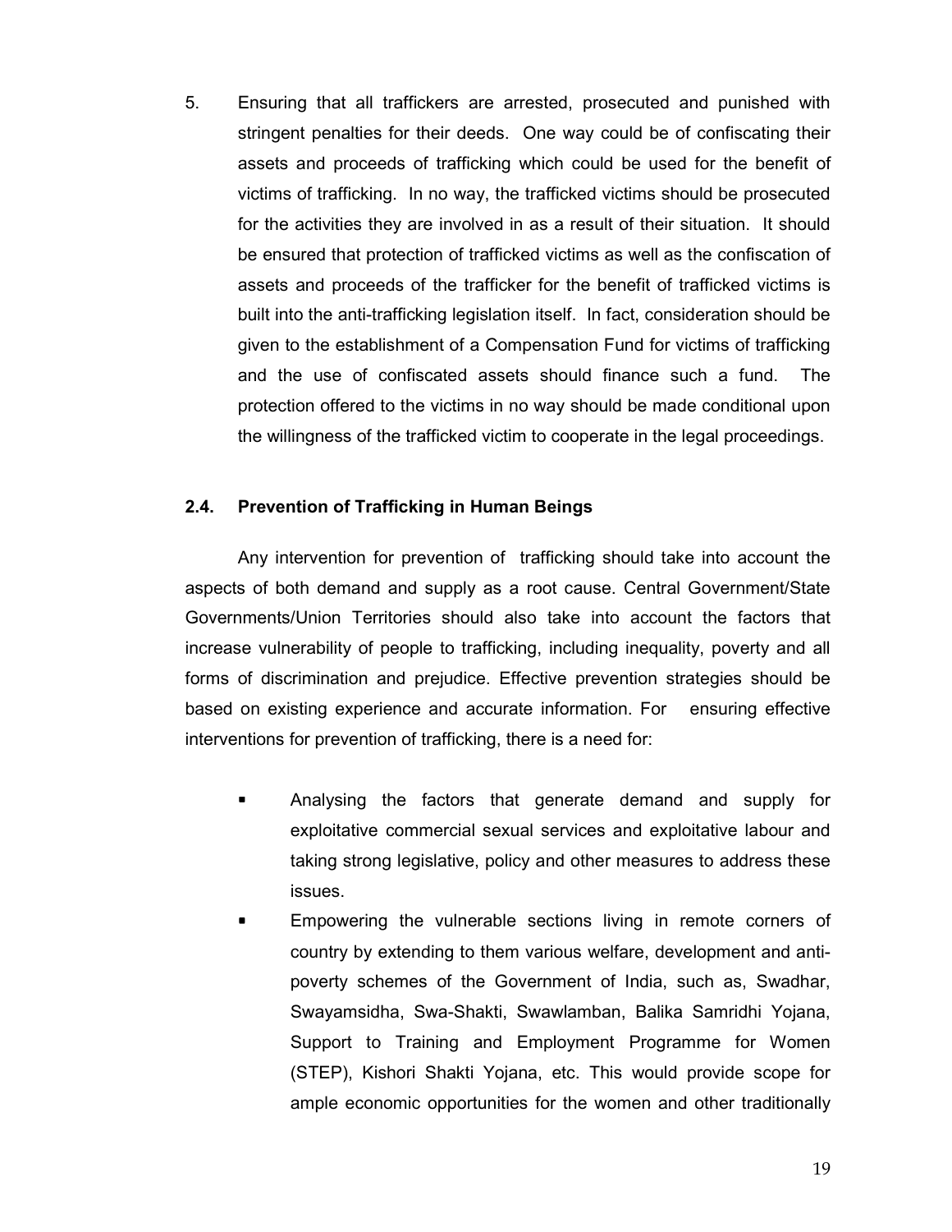5. Ensuring that all traffickers are arrested, prosecuted and punished with stringent penalties for their deeds. One way could be of confiscating their assets and proceeds of trafficking which could be used for the benefit of victims of trafficking. In no way, the trafficked victims should be prosecuted for the activities they are involved in as a result of their situation. It should be ensured that protection of trafficked victims as well as the confiscation of assets and proceeds of the trafficker for the benefit of trafficked victims is built into the anti-trafficking legislation itself. In fact, consideration should be given to the establishment of a Compensation Fund for victims of trafficking and the use of confiscated assets should finance such a fund. The protection offered to the victims in no way should be made conditional upon the willingness of the trafficked victim to cooperate in the legal proceedings.

### 2.4. Prevention of Trafficking in Human Beings

Any intervention for prevention of trafficking should take into account the aspects of both demand and supply as a root cause. Central Government/State Governments/Union Territories should also take into account the factors that increase vulnerability of people to trafficking, including inequality, poverty and all forms of discrimination and prejudice. Effective prevention strategies should be based on existing experience and accurate information. For ensuring effective interventions for prevention of trafficking, there is a need for:

- Analysing the factors that generate demand and supply for exploitative commercial sexual services and exploitative labour and taking strong legislative, policy and other measures to address these issues.
- Empowering the vulnerable sections living in remote corners of country by extending to them various welfare, development and anti-poverty schemes of the Government of India, such as, Swadhar, Swayamsidha, Swa-Shakti, Swawlamban, Balika Samridhi Yojana, Support to Training and Employment Programme for Women (STEP), Kishori Shakti Yojana, etc. This would provide scope for ample economic opportunities for the women and other traditionally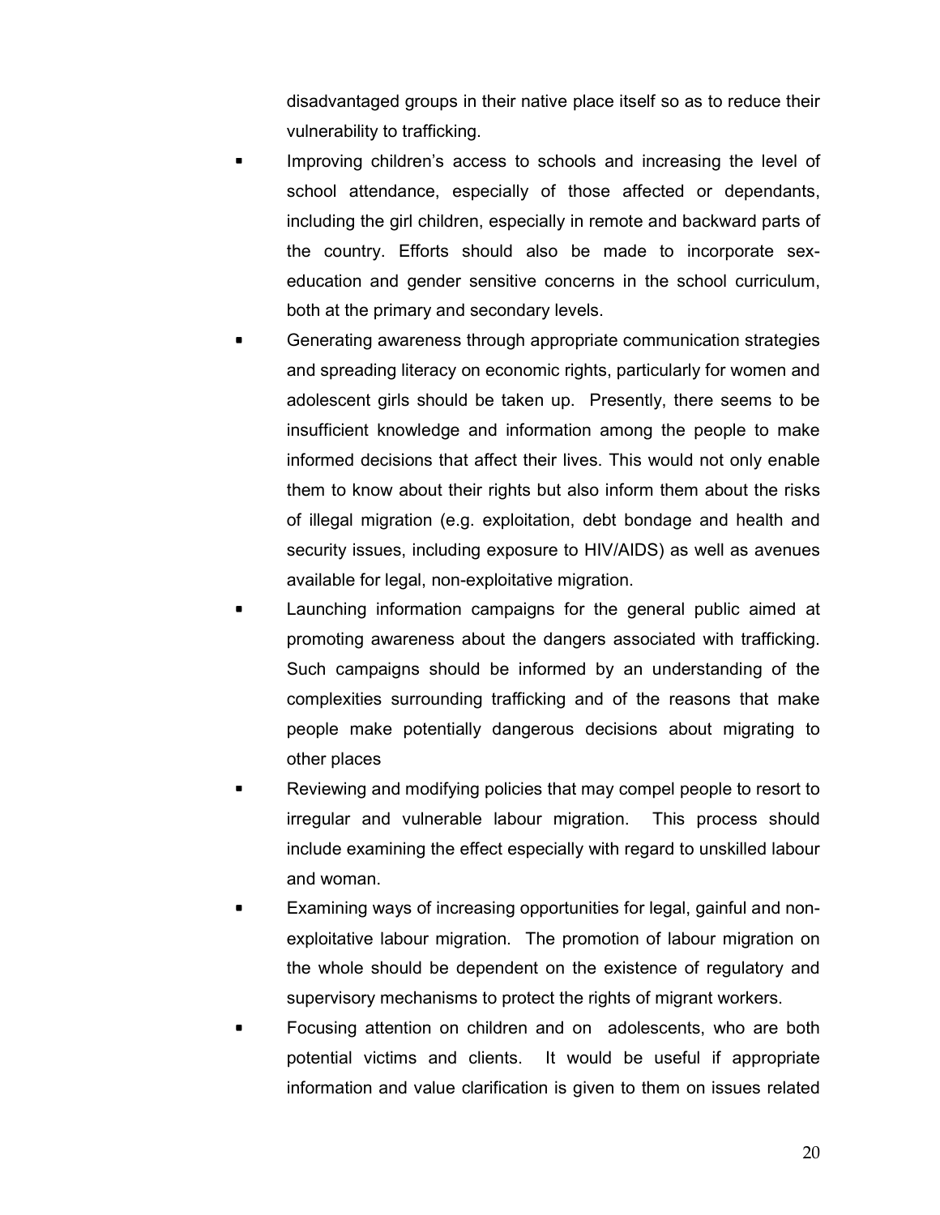disadvantaged groups in their native place itself so as to reduce their vulnerability to trafficking.

- Improving children's access to schools and increasing the level of school attendance, especially of those affected or dependants, including the girl children, especially in remote and backward parts of the country. Efforts should also be made to incorporate sex-education and gender sensitive concerns in the school curriculum, both at the primary and secondary levels.
- Generating awareness through appropriate communication strategies and spreading literacy on economic rights, particularly for women and adolescent girls should be taken up. Presently, there seems to be insufficient knowledge and information among the people to make informed decisions that affect their lives. This would not only enable them to know about their rights but also inform them about the risks of illegal migration (e.g. exploitation, debt bondage and health and security issues, including exposure to HIV/AIDS) as well as avenues available for legal, non-exploitative migration.
- Launching information campaigns for the general public aimed at promoting awareness about the dangers associated with trafficking. Such campaigns should be informed by an understanding of the complexities surrounding trafficking and of the reasons that make people make potentially dangerous decisions about migrating to other places
- Reviewing and modifying policies that may compel people to resort to irregular and vulnerable labour migration. This process should include examining the effect especially with regard to unskilled labour and woman.
- Examining ways of increasing opportunities for legal, gainful and non-exploitative labour migration. The promotion of labour migration on the whole should be dependent on the existence of regulatory and supervisory mechanisms to protect the rights of migrant workers.
- Focusing attention on children and on adolescents, who are both potential victims and clients. It would be useful if appropriate information and value clarification is given to them on issues related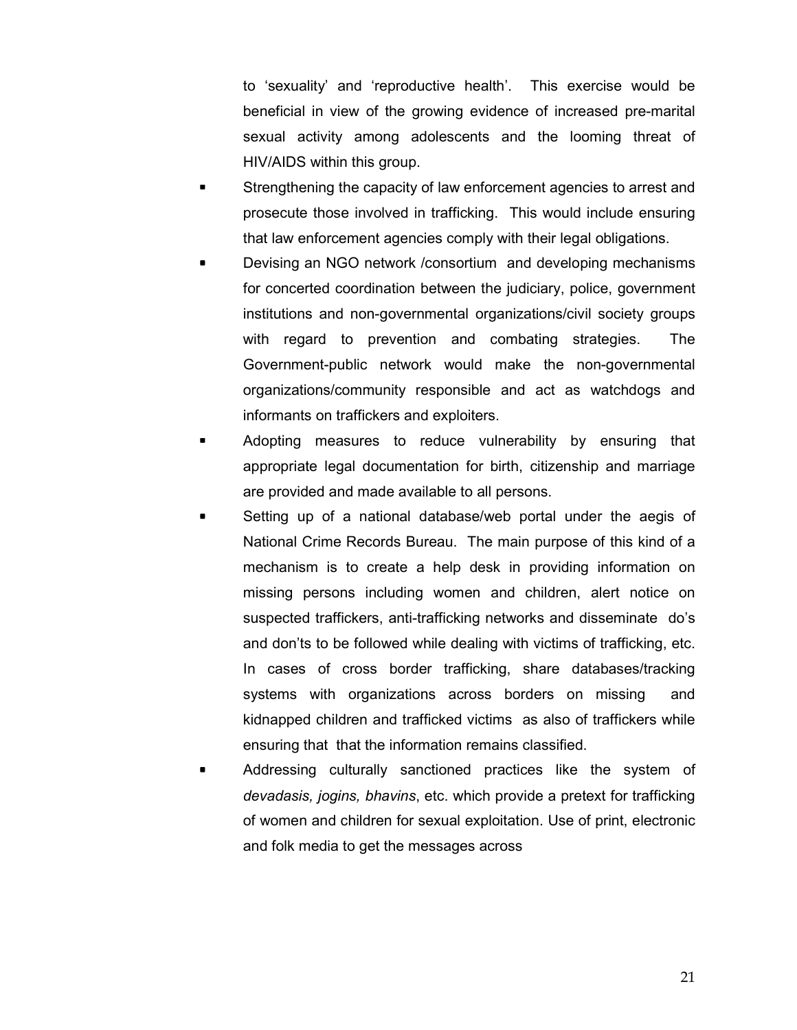to 'sexuality' and 'reproductive health'. This exercise would be beneficial in view of the growing evidence of increased pre-marital sexual activity among adolescents and the looming threat of HIV/AIDS within this group.

- Strengthening the capacity of law enforcement agencies to arrest and prosecute those involved in trafficking. This would include ensuring that law enforcement agencies comply with their legal obligations.
- Devising an NGO network /consortium and developing mechanisms for concerted coordination between the judiciary, police, government institutions and non-governmental organizations/civil society groups with regard to prevention and combating strategies. The Government-public network would make the non-governmental organizations/community responsible and act as watchdogs and informants on traffickers and exploiters.
- Adopting measures to reduce vulnerability by ensuring that appropriate legal documentation for birth, citizenship and marriage are provided and made available to all persons.
- Setting up of a national database/web portal under the aegis of National Crime Records Bureau. The main purpose of this kind of a mechanism is to create a help desk in providing information on missing persons including women and children, alert notice on suspected traffickers, anti-trafficking networks and disseminate do's and don'ts to be followed while dealing with victims of trafficking, etc. In cases of cross border trafficking, share databases/tracking systems with organizations across borders on missing and kidnapped children and trafficked victims as also of traffickers while ensuring that that the information remains classified.
- Addressing culturally sanctioned practices like the system of *devadasis, jogins, bhavins*, etc. which provide a pretext for trafficking of women and children for sexual exploitation. Use of print, electronic and folk media to get the messages across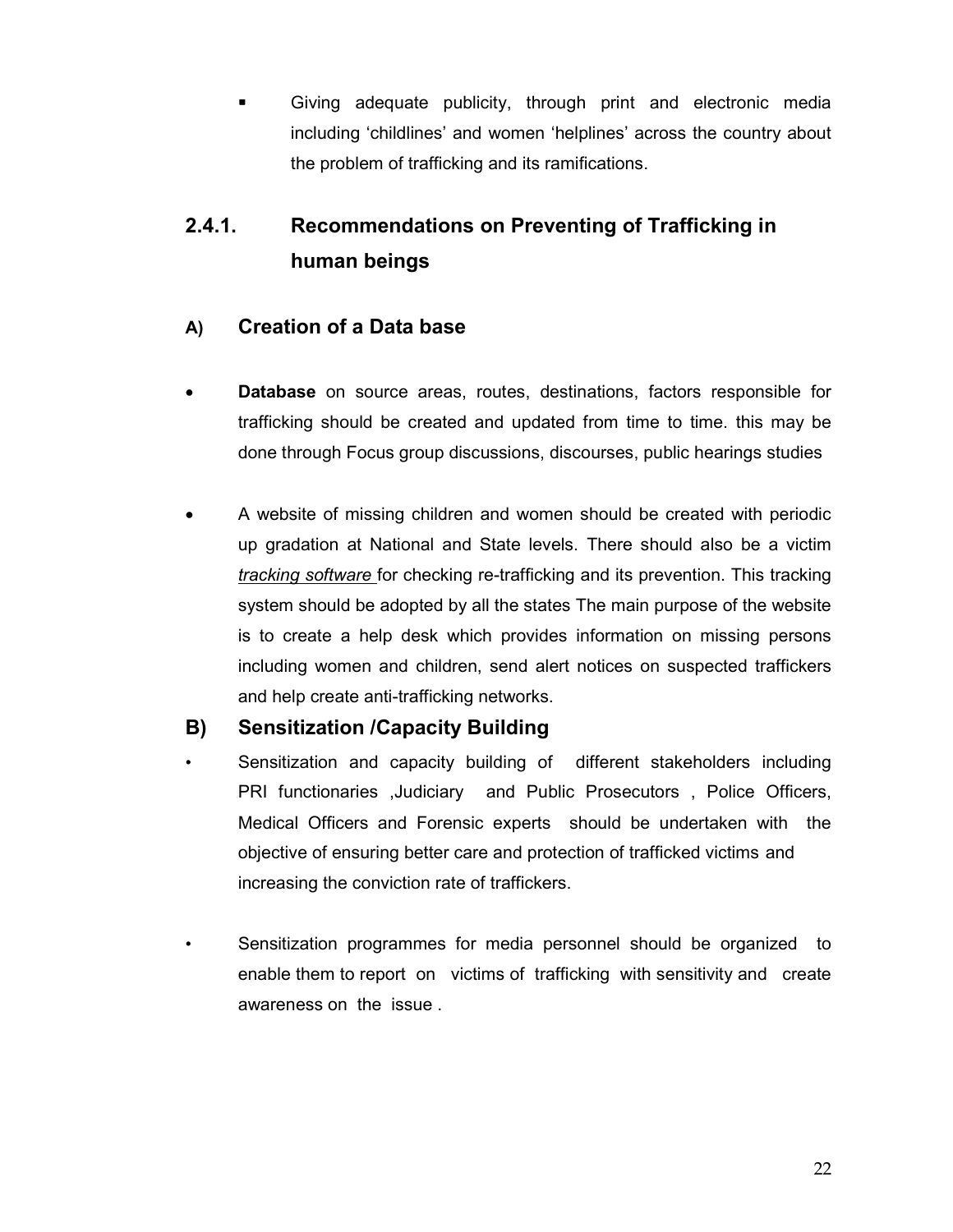- Giving adequate publicity, through print and electronic media including 'childlines' and women 'helplines' across the country about the problem of trafficking and its ramifications.

## 2.4.1. Recommendations on Preventing of Trafficking in human beings

### A) Creation of a Data base

- **Database** on source areas, routes, destinations, factors responsible for trafficking should be created and updated from time to time. this may be done through Focus group discussions, discourses, public hearings studies

- A website of missing children and women should be created with periodic up gradation at National and State levels. There should also be a victim *tracking software* for checking re-trafficking and its prevention. This tracking system should be adopted by all the states The main purpose of the website is to create a help desk which provides information on missing persons including women and children, send alert notices on suspected traffickers and help create anti-trafficking networks.

### B) Sensitization /Capacity Building

- Sensitization and capacity building of different stakeholders including PRI functionaries ,Judiciary and Public Prosecutors , Police Officers, Medical Officers and Forensic experts should be undertaken with the objective of ensuring better care and protection of trafficked victims and increasing the conviction rate of traffickers.

- Sensitization programmes for media personnel should be organized to enable them to report on victims of trafficking with sensitivity and create awareness on the issue .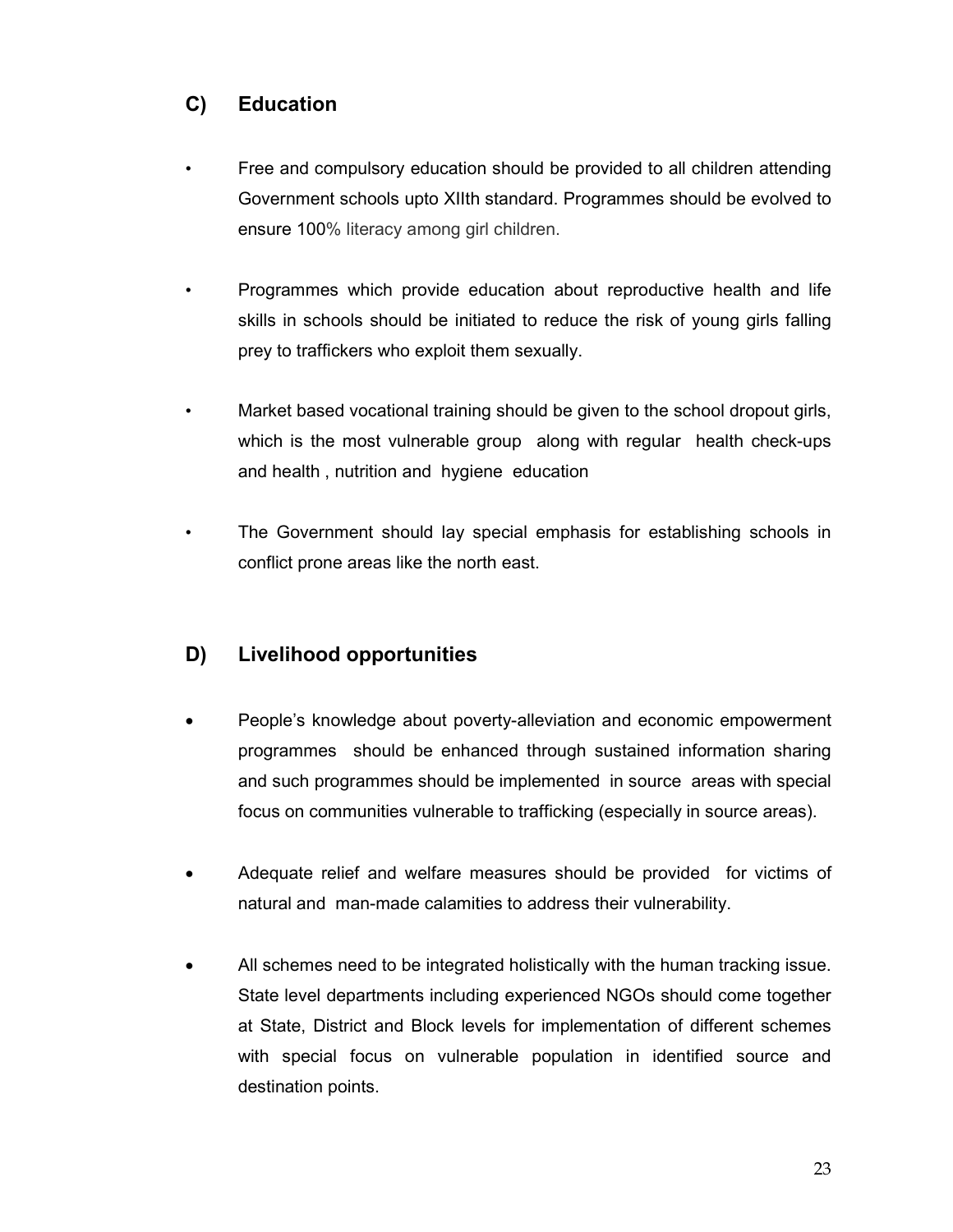## C) Education

- Free and compulsory education should be provided to all children attending Government schools upto XIIth standard. Programmes should be evolved to ensure 100% literacy among girl children.

- Programmes which provide education about reproductive health and life skills in schools should be initiated to reduce the risk of young girls falling prey to traffickers who exploit them sexually.

- Market based vocational training should be given to the school dropout girls, which is the most vulnerable group along with regular health check-ups and health , nutrition and hygiene education

- The Government should lay special emphasis for establishing schools in conflict prone areas like the north east.

## D) Livelihood opportunities

- People's knowledge about poverty-alleviation and economic empowerment programmes should be enhanced through sustained information sharing and such programmes should be implemented in source areas with special focus on communities vulnerable to trafficking (especially in source areas).

- Adequate relief and welfare measures should be provided for victims of natural and man-made calamities to address their vulnerability.

- All schemes need to be integrated holistically with the human tracking issue. State level departments including experienced NGOs should come together at State, District and Block levels for implementation of different schemes with special focus on vulnerable population in identified source and destination points.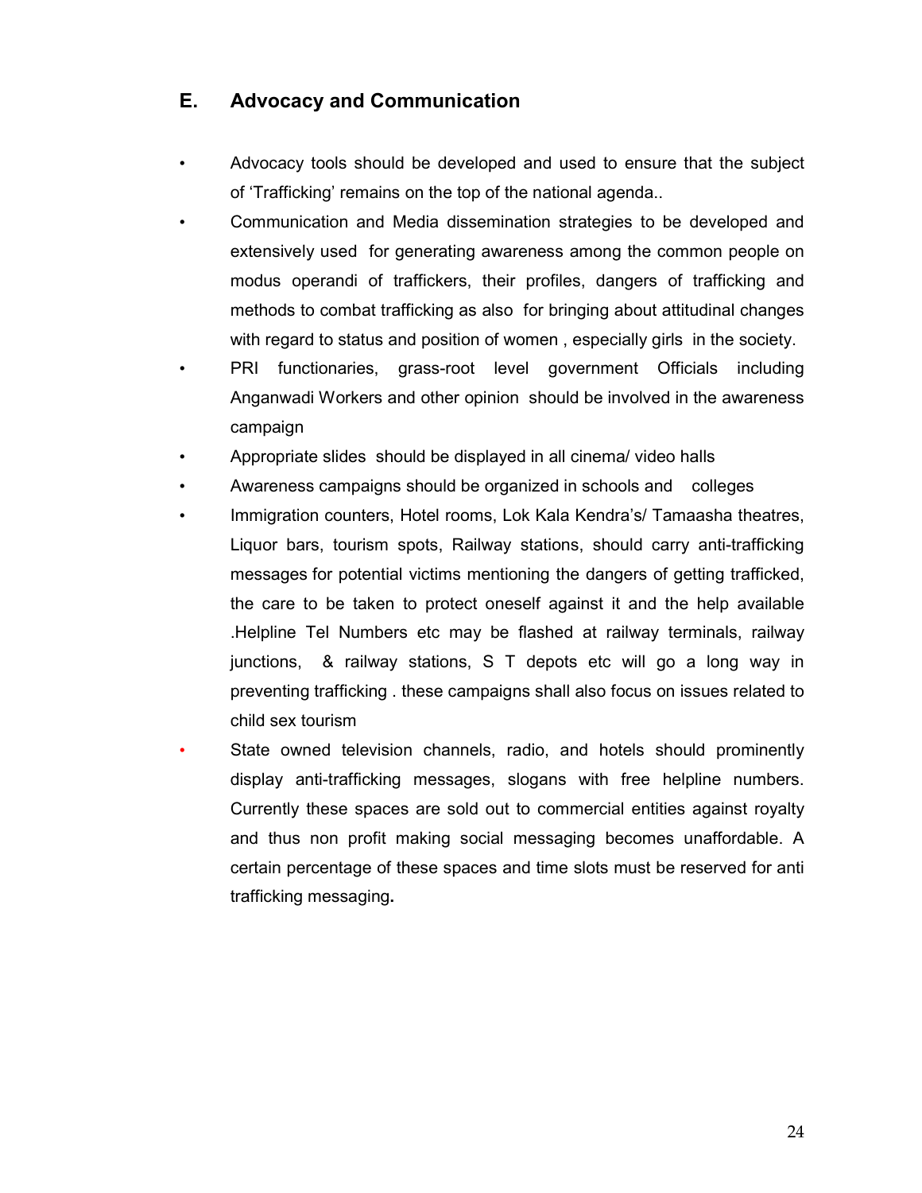## E. Advocacy and Communication

- Advocacy tools should be developed and used to ensure that the subject of 'Trafficking' remains on the top of the national agenda..
- Communication and Media dissemination strategies to be developed and extensively used for generating awareness among the common people on modus operandi of traffickers, their profiles, dangers of trafficking and methods to combat trafficking as also for bringing about attitudinal changes with regard to status and position of women , especially girls in the society.
- PRI functionaries, grass-root level government Officials including Anganwadi Workers and other opinion should be involved in the awareness campaign
- Appropriate slides should be displayed in all cinema/ video halls
- Awareness campaigns should be organized in schools and colleges
- Immigration counters, Hotel rooms, Lok Kala Kendra's/ Tamaasha theatres, Liquor bars, tourism spots, Railway stations, should carry anti-trafficking messages for potential victims mentioning the dangers of getting trafficked, the care to be taken to protect oneself against it and the help available .Helpline Tel Numbers etc may be flashed at railway terminals, railway junctions, & railway stations, S T depots etc will go a long way in preventing trafficking . these campaigns shall also focus on issues related to child sex tourism
- State owned television channels, radio, and hotels should prominently display anti-trafficking messages, slogans with free helpline numbers. Currently these spaces are sold out to commercial entities against royalty and thus non profit making social messaging becomes unaffordable. A certain percentage of these spaces and time slots must be reserved for anti trafficking messaging**.**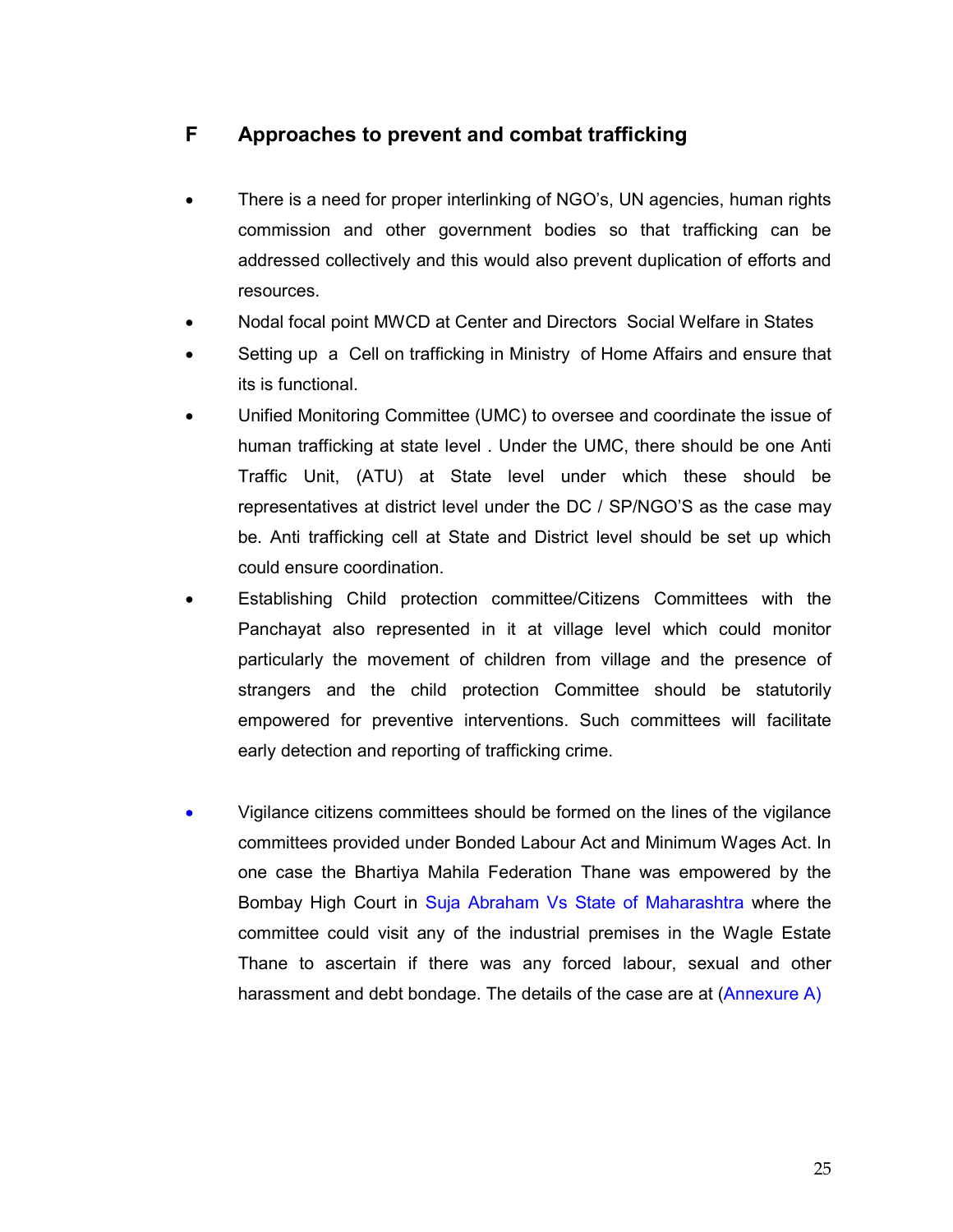## F Approaches to prevent and combat trafficking

- There is a need for proper interlinking of NGO's, UN agencies, human rights commission and other government bodies so that trafficking can be addressed collectively and this would also prevent duplication of efforts and resources.
- Nodal focal point MWCD at Center and Directors Social Welfare in States
- Setting up a Cell on trafficking in Ministry of Home Affairs and ensure that its is functional.
- Unified Monitoring Committee (UMC) to oversee and coordinate the issue of human trafficking at state level . Under the UMC, there should be one Anti Traffic Unit, (ATU) at State level under which these should be representatives at district level under the DC / SP/NGO'S as the case may be. Anti trafficking cell at State and District level should be set up which could ensure coordination.
- Establishing Child protection committee/Citizens Committees with the Panchayat also represented in it at village level which could monitor particularly the movement of children from village and the presence of strangers and the child protection Committee should be statutorily empowered for preventive interventions. Such committees will facilitate early detection and reporting of trafficking crime.

- Vigilance citizens committees should be formed on the lines of the vigilance committees provided under Bonded Labour Act and Minimum Wages Act. In one case the Bhartiya Mahila Federation Thane was empowered by the Bombay High Court in Suja Abraham Vs State of Maharashtra where the committee could visit any of the industrial premises in the Wagle Estate Thane to ascertain if there was any forced labour, sexual and other harassment and debt bondage. The details of the case are at (Annexure A)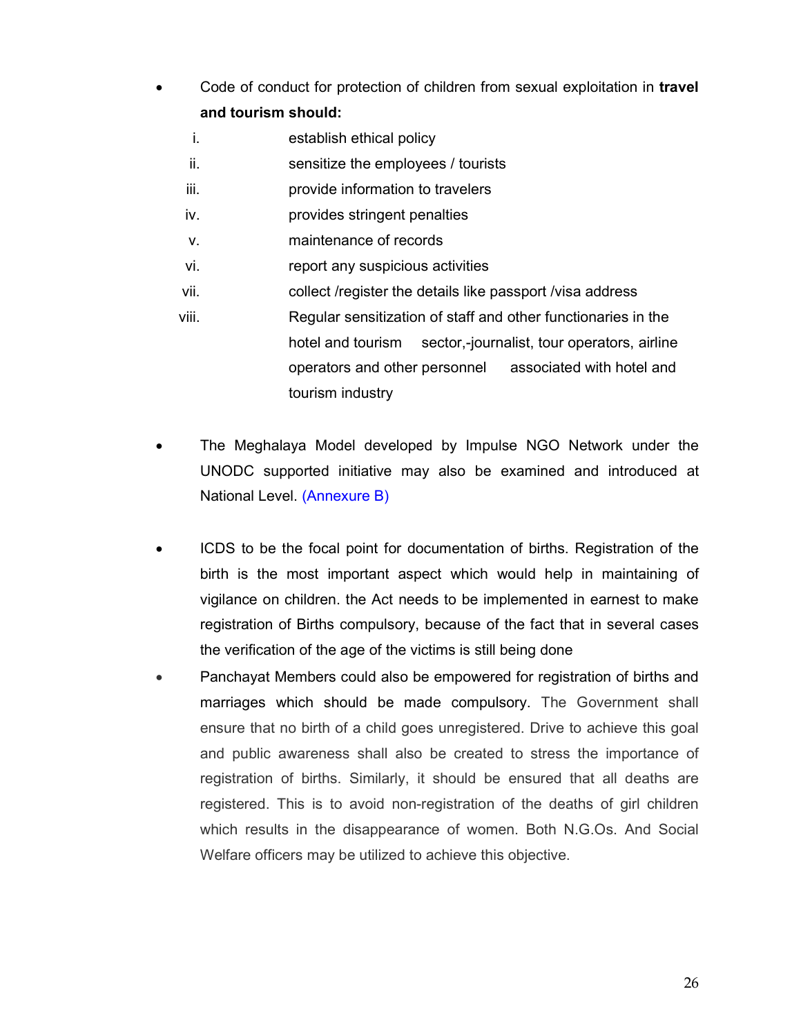- Code of conduct for protection of children from sexual exploitation in **travel and tourism should:**
  1. establish ethical policy
  2. sensitize the employees / tourists
  3. provide information to travelers
  4. provides stringent penalties
  5. maintenance of records
  6. report any suspicious activities
  7. collect /register the details like passport /visa address
  8. Regular sensitization of staff and other functionaries in the hotel and tourism sector,-journalist, tour operators, airline operators and other personnel associated with hotel and tourism industry

- The Meghalaya Model developed by Impulse NGO Network under the UNODC supported initiative may also be examined and introduced at National Level. (Annexure B)

- ICDS to be the focal point for documentation of births. Registration of the birth is the most important aspect which would help in maintaining of vigilance on children. the Act needs to be implemented in earnest to make registration of Births compulsory, because of the fact that in several cases the verification of the age of the victims is still being done

- Panchayat Members could also be empowered for registration of births and marriages which should be made compulsory. The Government shall ensure that no birth of a child goes unregistered. Drive to achieve this goal and public awareness shall also be created to stress the importance of registration of births. Similarly, it should be ensured that all deaths are registered. This is to avoid non-registration of the deaths of girl children which results in the disappearance of women. Both N.G.Os. And Social Welfare officers may be utilized to achieve this objective.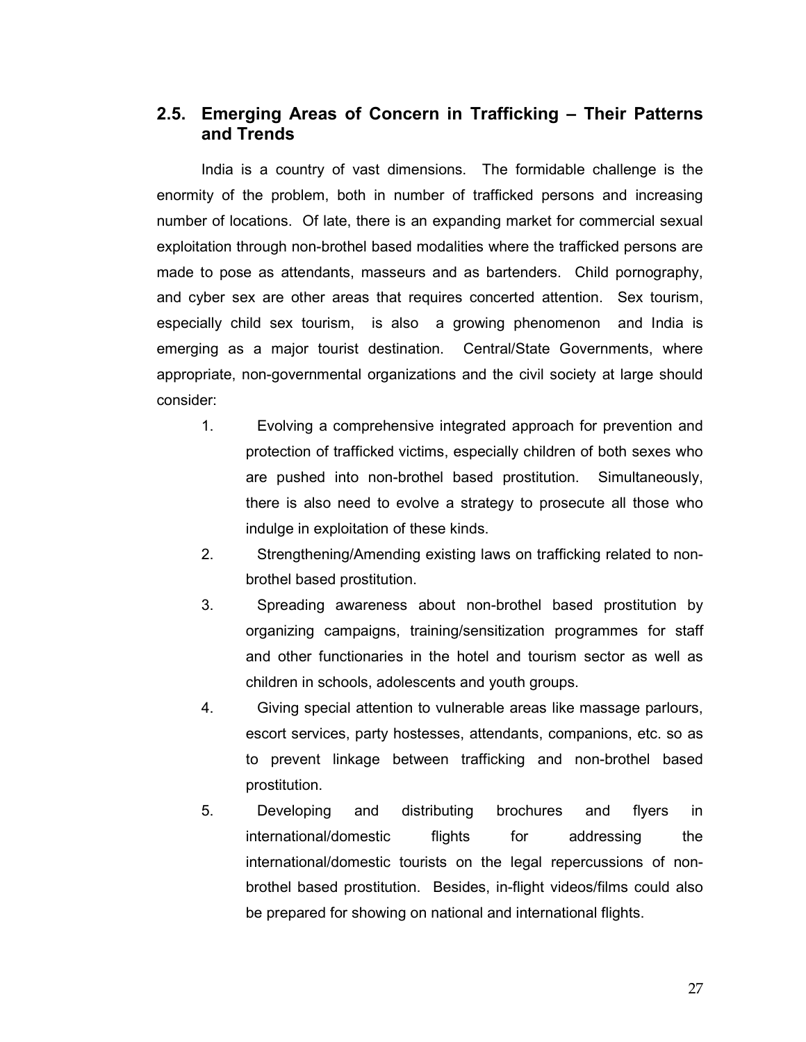## 2.5. Emerging Areas of Concern in Trafficking – Their Patterns and Trends

India is a country of vast dimensions. The formidable challenge is the enormity of the problem, both in number of trafficked persons and increasing number of locations. Of late, there is an expanding market for commercial sexual exploitation through non-brothel based modalities where the trafficked persons are made to pose as attendants, masseurs and as bartenders. Child pornography, and cyber sex are other areas that requires concerted attention. Sex tourism, especially child sex tourism, is also a growing phenomenon and India is emerging as a major tourist destination. Central/State Governments, where appropriate, non-governmental organizations and the civil society at large should consider:

1. Evolving a comprehensive integrated approach for prevention and protection of trafficked victims, especially children of both sexes who are pushed into non-brothel based prostitution. Simultaneously, there is also need to evolve a strategy to prosecute all those who indulge in exploitation of these kinds.
2. Strengthening/Amending existing laws on trafficking related to non-brothel based prostitution.
3. Spreading awareness about non-brothel based prostitution by organizing campaigns, training/sensitization programmes for staff and other functionaries in the hotel and tourism sector as well as children in schools, adolescents and youth groups.
4. Giving special attention to vulnerable areas like massage parlours, escort services, party hostesses, attendants, companions, etc. so as to prevent linkage between trafficking and non-brothel based prostitution.
5. Developing and distributing brochures and flyers in international/domestic flights for addressing the international/domestic tourists on the legal repercussions of non-brothel based prostitution. Besides, in-flight videos/films could also be prepared for showing on national and international flights.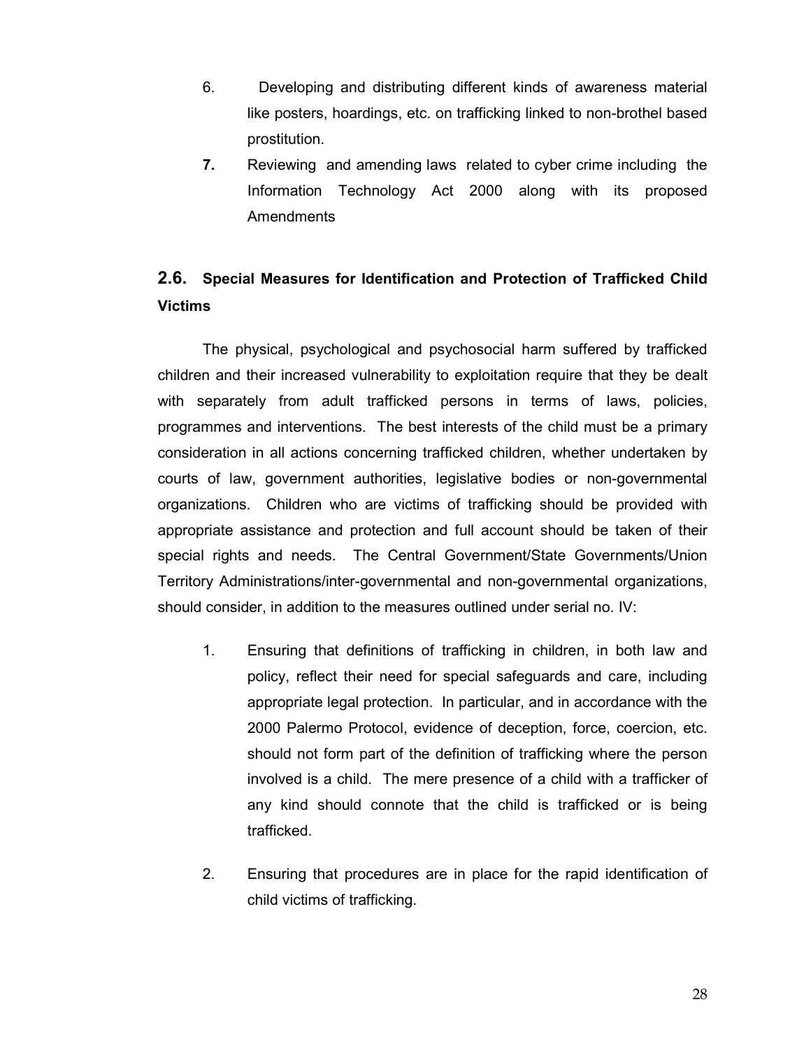6. Developing and distributing different kinds of awareness material like posters, hoardings, etc. on trafficking linked to non-brothel based prostitution.

**7.** Reviewing and amending laws related to cyber crime including the Information Technology Act 2000 along with its proposed Amendments

## 2.6. Special Measures for Identification and Protection of Trafficked Child Victims

The physical, psychological and psychosocial harm suffered by trafficked children and their increased vulnerability to exploitation require that they be dealt with separately from adult trafficked persons in terms of laws, policies, programmes and interventions. The best interests of the child must be a primary consideration in all actions concerning trafficked children, whether undertaken by courts of law, government authorities, legislative bodies or non-governmental organizations. Children who are victims of trafficking should be provided with appropriate assistance and protection and full account should be taken of their special rights and needs. The Central Government/State Governments/Union Territory Administrations/inter-governmental and non-governmental organizations, should consider, in addition to the measures outlined under serial no. IV:

1. Ensuring that definitions of trafficking in children, in both law and policy, reflect their need for special safeguards and care, including appropriate legal protection. In particular, and in accordance with the 2000 Palermo Protocol, evidence of deception, force, coercion, etc. should not form part of the definition of trafficking where the person involved is a child. The mere presence of a child with a trafficker of any kind should connote that the child is trafficked or is being trafficked.

2. Ensuring that procedures are in place for the rapid identification of child victims of trafficking.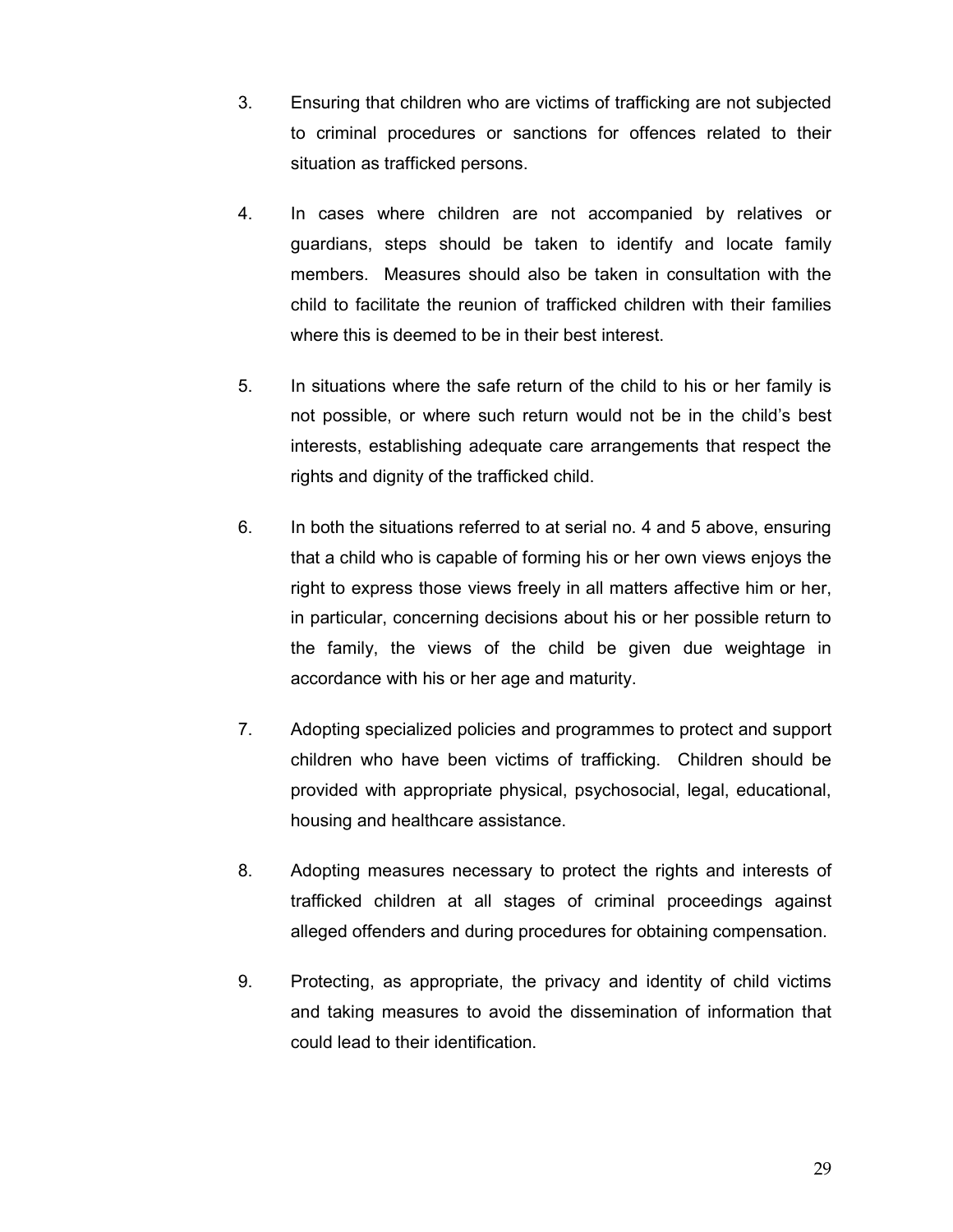3. Ensuring that children who are victims of trafficking are not subjected to criminal procedures or sanctions for offences related to their situation as trafficked persons.

4. In cases where children are not accompanied by relatives or guardians, steps should be taken to identify and locate family members. Measures should also be taken in consultation with the child to facilitate the reunion of trafficked children with their families where this is deemed to be in their best interest.

5. In situations where the safe return of the child to his or her family is not possible, or where such return would not be in the child's best interests, establishing adequate care arrangements that respect the rights and dignity of the trafficked child.

6. In both the situations referred to at serial no. 4 and 5 above, ensuring that a child who is capable of forming his or her own views enjoys the right to express those views freely in all matters affective him or her, in particular, concerning decisions about his or her possible return to the family, the views of the child be given due weightage in accordance with his or her age and maturity.

7. Adopting specialized policies and programmes to protect and support children who have been victims of trafficking. Children should be provided with appropriate physical, psychosocial, legal, educational, housing and healthcare assistance.

8. Adopting measures necessary to protect the rights and interests of trafficked children at all stages of criminal proceedings against alleged offenders and during procedures for obtaining compensation.

9. Protecting, as appropriate, the privacy and identity of child victims and taking measures to avoid the dissemination of information that could lead to their identification.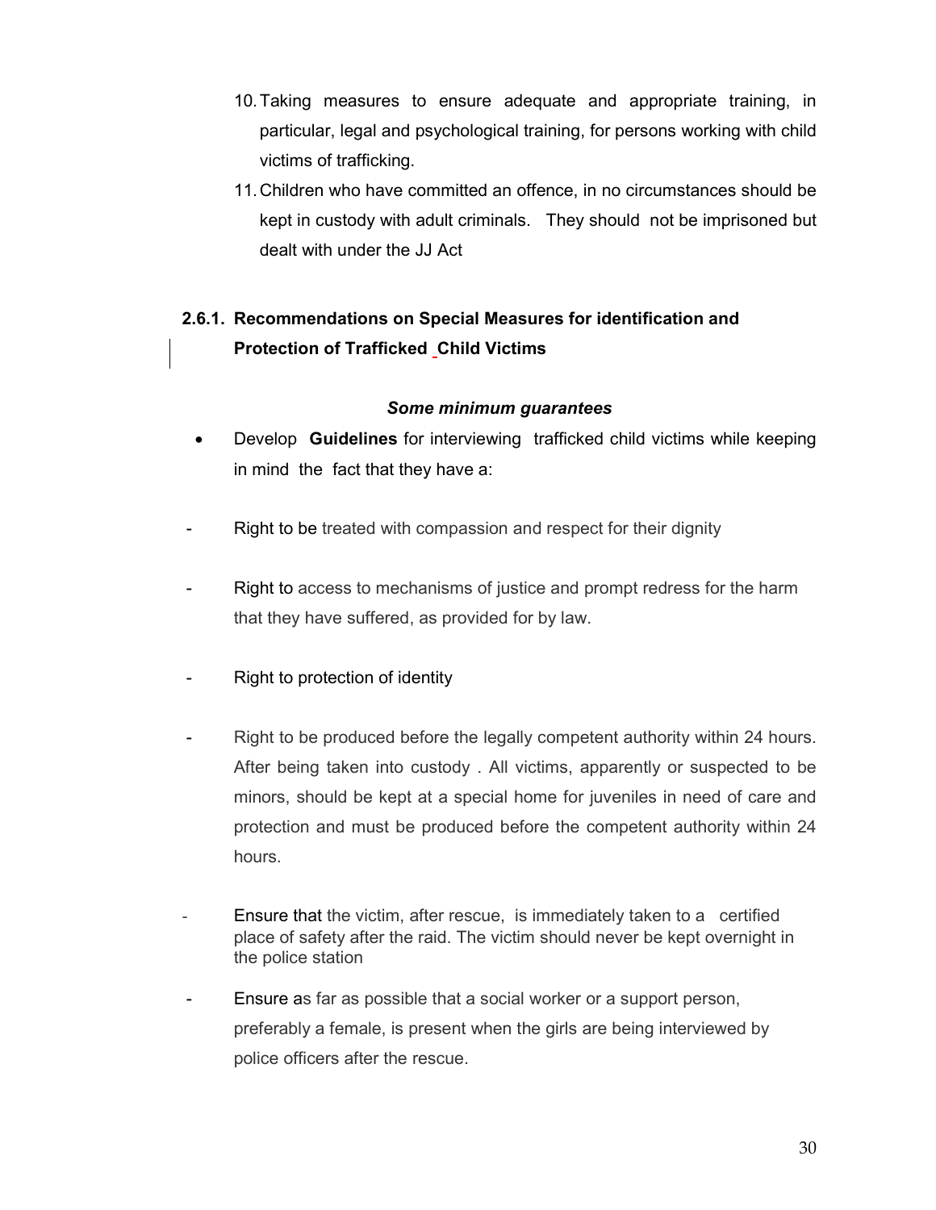10. Taking measures to ensure adequate and appropriate training, in particular, legal and psychological training, for persons working with child victims of trafficking.
11. Children who have committed an offence, in no circumstances should be kept in custody with adult criminals. They should not be imprisoned but dealt with under the JJ Act

### 2.6.1. Recommendations on Special Measures for identification and Protection of Trafficked Child Victims

***Some minimum guarantees***

- Develop **Guidelines** for interviewing trafficked child victims while keeping in mind the fact that they have a:

- Right to be treated with compassion and respect for their dignity

- Right to access to mechanisms of justice and prompt redress for the harm that they have suffered, as provided for by law.

- Right to protection of identity

- Right to be produced before the legally competent authority within 24 hours. After being taken into custody . All victims, apparently or suspected to be minors, should be kept at a special home for juveniles in need of care and protection and must be produced before the competent authority within 24 hours.

- Ensure that the victim, after rescue, is immediately taken to a certified place of safety after the raid. The victim should never be kept overnight in the police station

- Ensure as far as possible that a social worker or a support person, preferably a female, is present when the girls are being interviewed by police officers after the rescue.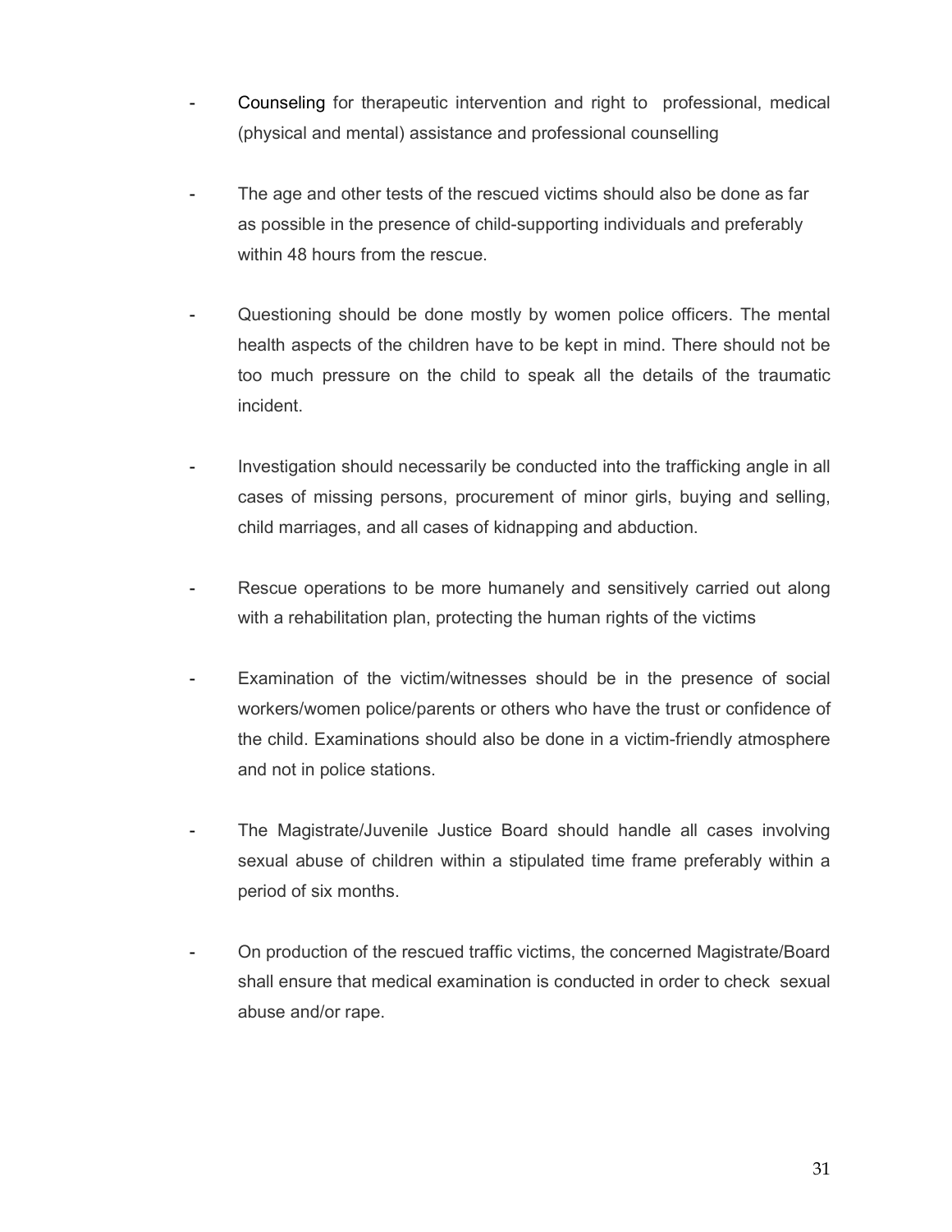- Counseling for therapeutic intervention and right to professional, medical (physical and mental) assistance and professional counselling

- The age and other tests of the rescued victims should also be done as far as possible in the presence of child-supporting individuals and preferably within 48 hours from the rescue.

- Questioning should be done mostly by women police officers. The mental health aspects of the children have to be kept in mind. There should not be too much pressure on the child to speak all the details of the traumatic incident.

- Investigation should necessarily be conducted into the trafficking angle in all cases of missing persons, procurement of minor girls, buying and selling, child marriages, and all cases of kidnapping and abduction.

- Rescue operations to be more humanely and sensitively carried out along with a rehabilitation plan, protecting the human rights of the victims

- Examination of the victim/witnesses should be in the presence of social workers/women police/parents or others who have the trust or confidence of the child. Examinations should also be done in a victim-friendly atmosphere and not in police stations.

- The Magistrate/Juvenile Justice Board should handle all cases involving sexual abuse of children within a stipulated time frame preferably within a period of six months.

- On production of the rescued traffic victims, the concerned Magistrate/Board shall ensure that medical examination is conducted in order to check sexual abuse and/or rape.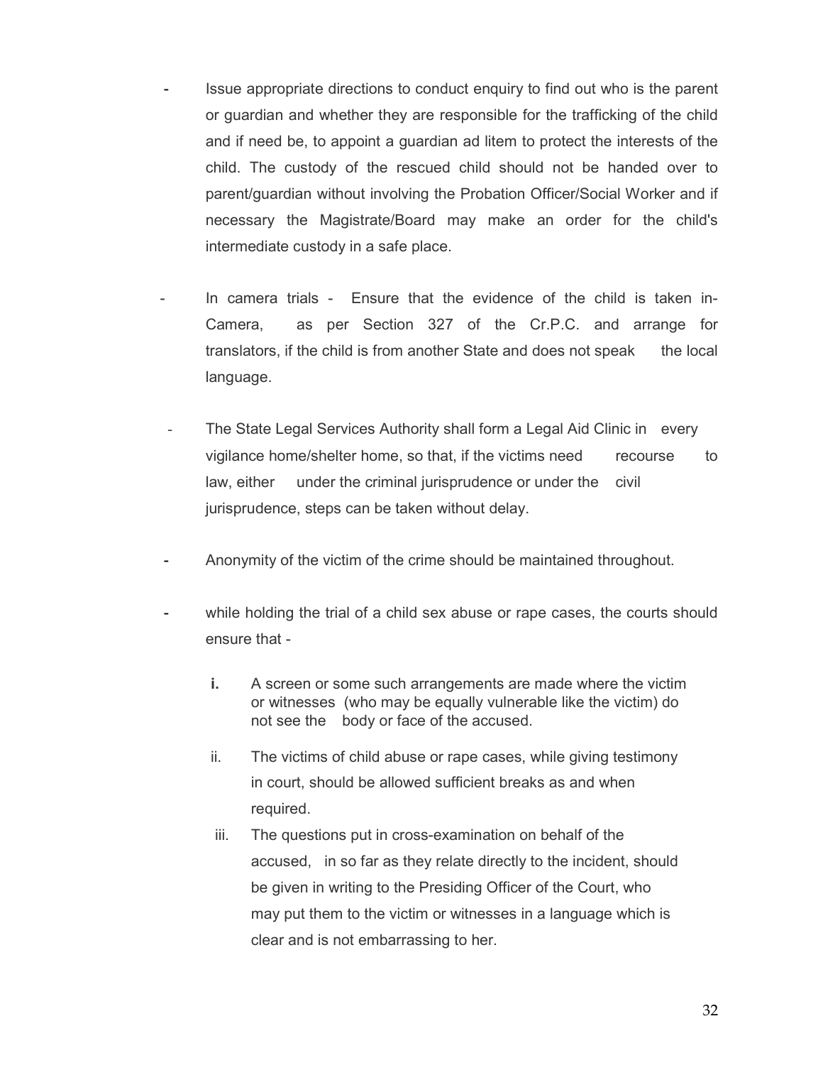- Issue appropriate directions to conduct enquiry to find out who is the parent or guardian and whether they are responsible for the trafficking of the child and if need be, to appoint a guardian ad litem to protect the interests of the child. The custody of the rescued child should not be handed over to parent/guardian without involving the Probation Officer/Social Worker and if necessary the Magistrate/Board may make an order for the child's intermediate custody in a safe place.

- In camera trials - Ensure that the evidence of the child is taken in-Camera, as per Section 327 of the Cr.P.C. and arrange for translators, if the child is from another State and does not speak the local language.

- The State Legal Services Authority shall form a Legal Aid Clinic in every vigilance home/shelter home, so that, if the victims need recourse to law, either under the criminal jurisprudence or under the civil jurisprudence, steps can be taken without delay.

- Anonymity of the victim of the crime should be maintained throughout.

- while holding the trial of a child sex abuse or rape cases, the courts should ensure that -

  **i.** A screen or some such arrangements are made where the victim or witnesses (who may be equally vulnerable like the victim) do not see the body or face of the accused.

  ii. The victims of child abuse or rape cases, while giving testimony in court, should be allowed sufficient breaks as and when required.

  iii. The questions put in cross-examination on behalf of the accused, in so far as they relate directly to the incident, should be given in writing to the Presiding Officer of the Court, who may put them to the victim or witnesses in a language which is clear and is not embarrassing to her.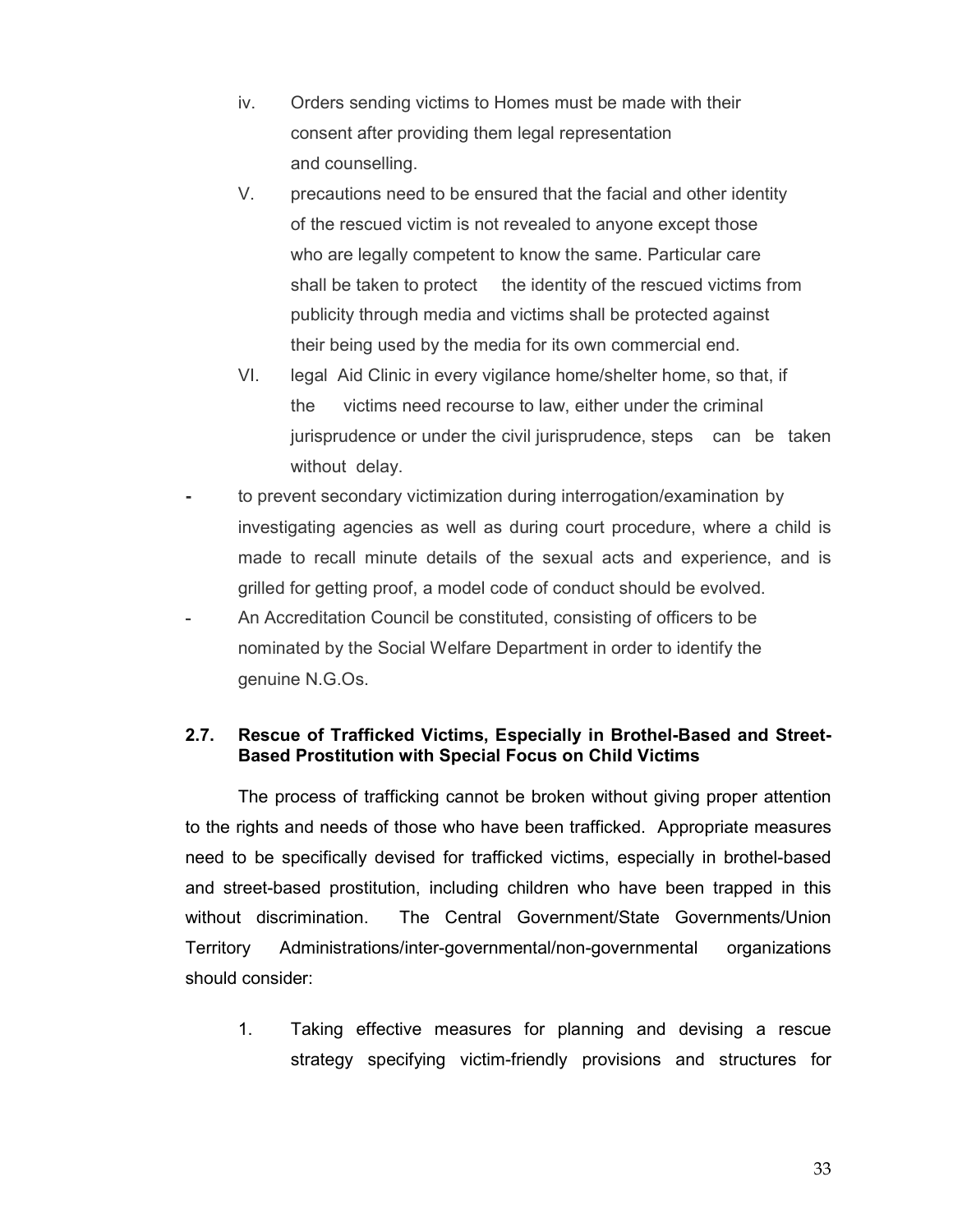iv. Orders sending victims to Homes must be made with their consent after providing them legal representation and counselling.

V. precautions need to be ensured that the facial and other identity of the rescued victim is not revealed to anyone except those who are legally competent to know the same. Particular care shall be taken to protect the identity of the rescued victims from publicity through media and victims shall be protected against their being used by the media for its own commercial end.

VI. legal Aid Clinic in every vigilance home/shelter home, so that, if the victims need recourse to law, either under the criminal jurisprudence or under the civil jurisprudence, steps can be taken without delay.

- to prevent secondary victimization during interrogation/examination by investigating agencies as well as during court procedure, where a child is made to recall minute details of the sexual acts and experience, and is grilled for getting proof, a model code of conduct should be evolved.
- An Accreditation Council be constituted, consisting of officers to be nominated by the Social Welfare Department in order to identify the genuine N.G.Os.

### 2.7. Rescue of Trafficked Victims, Especially in Brothel-Based and Street-Based Prostitution with Special Focus on Child Victims

The process of trafficking cannot be broken without giving proper attention to the rights and needs of those who have been trafficked. Appropriate measures need to be specifically devised for trafficked victims, especially in brothel-based and street-based prostitution, including children who have been trapped in this without discrimination. The Central Government/State Governments/Union Territory Administrations/inter-governmental/non-governmental organizations should consider:

1. Taking effective measures for planning and devising a rescue strategy specifying victim-friendly provisions and structures for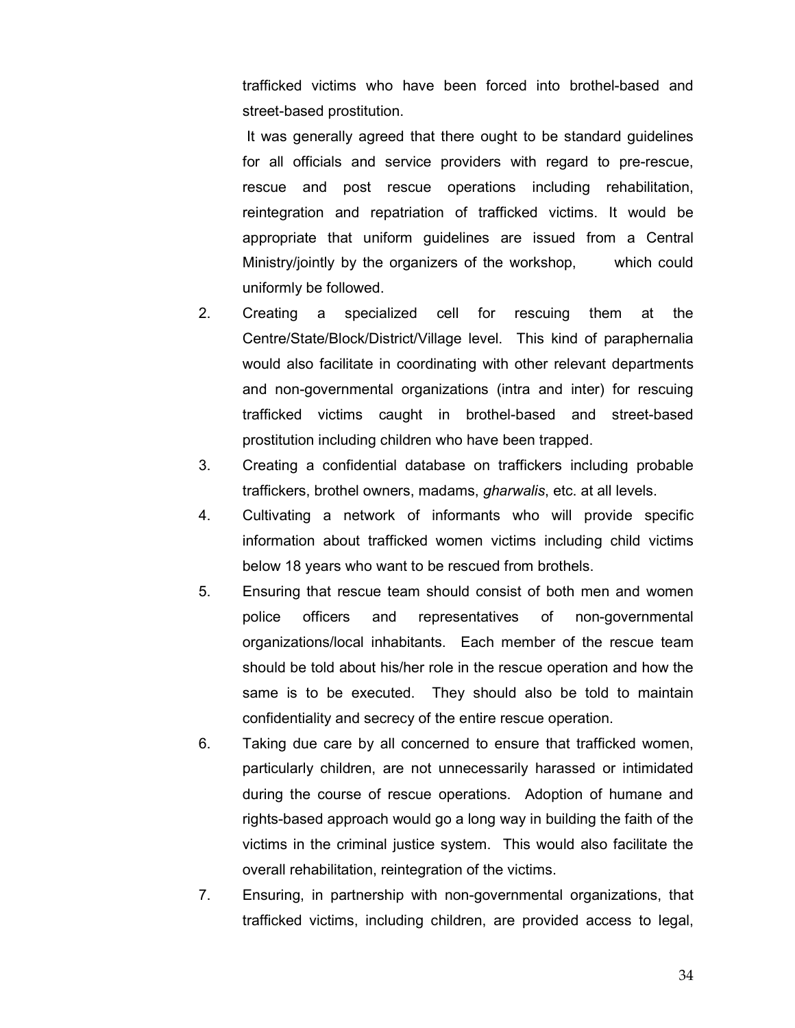trafficked victims who have been forced into brothel-based and street-based prostitution.

It was generally agreed that there ought to be standard guidelines for all officials and service providers with regard to pre-rescue, rescue and post rescue operations including rehabilitation, reintegration and repatriation of trafficked victims. It would be appropriate that uniform guidelines are issued from a Central Ministry/jointly by the organizers of the workshop, which could uniformly be followed.

2. Creating a specialized cell for rescuing them at the Centre/State/Block/District/Village level. This kind of paraphernalia would also facilitate in coordinating with other relevant departments and non-governmental organizations (intra and inter) for rescuing trafficked victims caught in brothel-based and street-based prostitution including children who have been trapped.
3. Creating a confidential database on traffickers including probable traffickers, brothel owners, madams, *gharwalis*, etc. at all levels.
4. Cultivating a network of informants who will provide specific information about trafficked women victims including child victims below 18 years who want to be rescued from brothels.
5. Ensuring that rescue team should consist of both men and women police officers and representatives of non-governmental organizations/local inhabitants. Each member of the rescue team should be told about his/her role in the rescue operation and how the same is to be executed. They should also be told to maintain confidentiality and secrecy of the entire rescue operation.
6. Taking due care by all concerned to ensure that trafficked women, particularly children, are not unnecessarily harassed or intimidated during the course of rescue operations. Adoption of humane and rights-based approach would go a long way in building the faith of the victims in the criminal justice system. This would also facilitate the overall rehabilitation, reintegration of the victims.
7. Ensuring, in partnership with non-governmental organizations, that trafficked victims, including children, are provided access to legal,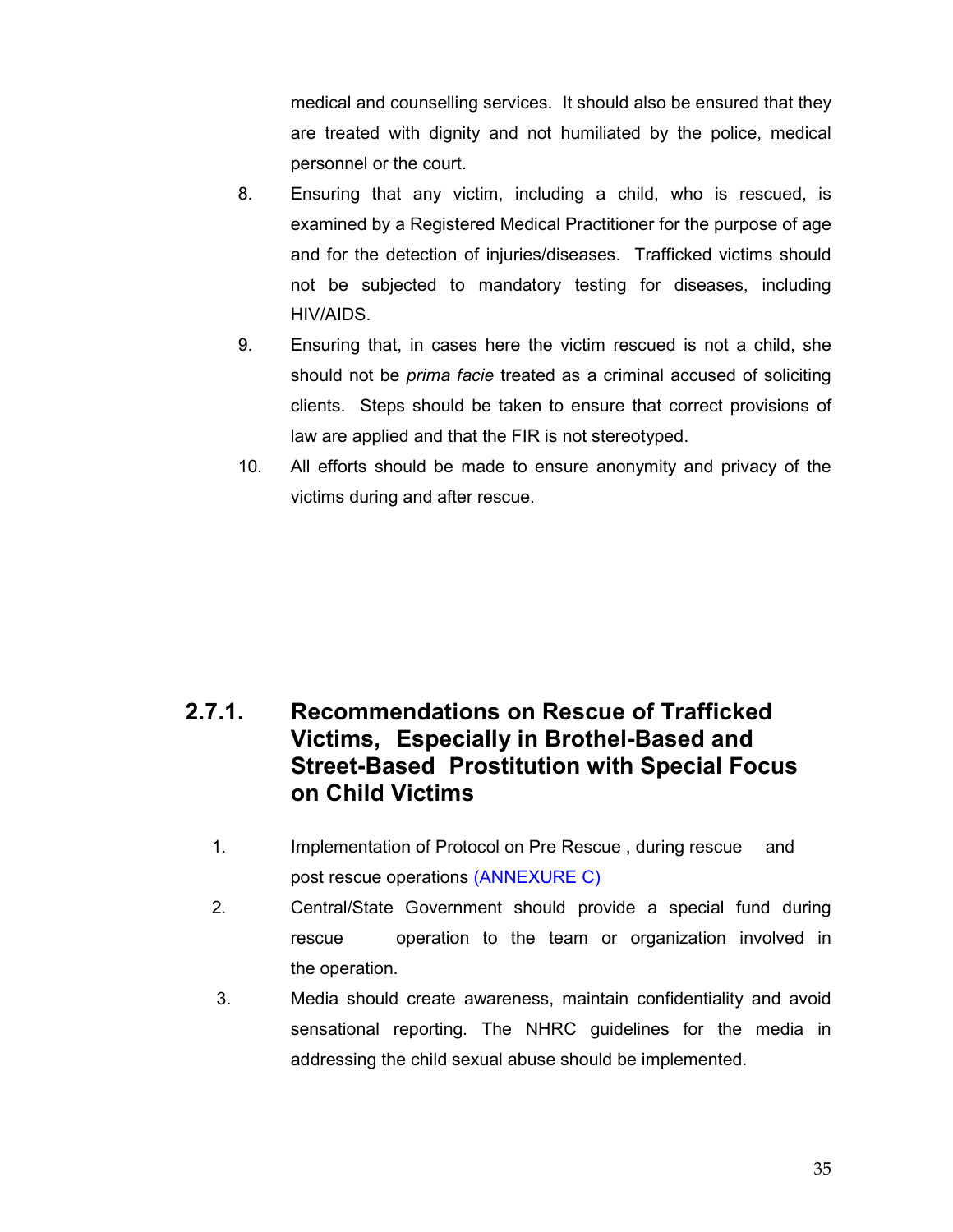medical and counselling services. It should also be ensured that they are treated with dignity and not humiliated by the police, medical personnel or the court.

8. Ensuring that any victim, including a child, who is rescued, is examined by a Registered Medical Practitioner for the purpose of age and for the detection of injuries/diseases. Trafficked victims should not be subjected to mandatory testing for diseases, including HIV/AIDS.

9. Ensuring that, in cases here the victim rescued is not a child, she should not be *prima facie* treated as a criminal accused of soliciting clients. Steps should be taken to ensure that correct provisions of law are applied and that the FIR is not stereotyped.

10. All efforts should be made to ensure anonymity and privacy of the victims during and after rescue.

## 2.7.1. Recommendations on Rescue of Trafficked Victims, Especially in Brothel-Based and Street-Based Prostitution with Special Focus on Child Victims

1. Implementation of Protocol on Pre Rescue , during rescue and post rescue operations (ANNEXURE C)

2. Central/State Government should provide a special fund during rescue operation to the team or organization involved in the operation.

3. Media should create awareness, maintain confidentiality and avoid sensational reporting. The NHRC guidelines for the media in addressing the child sexual abuse should be implemented.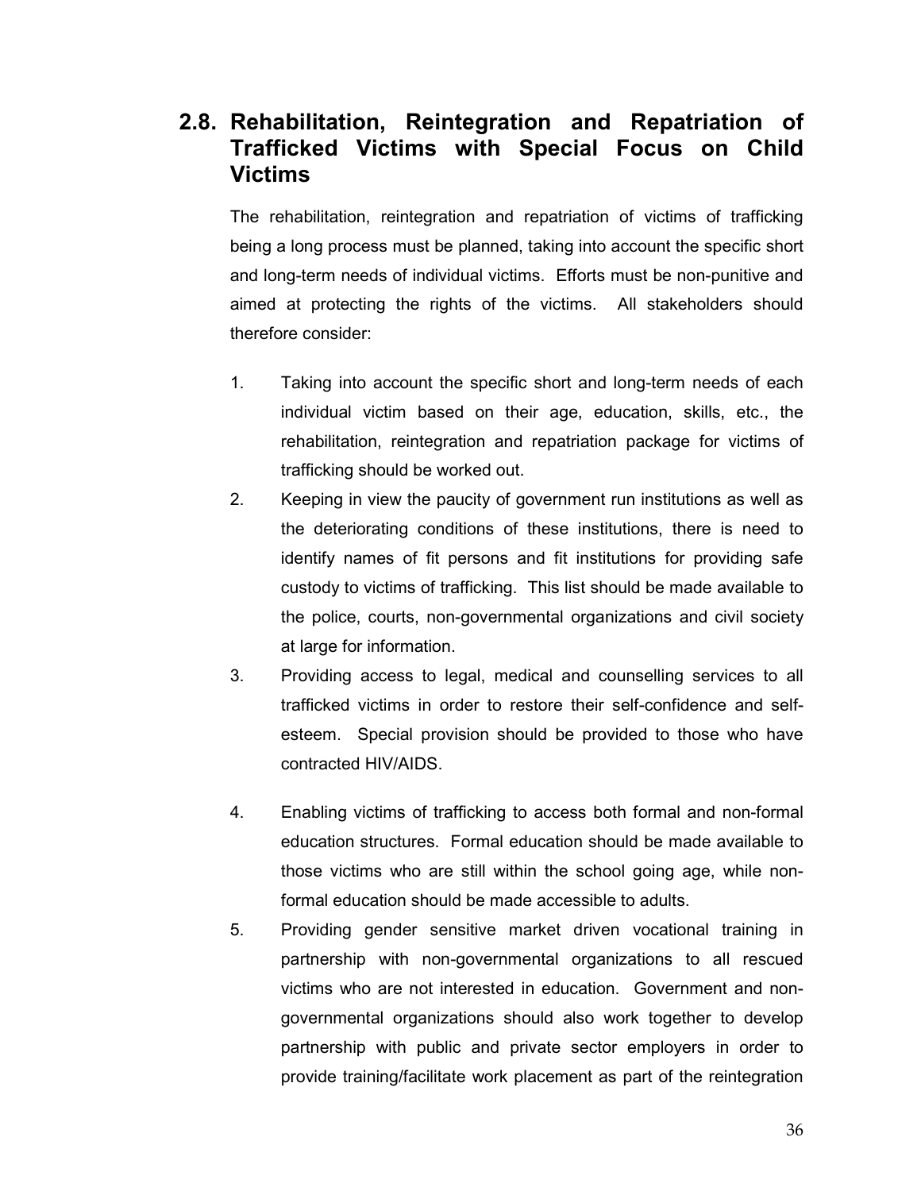## 2.8. Rehabilitation, Reintegration and Repatriation of Trafficked Victims with Special Focus on Child Victims

The rehabilitation, reintegration and repatriation of victims of trafficking being a long process must be planned, taking into account the specific short and long-term needs of individual victims. Efforts must be non-punitive and aimed at protecting the rights of the victims. All stakeholders should therefore consider:

1. Taking into account the specific short and long-term needs of each individual victim based on their age, education, skills, etc., the rehabilitation, reintegration and repatriation package for victims of trafficking should be worked out.
2. Keeping in view the paucity of government run institutions as well as the deteriorating conditions of these institutions, there is need to identify names of fit persons and fit institutions for providing safe custody to victims of trafficking. This list should be made available to the police, courts, non-governmental organizations and civil society at large for information.
3. Providing access to legal, medical and counselling services to all trafficked victims in order to restore their self-confidence and self-esteem. Special provision should be provided to those who have contracted HIV/AIDS.
4. Enabling victims of trafficking to access both formal and non-formal education structures. Formal education should be made available to those victims who are still within the school going age, while non-formal education should be made accessible to adults.
5. Providing gender sensitive market driven vocational training in partnership with non-governmental organizations to all rescued victims who are not interested in education. Government and non-governmental organizations should also work together to develop partnership with public and private sector employers in order to provide training/facilitate work placement as part of the reintegration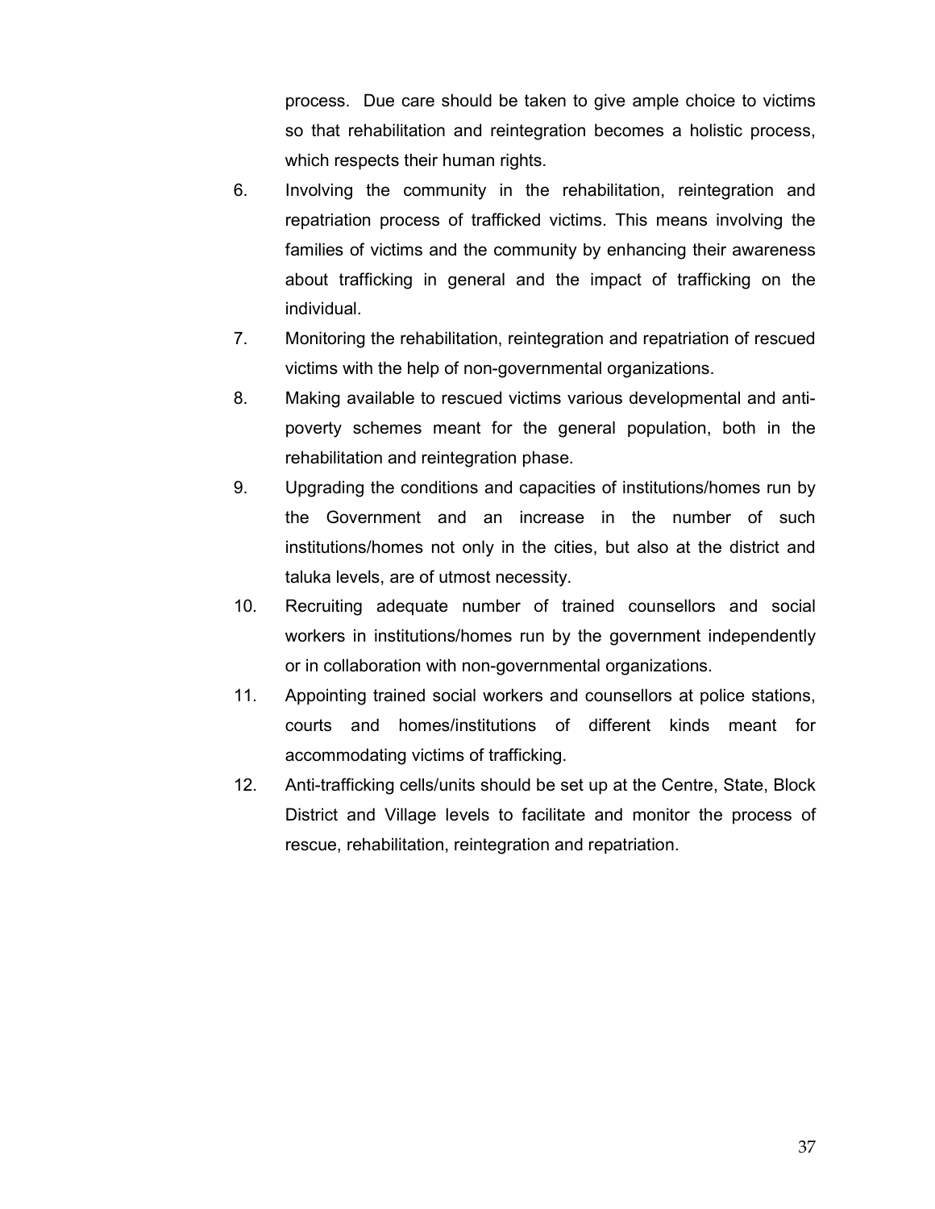process. Due care should be taken to give ample choice to victims so that rehabilitation and reintegration becomes a holistic process, which respects their human rights.

6. Involving the community in the rehabilitation, reintegration and repatriation process of trafficked victims. This means involving the families of victims and the community by enhancing their awareness about trafficking in general and the impact of trafficking on the individual.
7. Monitoring the rehabilitation, reintegration and repatriation of rescued victims with the help of non-governmental organizations.
8. Making available to rescued victims various developmental and anti-poverty schemes meant for the general population, both in the rehabilitation and reintegration phase.
9. Upgrading the conditions and capacities of institutions/homes run by the Government and an increase in the number of such institutions/homes not only in the cities, but also at the district and taluka levels, are of utmost necessity.
10. Recruiting adequate number of trained counsellors and social workers in institutions/homes run by the government independently or in collaboration with non-governmental organizations.
11. Appointing trained social workers and counsellors at police stations, courts and homes/institutions of different kinds meant for accommodating victims of trafficking.
12. Anti-trafficking cells/units should be set up at the Centre, State, Block District and Village levels to facilitate and monitor the process of rescue, rehabilitation, reintegration and repatriation.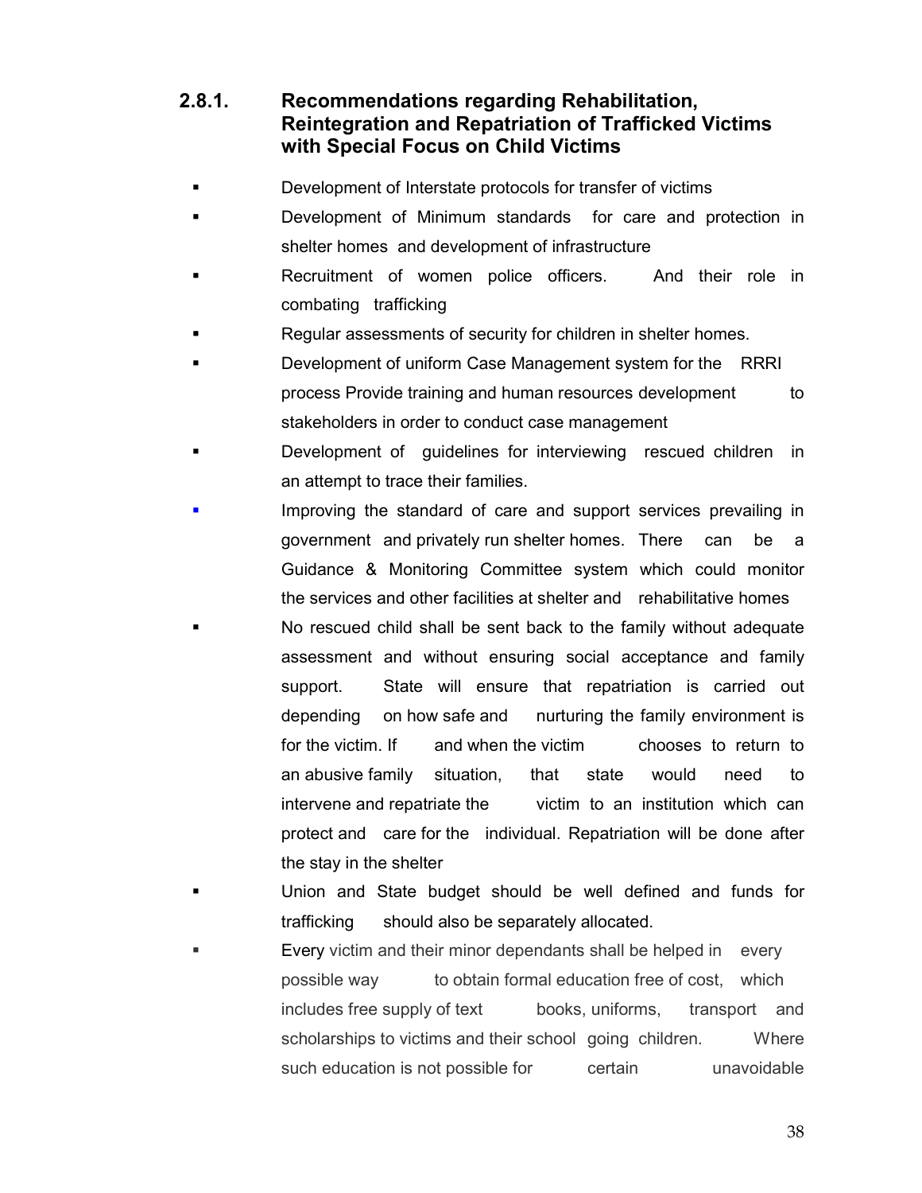### 2.8.1. Recommendations regarding Rehabilitation, Reintegration and Repatriation of Trafficked Victims with Special Focus on Child Victims

- Development of Interstate protocols for transfer of victims
- Development of Minimum standards for care and protection in shelter homes and development of infrastructure
- Recruitment of women police officers. And their role in combating trafficking
- Regular assessments of security for children in shelter homes.
- Development of uniform Case Management system for the RRRI process Provide training and human resources development to stakeholders in order to conduct case management
- Development of guidelines for interviewing rescued children in an attempt to trace their families.
- Improving the standard of care and support services prevailing in government and privately run shelter homes. There can be a Guidance & Monitoring Committee system which could monitor the services and other facilities at shelter and rehabilitative homes
- No rescued child shall be sent back to the family without adequate assessment and without ensuring social acceptance and family support. State will ensure that repatriation is carried out depending on how safe and nurturing the family environment is for the victim. If and when the victim chooses to return to an abusive family situation, that state would need to intervene and repatriate the victim to an institution which can protect and care for the individual. Repatriation will be done after the stay in the shelter
- Union and State budget should be well defined and funds for trafficking should also be separately allocated.
- Every victim and their minor dependants shall be helped in every possible way to obtain formal education free of cost, which includes free supply of text books, uniforms, transport and scholarships to victims and their school going children. Where such education is not possible for certain unavoidable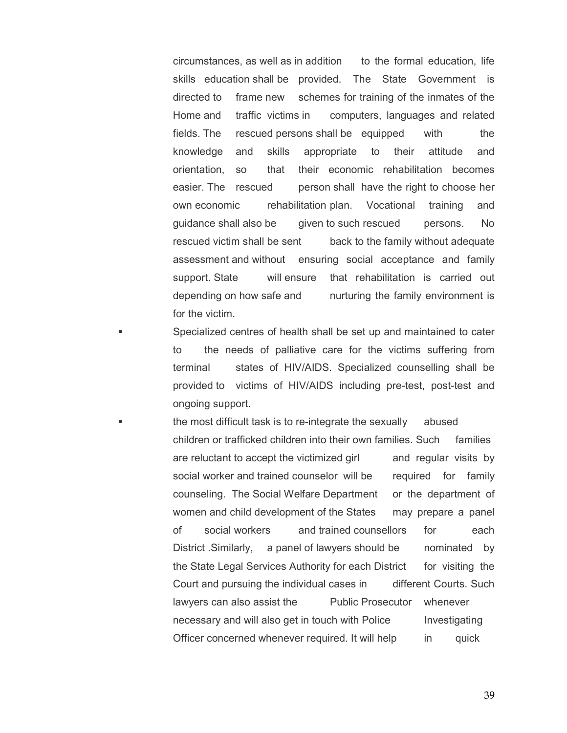circumstances, as well as in addition to the formal education, life skills education shall be provided. The State Government is directed to frame new schemes for training of the inmates of the Home and traffic victims in computers, languages and related fields. The rescued persons shall be equipped with the knowledge and skills appropriate to their attitude and orientation, so that their economic rehabilitation becomes easier. The rescued person shall have the right to choose her own economic rehabilitation plan. Vocational training and guidance shall also be given to such rescued persons. No rescued victim shall be sent back to the family without adequate assessment and without ensuring social acceptance and family support. State will ensure that rehabilitation is carried out depending on how safe and nurturing the family environment is for the victim.

- Specialized centres of health shall be set up and maintained to cater to the needs of palliative care for the victims suffering from terminal states of HIV/AIDS. Specialized counselling shall be provided to victims of HIV/AIDS including pre-test, post-test and ongoing support.
- the most difficult task is to re-integrate the sexually abused children or trafficked children into their own families. Such families are reluctant to accept the victimized girl and regular visits by social worker and trained counselor will be required for family counseling. The Social Welfare Department or the department of women and child development of the States may prepare a panel of social workers and trained counsellors for each District .Similarly, a panel of lawyers should be nominated by the State Legal Services Authority for each District for visiting the Court and pursuing the individual cases in different Courts. Such lawyers can also assist the Public Prosecutor whenever necessary and will also get in touch with Police Investigating Officer concerned whenever required. It will help in quick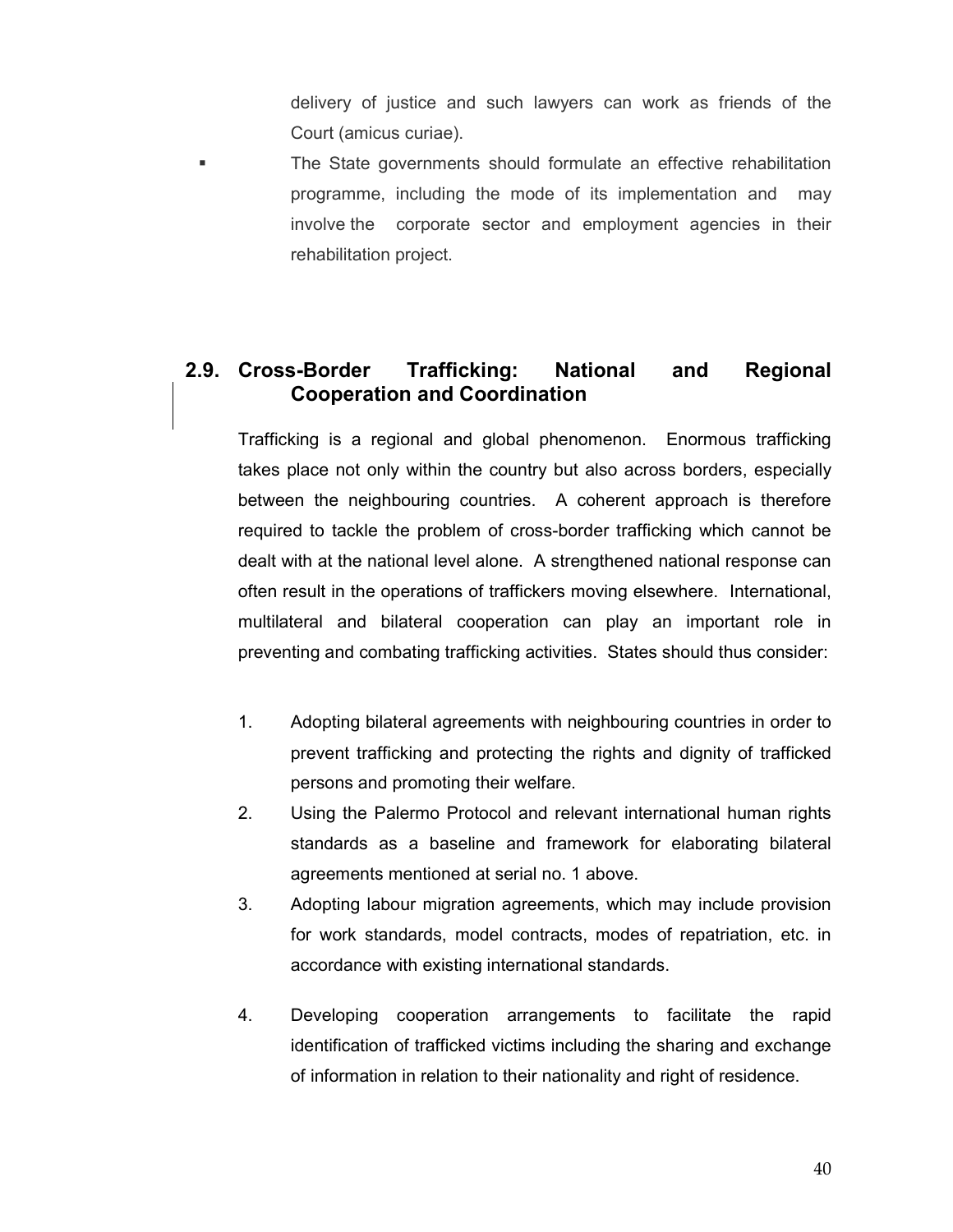delivery of justice and such lawyers can work as friends of the Court (amicus curiae).

- The State governments should formulate an effective rehabilitation programme, including the mode of its implementation and may involve the corporate sector and employment agencies in their rehabilitation project.

## 2.9. Cross-Border Trafficking: National and Regional Cooperation and Coordination

Trafficking is a regional and global phenomenon. Enormous trafficking takes place not only within the country but also across borders, especially between the neighbouring countries. A coherent approach is therefore required to tackle the problem of cross-border trafficking which cannot be dealt with at the national level alone. A strengthened national response can often result in the operations of traffickers moving elsewhere. International, multilateral and bilateral cooperation can play an important role in preventing and combating trafficking activities. States should thus consider:

1. Adopting bilateral agreements with neighbouring countries in order to prevent trafficking and protecting the rights and dignity of trafficked persons and promoting their welfare.
2. Using the Palermo Protocol and relevant international human rights standards as a baseline and framework for elaborating bilateral agreements mentioned at serial no. 1 above.
3. Adopting labour migration agreements, which may include provision for work standards, model contracts, modes of repatriation, etc. in accordance with existing international standards.
4. Developing cooperation arrangements to facilitate the rapid identification of trafficked victims including the sharing and exchange of information in relation to their nationality and right of residence.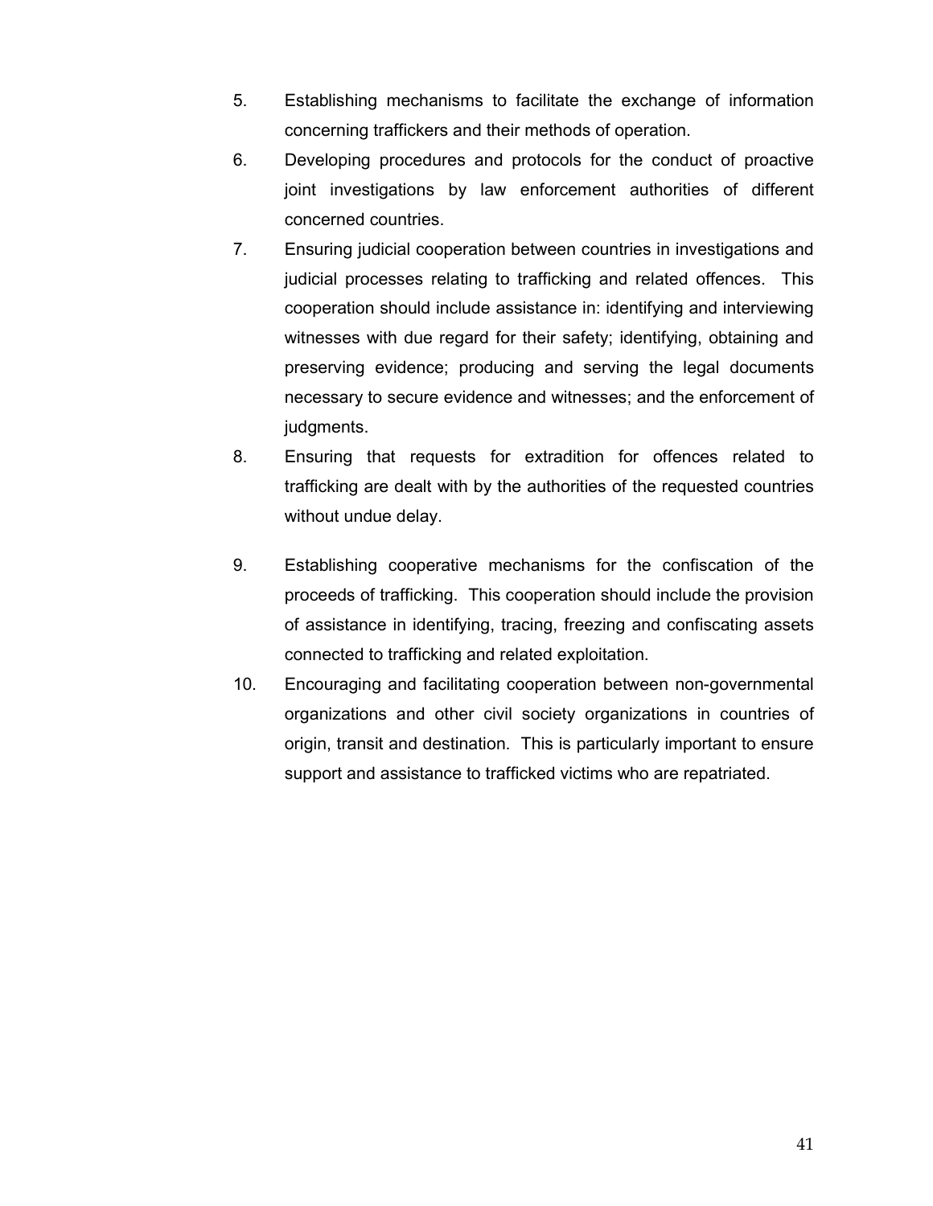5. Establishing mechanisms to facilitate the exchange of information concerning traffickers and their methods of operation.
6. Developing procedures and protocols for the conduct of proactive joint investigations by law enforcement authorities of different concerned countries.
7. Ensuring judicial cooperation between countries in investigations and judicial processes relating to trafficking and related offences. This cooperation should include assistance in: identifying and interviewing witnesses with due regard for their safety; identifying, obtaining and preserving evidence; producing and serving the legal documents necessary to secure evidence and witnesses; and the enforcement of judgments.
8. Ensuring that requests for extradition for offences related to trafficking are dealt with by the authorities of the requested countries without undue delay.
9. Establishing cooperative mechanisms for the confiscation of the proceeds of trafficking. This cooperation should include the provision of assistance in identifying, tracing, freezing and confiscating assets connected to trafficking and related exploitation.
10. Encouraging and facilitating cooperation between non-governmental organizations and other civil society organizations in countries of origin, transit and destination. This is particularly important to ensure support and assistance to trafficked victims who are repatriated.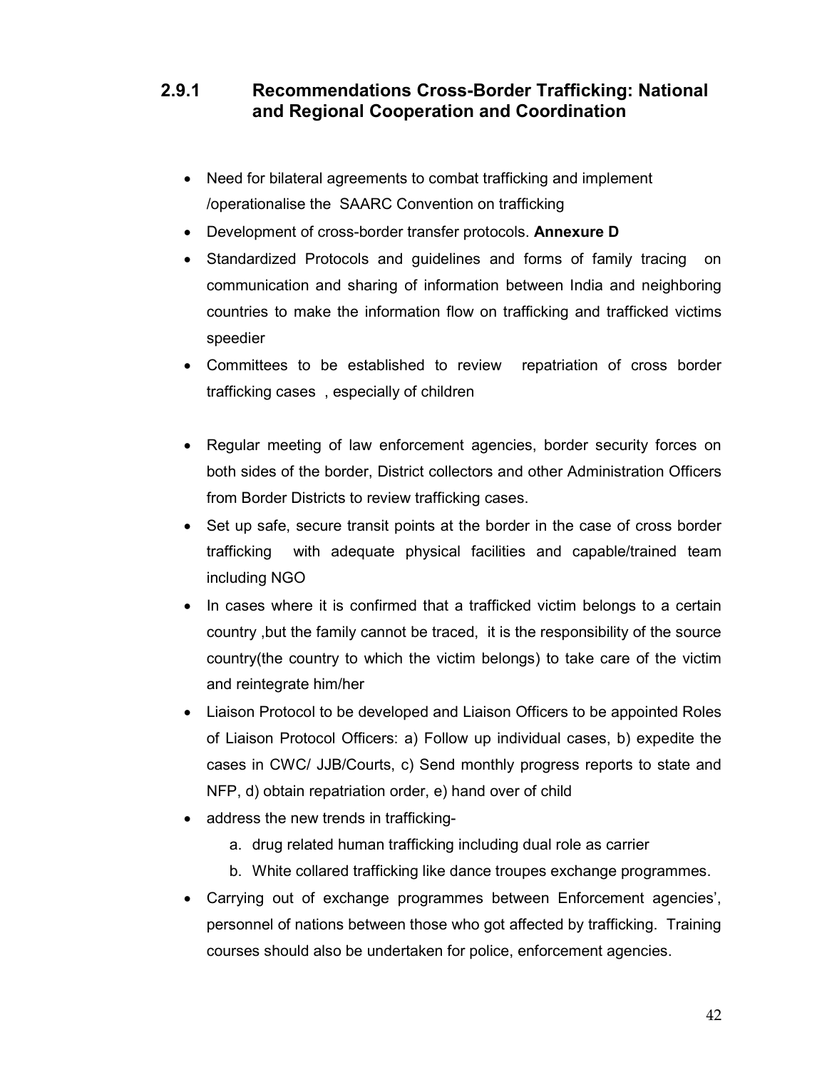### 2.9.1 Recommendations Cross-Border Trafficking: National and Regional Cooperation and Coordination

- Need for bilateral agreements to combat trafficking and implement /operationalise the SAARC Convention on trafficking
- Development of cross-border transfer protocols. **Annexure D**
- Standardized Protocols and guidelines and forms of family tracing on communication and sharing of information between India and neighboring countries to make the information flow on trafficking and trafficked victims speedier
- Committees to be established to review repatriation of cross border trafficking cases , especially of children
- Regular meeting of law enforcement agencies, border security forces on both sides of the border, District collectors and other Administration Officers from Border Districts to review trafficking cases.
- Set up safe, secure transit points at the border in the case of cross border trafficking with adequate physical facilities and capable/trained team including NGO
- In cases where it is confirmed that a trafficked victim belongs to a certain country ,but the family cannot be traced, it is the responsibility of the source country(the country to which the victim belongs) to take care of the victim and reintegrate him/her
- Liaison Protocol to be developed and Liaison Officers to be appointed Roles of Liaison Protocol Officers: a) Follow up individual cases, b) expedite the cases in CWC/ JJB/Courts, c) Send monthly progress reports to state and NFP, d) obtain repatriation order, e) hand over of child
- address the new trends in trafficking-
    a. drug related human trafficking including dual role as carrier
    b. White collared trafficking like dance troupes exchange programmes.
- Carrying out of exchange programmes between Enforcement agencies', personnel of nations between those who got affected by trafficking. Training courses should also be undertaken for police, enforcement agencies.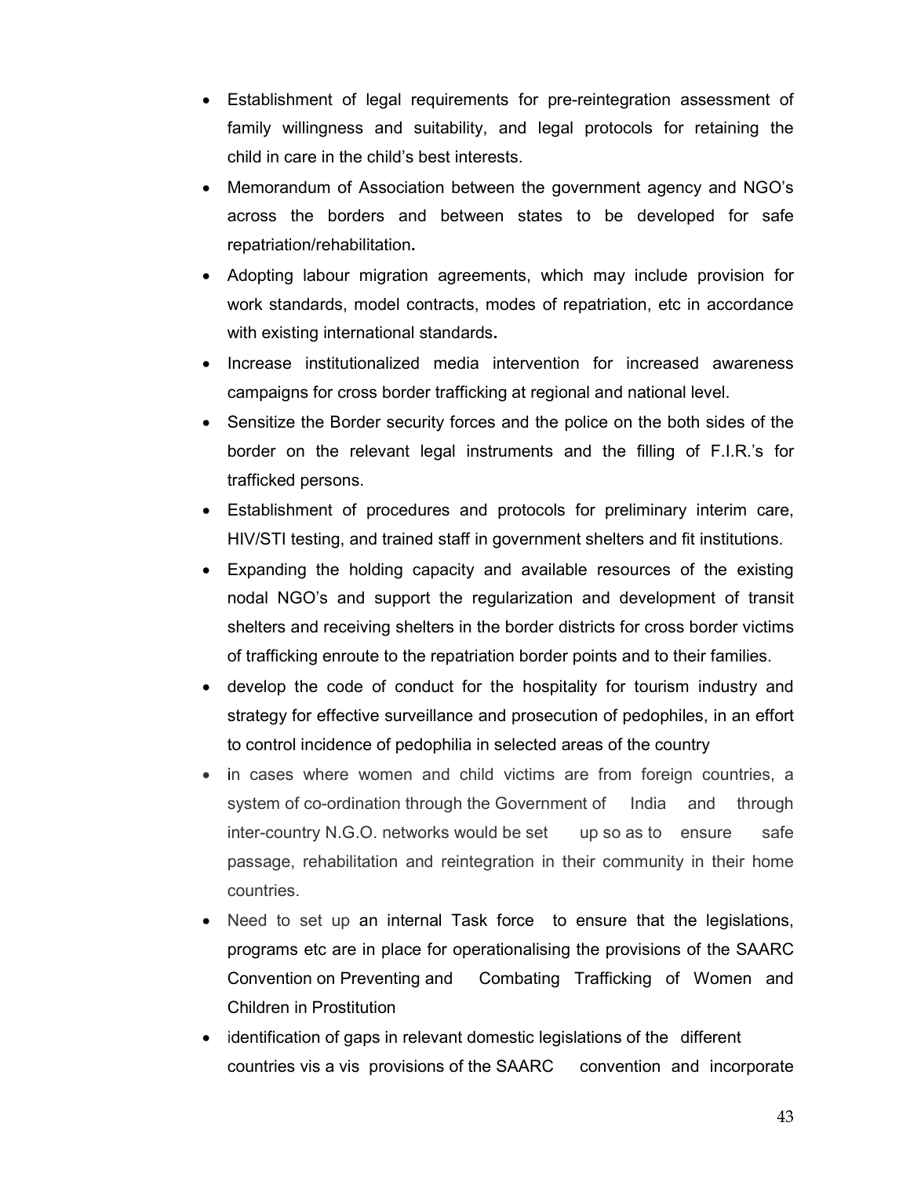- Establishment of legal requirements for pre-reintegration assessment of family willingness and suitability, and legal protocols for retaining the child in care in the child's best interests.
- Memorandum of Association between the government agency and NGO's across the borders and between states to be developed for safe repatriation/rehabilitation**.**
- Adopting labour migration agreements, which may include provision for work standards, model contracts, modes of repatriation, etc in accordance with existing international standards**.**
- Increase institutionalized media intervention for increased awareness campaigns for cross border trafficking at regional and national level.
- Sensitize the Border security forces and the police on the both sides of the border on the relevant legal instruments and the filling of F.I.R.'s for trafficked persons.
- Establishment of procedures and protocols for preliminary interim care, HIV/STI testing, and trained staff in government shelters and fit institutions.
- Expanding the holding capacity and available resources of the existing nodal NGO's and support the regularization and development of transit shelters and receiving shelters in the border districts for cross border victims of trafficking enroute to the repatriation border points and to their families.
- develop the code of conduct for the hospitality for tourism industry and strategy for effective surveillance and prosecution of pedophiles, in an effort to control incidence of pedophilia in selected areas of the country
- in cases where women and child victims are from foreign countries, a system of co-ordination through the Government of India and through inter-country N.G.O. networks would be set up so as to ensure safe passage, rehabilitation and reintegration in their community in their home countries.
- Need to set up an internal Task force to ensure that the legislations, programs etc are in place for operationalising the provisions of the SAARC Convention on Preventing and Combating Trafficking of Women and Children in Prostitution
- identification of gaps in relevant domestic legislations of the different countries vis a vis provisions of the SAARC convention and incorporate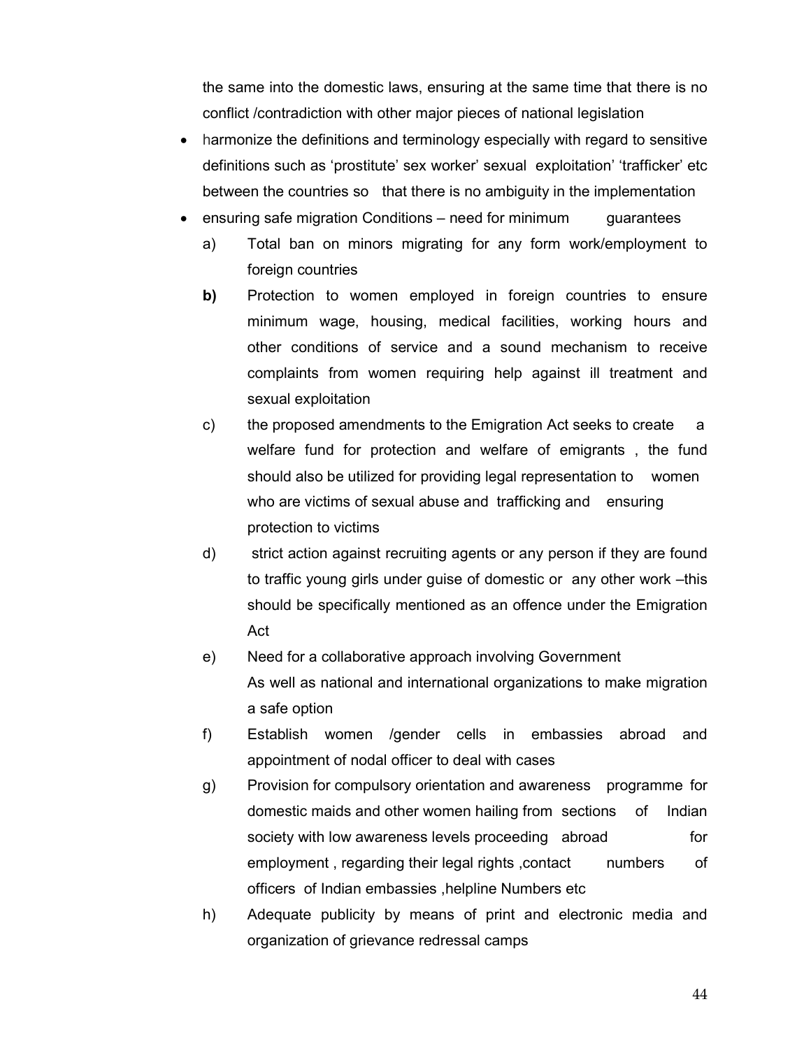the same into the domestic laws, ensuring at the same time that there is no conflict /contradiction with other major pieces of national legislation

- harmonize the definitions and terminology especially with regard to sensitive definitions such as 'prostitute' sex worker' sexual exploitation' 'trafficker' etc between the countries so that there is no ambiguity in the implementation
- ensuring safe migration Conditions – need for minimum guarantees
  - a) Total ban on minors migrating for any form work/employment to foreign countries
  - **b)** Protection to women employed in foreign countries to ensure minimum wage, housing, medical facilities, working hours and other conditions of service and a sound mechanism to receive complaints from women requiring help against ill treatment and sexual exploitation
  - c) the proposed amendments to the Emigration Act seeks to create a welfare fund for protection and welfare of emigrants , the fund should also be utilized for providing legal representation to women who are victims of sexual abuse and trafficking and ensuring protection to victims
  - d) strict action against recruiting agents or any person if they are found to traffic young girls under guise of domestic or any other work –this should be specifically mentioned as an offence under the Emigration Act
  - e) Need for a collaborative approach involving Government As well as national and international organizations to make migration a safe option
  - f) Establish women /gender cells in embassies abroad and appointment of nodal officer to deal with cases
  - g) Provision for compulsory orientation and awareness programme for domestic maids and other women hailing from sections of Indian society with low awareness levels proceeding abroad for employment , regarding their legal rights ,contact numbers of officers of Indian embassies ,helpline Numbers etc
  - h) Adequate publicity by means of print and electronic media and organization of grievance redressal camps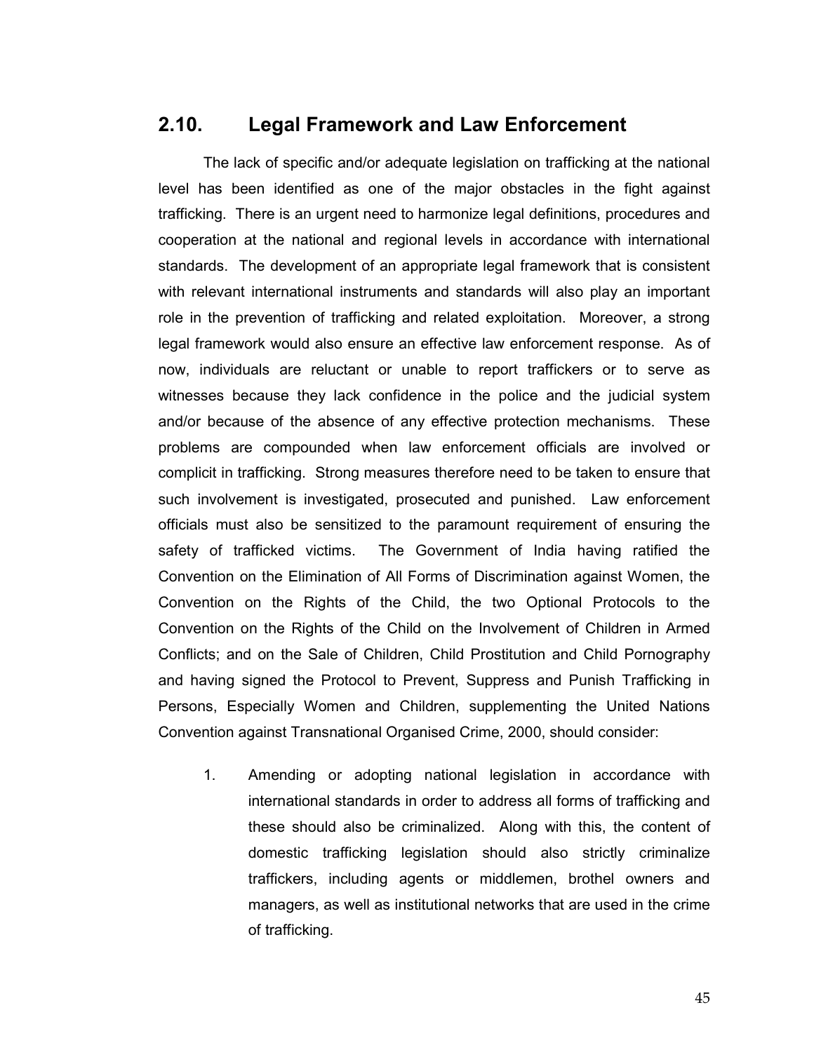## 2.10. Legal Framework and Law Enforcement

The lack of specific and/or adequate legislation on trafficking at the national level has been identified as one of the major obstacles in the fight against trafficking. There is an urgent need to harmonize legal definitions, procedures and cooperation at the national and regional levels in accordance with international standards. The development of an appropriate legal framework that is consistent with relevant international instruments and standards will also play an important role in the prevention of trafficking and related exploitation. Moreover, a strong legal framework would also ensure an effective law enforcement response. As of now, individuals are reluctant or unable to report traffickers or to serve as witnesses because they lack confidence in the police and the judicial system and/or because of the absence of any effective protection mechanisms. These problems are compounded when law enforcement officials are involved or complicit in trafficking. Strong measures therefore need to be taken to ensure that such involvement is investigated, prosecuted and punished. Law enforcement officials must also be sensitized to the paramount requirement of ensuring the safety of trafficked victims. The Government of India having ratified the Convention on the Elimination of All Forms of Discrimination against Women, the Convention on the Rights of the Child, the two Optional Protocols to the Convention on the Rights of the Child on the Involvement of Children in Armed Conflicts; and on the Sale of Children, Child Prostitution and Child Pornography and having signed the Protocol to Prevent, Suppress and Punish Trafficking in Persons, Especially Women and Children, supplementing the United Nations Convention against Transnational Organised Crime, 2000, should consider:

1. Amending or adopting national legislation in accordance with international standards in order to address all forms of trafficking and these should also be criminalized. Along with this, the content of domestic trafficking legislation should also strictly criminalize traffickers, including agents or middlemen, brothel owners and managers, as well as institutional networks that are used in the crime of trafficking.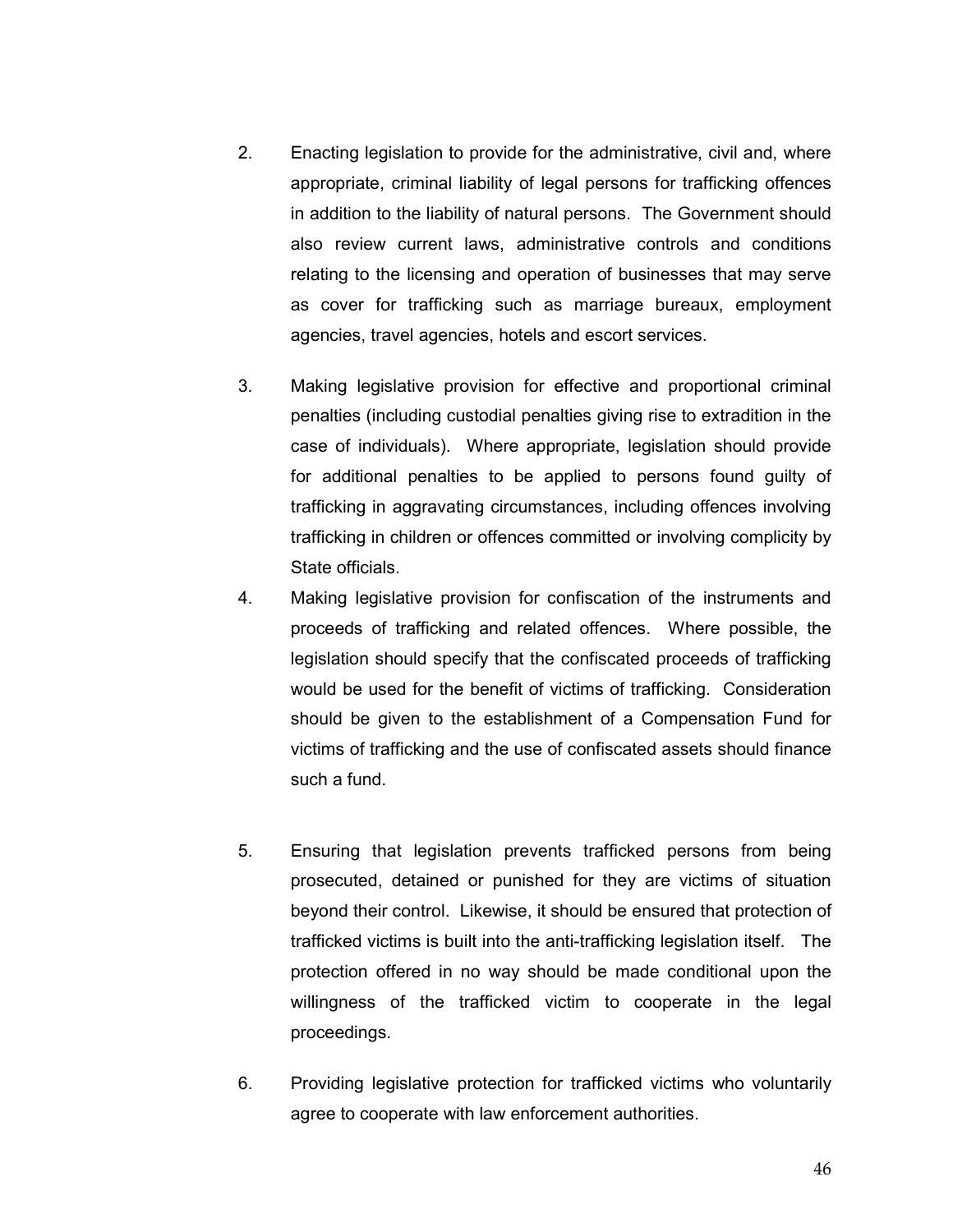2. Enacting legislation to provide for the administrative, civil and, where appropriate, criminal liability of legal persons for trafficking offences in addition to the liability of natural persons. The Government should also review current laws, administrative controls and conditions relating to the licensing and operation of businesses that may serve as cover for trafficking such as marriage bureaux, employment agencies, travel agencies, hotels and escort services.

3. Making legislative provision for effective and proportional criminal penalties (including custodial penalties giving rise to extradition in the case of individuals). Where appropriate, legislation should provide for additional penalties to be applied to persons found guilty of trafficking in aggravating circumstances, including offences involving trafficking in children or offences committed or involving complicity by State officials.

4. Making legislative provision for confiscation of the instruments and proceeds of trafficking and related offences. Where possible, the legislation should specify that the confiscated proceeds of trafficking would be used for the benefit of victims of trafficking. Consideration should be given to the establishment of a Compensation Fund for victims of trafficking and the use of confiscated assets should finance such a fund.

5. Ensuring that legislation prevents trafficked persons from being prosecuted, detained or punished for they are victims of situation beyond their control. Likewise, it should be ensured that protection of trafficked victims is built into the anti-trafficking legislation itself. The protection offered in no way should be made conditional upon the willingness of the trafficked victim to cooperate in the legal proceedings.

6. Providing legislative protection for trafficked victims who voluntarily agree to cooperate with law enforcement authorities.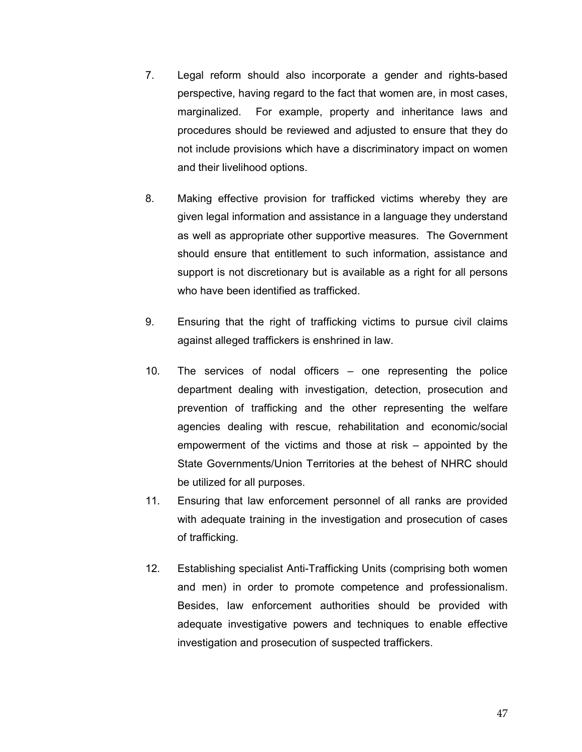7. Legal reform should also incorporate a gender and rights-based perspective, having regard to the fact that women are, in most cases, marginalized. For example, property and inheritance laws and procedures should be reviewed and adjusted to ensure that they do not include provisions which have a discriminatory impact on women and their livelihood options.

8. Making effective provision for trafficked victims whereby they are given legal information and assistance in a language they understand as well as appropriate other supportive measures. The Government should ensure that entitlement to such information, assistance and support is not discretionary but is available as a right for all persons who have been identified as trafficked.

9. Ensuring that the right of trafficking victims to pursue civil claims against alleged traffickers is enshrined in law.

10. The services of nodal officers – one representing the police department dealing with investigation, detection, prosecution and prevention of trafficking and the other representing the welfare agencies dealing with rescue, rehabilitation and economic/social empowerment of the victims and those at risk – appointed by the State Governments/Union Territories at the behest of NHRC should be utilized for all purposes.

11. Ensuring that law enforcement personnel of all ranks are provided with adequate training in the investigation and prosecution of cases of trafficking.

12. Establishing specialist Anti-Trafficking Units (comprising both women and men) in order to promote competence and professionalism. Besides, law enforcement authorities should be provided with adequate investigative powers and techniques to enable effective investigation and prosecution of suspected traffickers.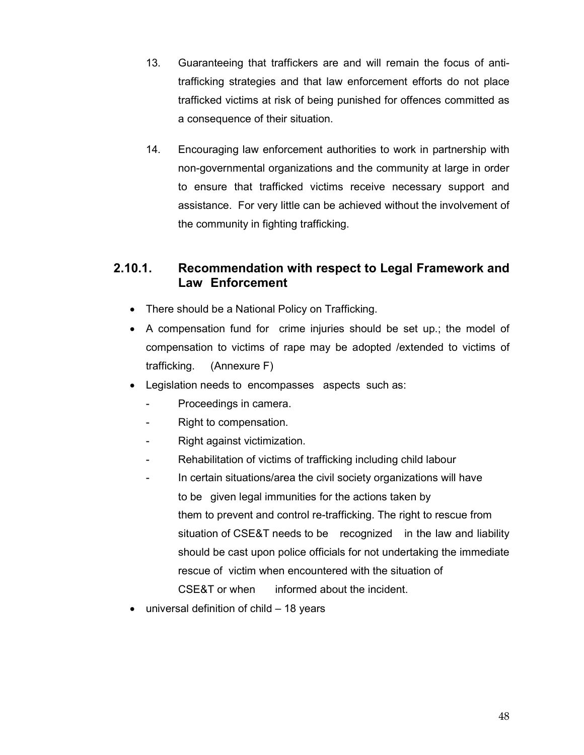13. Guaranteeing that traffickers are and will remain the focus of anti-trafficking strategies and that law enforcement efforts do not place trafficked victims at risk of being punished for offences committed as a consequence of their situation.

14. Encouraging law enforcement authorities to work in partnership with non-governmental organizations and the community at large in order to ensure that trafficked victims receive necessary support and assistance. For very little can be achieved without the involvement of the community in fighting trafficking.

### 2.10.1. Recommendation with respect to Legal Framework and Law Enforcement

- There should be a National Policy on Trafficking.
- A compensation fund for crime injuries should be set up.; the model of compensation to victims of rape may be adopted /extended to victims of trafficking. (Annexure F)
- Legislation needs to encompasses aspects such as:
  - Proceedings in camera.
  - Right to compensation.
  - Right against victimization.
  - Rehabilitation of victims of trafficking including child labour
  - In certain situations/area the civil society organizations will have to be given legal immunities for the actions taken by them to prevent and control re-trafficking. The right to rescue from situation of CSE&T needs to be recognized in the law and liability should be cast upon police officials for not undertaking the immediate rescue of victim when encountered with the situation of CSE&T or when informed about the incident.
- universal definition of child – 18 years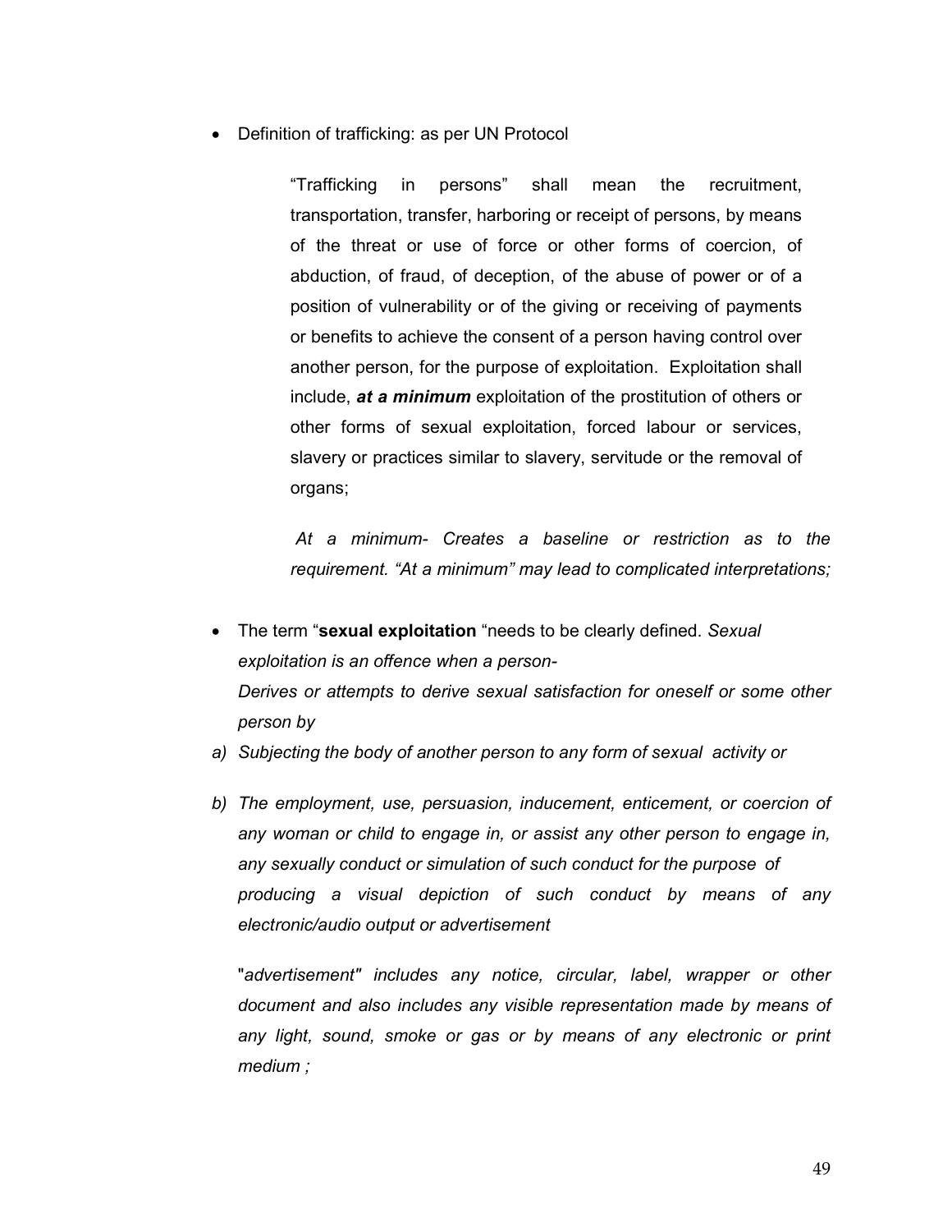- Definition of trafficking: as per UN Protocol

  > "Trafficking in persons" shall mean the recruitment, transportation, transfer, harboring or receipt of persons, by means of the threat or use of force or other forms of coercion, of abduction, of fraud, of deception, of the abuse of power or of a position of vulnerability or of the giving or receiving of payments or benefits to achieve the consent of a person having control over another person, for the purpose of exploitation. Exploitation shall include, ***at a minimum*** exploitation of the prostitution of others or other forms of sexual exploitation, forced labour or services, slavery or practices similar to slavery, servitude or the removal of organs;
  >
  > *At a minimum- Creates a baseline or restriction as to the requirement. "At a minimum" may lead to complicated interpretations;*

- The term "**sexual exploitation** "needs to be clearly defined. *Sexual exploitation is an offence when a person-*
  *Derives or attempts to derive sexual satisfaction for oneself or some other person by*

*a) Subjecting the body of another person to any form of sexual activity or*

*b) The employment, use, persuasion, inducement, enticement, or coercion of any woman or child to engage in, or assist any other person to engage in, any sexually conduct or simulation of such conduct for the purpose of producing a visual depiction of such conduct by means of any electronic/audio output or advertisement*

"*advertisement" includes any notice, circular, label, wrapper or other document and also includes any visible representation made by means of any light, sound, smoke or gas or by means of any electronic or print medium ;*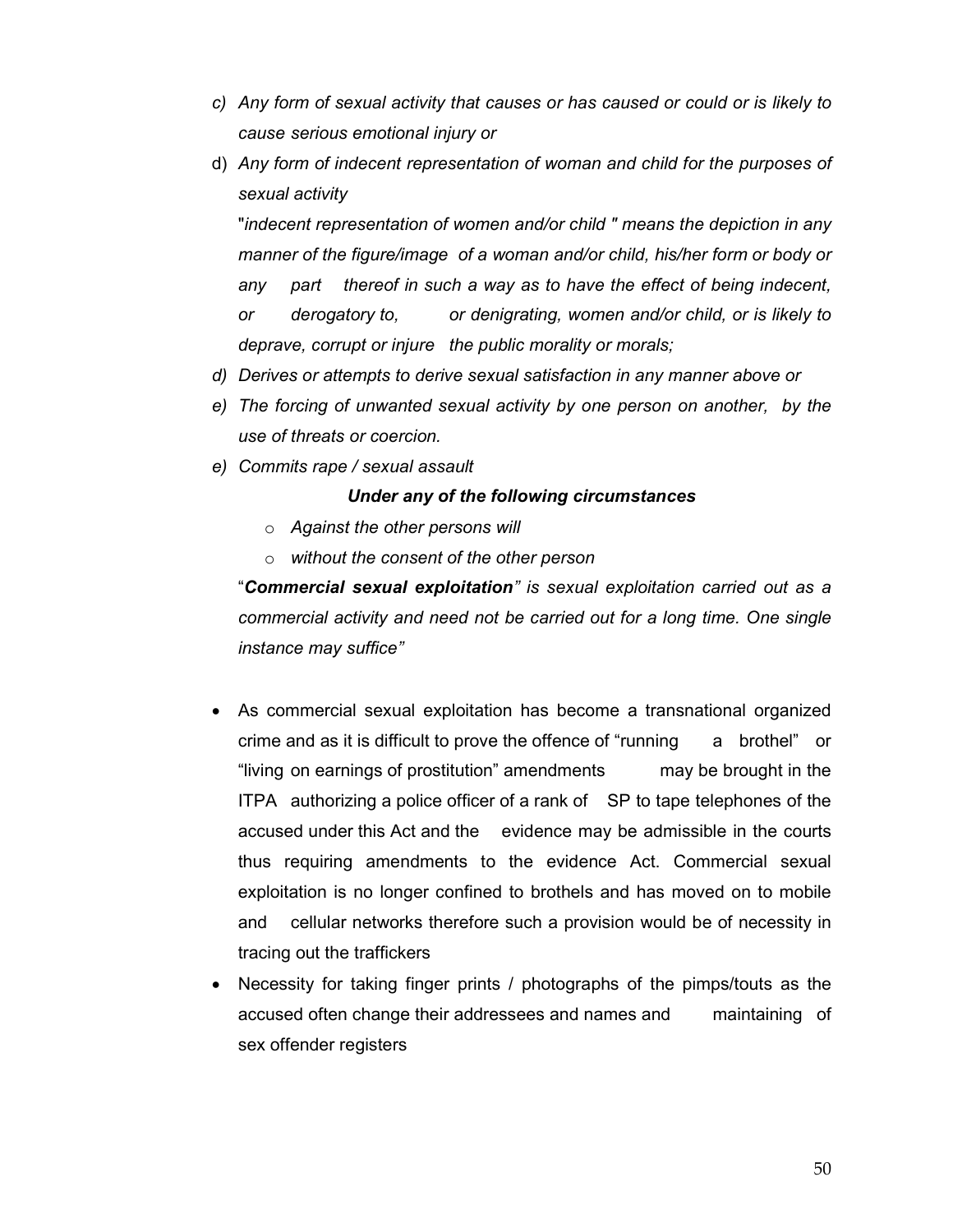c) *Any form of sexual activity that causes or has caused or could or is likely to cause serious emotional injury or*

d) *Any form of indecent representation of woman and child for the purposes of sexual activity*

   "*indecent representation of women and/or child " means the depiction in any manner of the figure/image of a woman and/or child, his/her form or body or any part thereof in such a way as to have the effect of being indecent, or derogatory to, or denigrating, women and/or child, or is likely to deprave, corrupt or injure the public morality or morals;*

d) *Derives or attempts to derive sexual satisfaction in any manner above or*

e) *The forcing of unwanted sexual activity by one person on another, by the use of threats or coercion.*

e) *Commits rape / sexual assault*

***Under any of the following circumstances***

- *Against the other persons will*
- *without the consent of the other person*

"***Commercial sexual exploitation****" is sexual exploitation carried out as a commercial activity and need not be carried out for a long time. One single instance may suffice"*

- As commercial sexual exploitation has become a transnational organized crime and as it is difficult to prove the offence of "running a brothel" or "living on earnings of prostitution" amendments may be brought in the ITPA authorizing a police officer of a rank of SP to tape telephones of the accused under this Act and the evidence may be admissible in the courts thus requiring amendments to the evidence Act. Commercial sexual exploitation is no longer confined to brothels and has moved on to mobile and cellular networks therefore such a provision would be of necessity in tracing out the traffickers
- Necessity for taking finger prints / photographs of the pimps/touts as the accused often change their addressees and names and maintaining of sex offender registers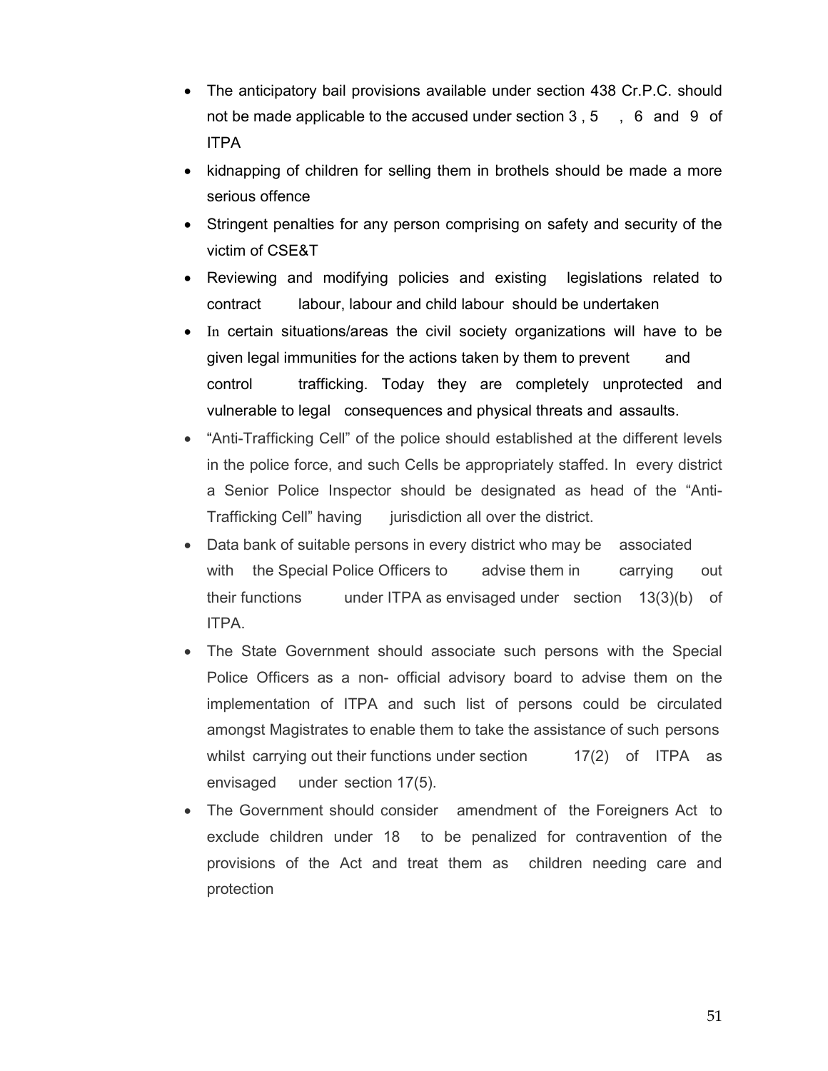- The anticipatory bail provisions available under section 438 Cr.P.C. should not be made applicable to the accused under section 3 , 5 , 6 and 9 of ITPA
- kidnapping of children for selling them in brothels should be made a more serious offence
- Stringent penalties for any person comprising on safety and security of the victim of CSE&T
- Reviewing and modifying policies and existing legislations related to contract labour, labour and child labour should be undertaken
- In certain situations/areas the civil society organizations will have to be given legal immunities for the actions taken by them to prevent and control trafficking. Today they are completely unprotected and vulnerable to legal consequences and physical threats and assaults.
- "Anti-Trafficking Cell" of the police should established at the different levels in the police force, and such Cells be appropriately staffed. In every district a Senior Police Inspector should be designated as head of the "Anti-Trafficking Cell" having jurisdiction all over the district.
- Data bank of suitable persons in every district who may be associated with the Special Police Officers to advise them in carrying out their functions under ITPA as envisaged under section 13(3)(b) of ITPA.
- The State Government should associate such persons with the Special Police Officers as a non- official advisory board to advise them on the implementation of ITPA and such list of persons could be circulated amongst Magistrates to enable them to take the assistance of such persons whilst carrying out their functions under section 17(2) of ITPA as envisaged under section 17(5).
- The Government should consider amendment of the Foreigners Act to exclude children under 18 to be penalized for contravention of the provisions of the Act and treat them as children needing care and protection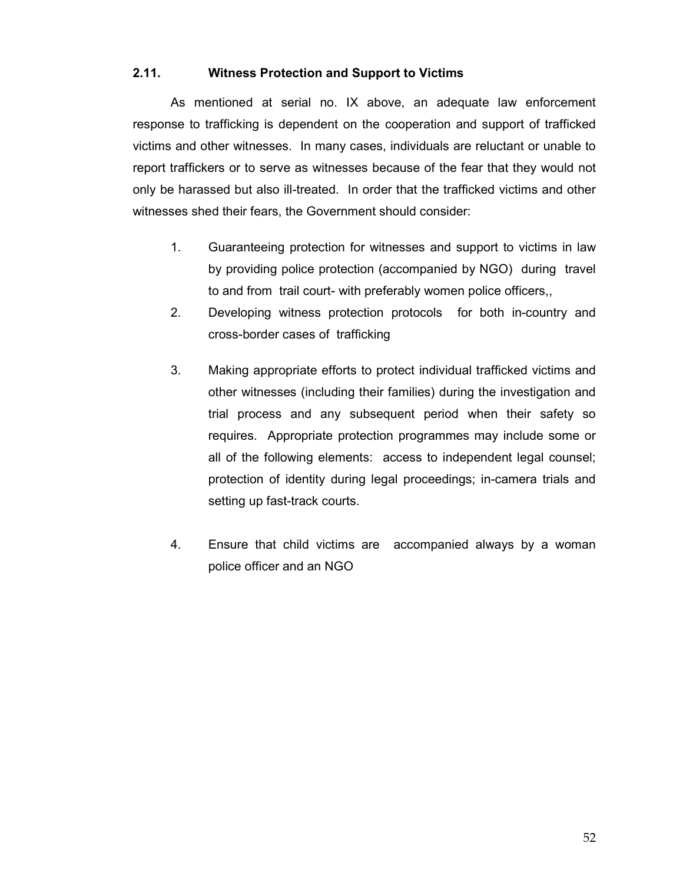### 2.11. Witness Protection and Support to Victims

As mentioned at serial no. IX above, an adequate law enforcement response to trafficking is dependent on the cooperation and support of trafficked victims and other witnesses. In many cases, individuals are reluctant or unable to report traffickers or to serve as witnesses because of the fear that they would not only be harassed but also ill-treated. In order that the trafficked victims and other witnesses shed their fears, the Government should consider:

1. Guaranteeing protection for witnesses and support to victims in law by providing police protection (accompanied by NGO) during travel to and from trail court- with preferably women police officers,,
2. Developing witness protection protocols for both in-country and cross-border cases of trafficking
3. Making appropriate efforts to protect individual trafficked victims and other witnesses (including their families) during the investigation and trial process and any subsequent period when their safety so requires. Appropriate protection programmes may include some or all of the following elements: access to independent legal counsel; protection of identity during legal proceedings; in-camera trials and setting up fast-track courts.
4. Ensure that child victims are accompanied always by a woman police officer and an NGO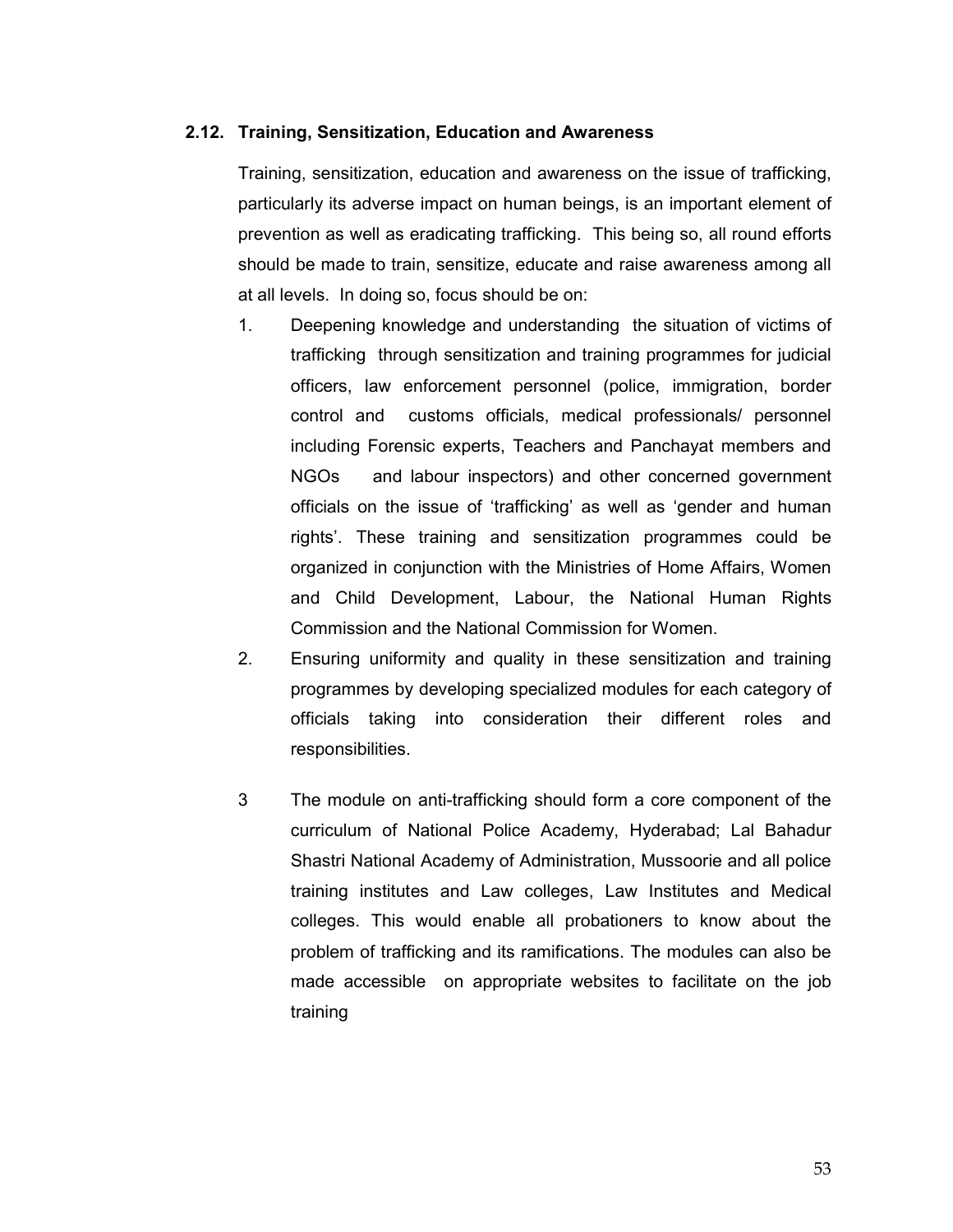## 2.12. Training, Sensitization, Education and Awareness

Training, sensitization, education and awareness on the issue of trafficking, particularly its adverse impact on human beings, is an important element of prevention as well as eradicating trafficking. This being so, all round efforts should be made to train, sensitize, educate and raise awareness among all at all levels. In doing so, focus should be on:

1. Deepening knowledge and understanding the situation of victims of trafficking through sensitization and training programmes for judicial officers, law enforcement personnel (police, immigration, border control and customs officials, medical professionals/ personnel including Forensic experts, Teachers and Panchayat members and NGOs and labour inspectors) and other concerned government officials on the issue of 'trafficking' as well as 'gender and human rights'. These training and sensitization programmes could be organized in conjunction with the Ministries of Home Affairs, Women and Child Development, Labour, the National Human Rights Commission and the National Commission for Women.
2. Ensuring uniformity and quality in these sensitization and training programmes by developing specialized modules for each category of officials taking into consideration their different roles and responsibilities.
3. The module on anti-trafficking should form a core component of the curriculum of National Police Academy, Hyderabad; Lal Bahadur Shastri National Academy of Administration, Mussoorie and all police training institutes and Law colleges, Law Institutes and Medical colleges. This would enable all probationers to know about the problem of trafficking and its ramifications. The modules can also be made accessible on appropriate websites to facilitate on the job training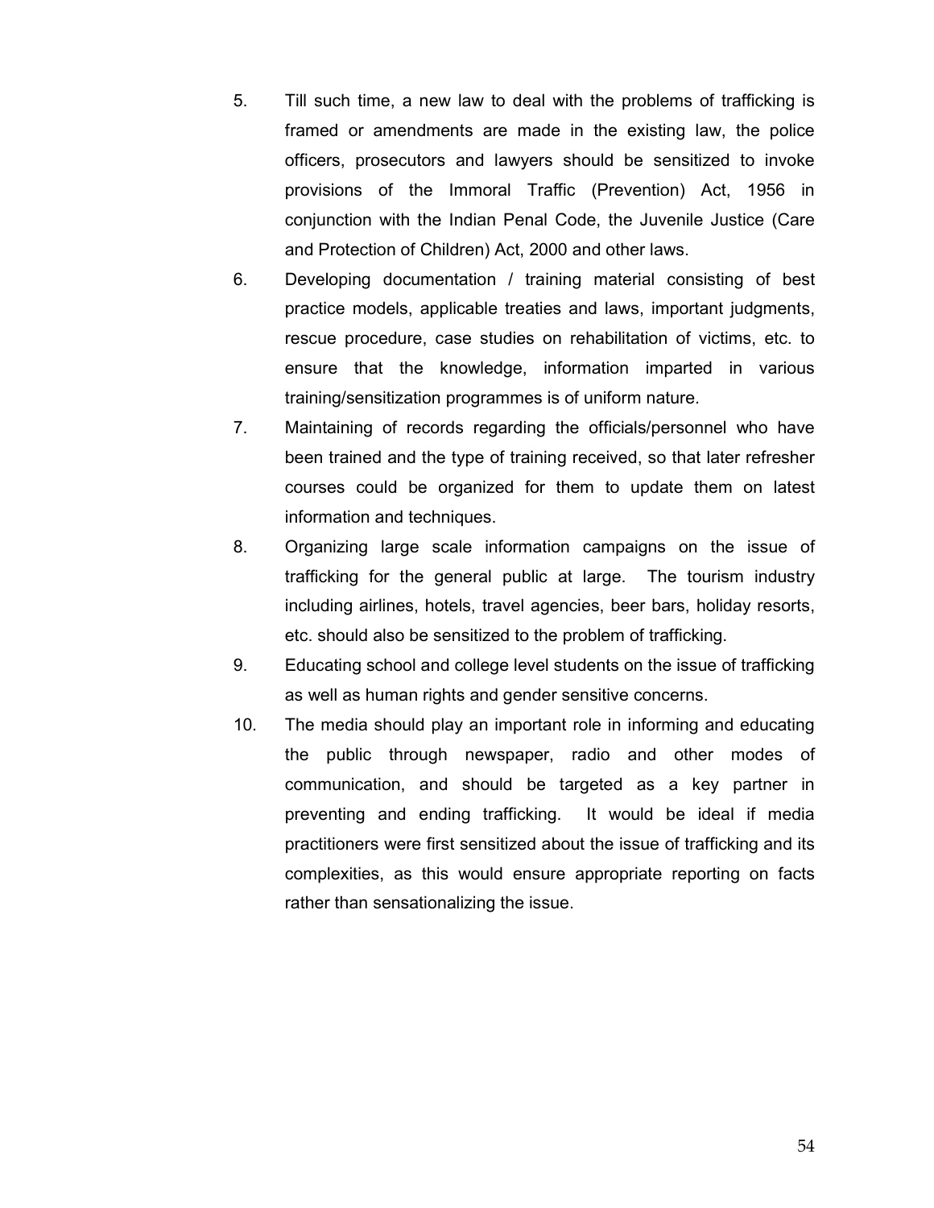5. Till such time, a new law to deal with the problems of trafficking is framed or amendments are made in the existing law, the police officers, prosecutors and lawyers should be sensitized to invoke provisions of the Immoral Traffic (Prevention) Act, 1956 in conjunction with the Indian Penal Code, the Juvenile Justice (Care and Protection of Children) Act, 2000 and other laws.

6. Developing documentation / training material consisting of best practice models, applicable treaties and laws, important judgments, rescue procedure, case studies on rehabilitation of victims, etc. to ensure that the knowledge, information imparted in various training/sensitization programmes is of uniform nature.

7. Maintaining of records regarding the officials/personnel who have been trained and the type of training received, so that later refresher courses could be organized for them to update them on latest information and techniques.

8. Organizing large scale information campaigns on the issue of trafficking for the general public at large. The tourism industry including airlines, hotels, travel agencies, beer bars, holiday resorts, etc. should also be sensitized to the problem of trafficking.

9. Educating school and college level students on the issue of trafficking as well as human rights and gender sensitive concerns.

10. The media should play an important role in informing and educating the public through newspaper, radio and other modes of communication, and should be targeted as a key partner in preventing and ending trafficking. It would be ideal if media practitioners were first sensitized about the issue of trafficking and its complexities, as this would ensure appropriate reporting on facts rather than sensationalizing the issue.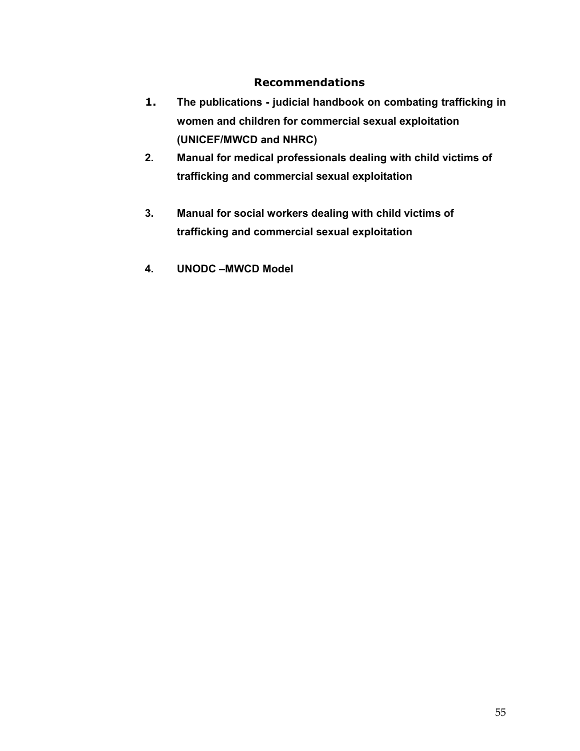## Recommendations

1. **The publications - judicial handbook on combating trafficking in women and children for commercial sexual exploitation (UNICEF/MWCD and NHRC)**
2. **Manual for medical professionals dealing with child victims of trafficking and commercial sexual exploitation**
3. **Manual for social workers dealing with child victims of trafficking and commercial sexual exploitation**
4. **UNODC –MWCD Model**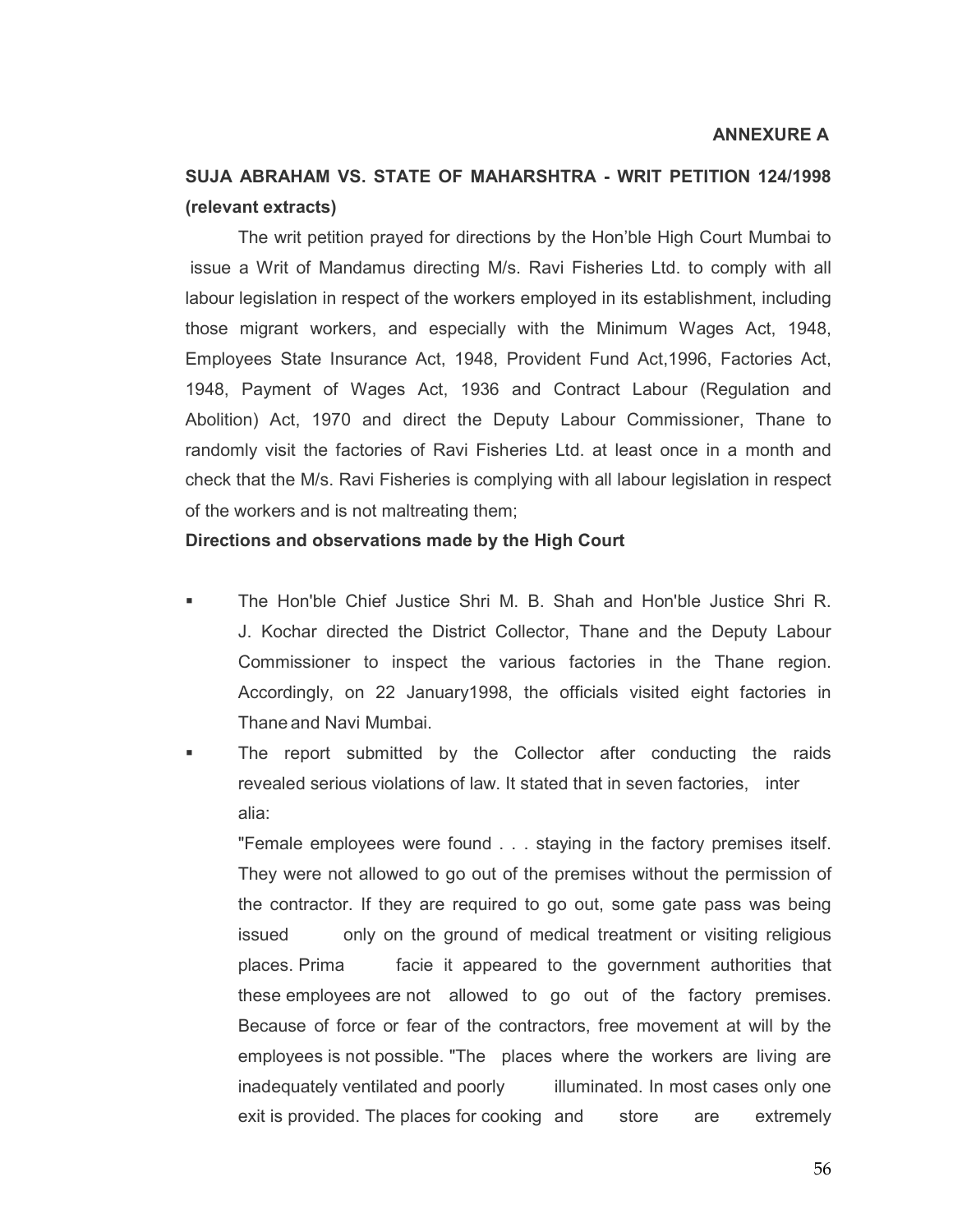**ANNEXURE A**

**SUJA ABRAHAM VS. STATE OF MAHARSHTRA - WRIT PETITION 124/1998 (relevant extracts)**

The writ petition prayed for directions by the Hon'ble High Court Mumbai to issue a Writ of Mandamus directing M/s. Ravi Fisheries Ltd. to comply with all labour legislation in respect of the workers employed in its establishment, including those migrant workers, and especially with the Minimum Wages Act, 1948, Employees State Insurance Act, 1948, Provident Fund Act,1996, Factories Act, 1948, Payment of Wages Act, 1936 and Contract Labour (Regulation and Abolition) Act, 1970 and direct the Deputy Labour Commissioner, Thane to randomly visit the factories of Ravi Fisheries Ltd. at least once in a month and check that the M/s. Ravi Fisheries is complying with all labour legislation in respect of the workers and is not maltreating them;

**Directions and observations made by the High Court**

- The Hon'ble Chief Justice Shri M. B. Shah and Hon'ble Justice Shri R. J. Kochar directed the District Collector, Thane and the Deputy Labour Commissioner to inspect the various factories in the Thane region. Accordingly, on 22 January1998, the officials visited eight factories in Thane and Navi Mumbai.
- The report submitted by the Collector after conducting the raids revealed serious violations of law. It stated that in seven factories, inter alia:

  "Female employees were found . . . staying in the factory premises itself. They were not allowed to go out of the premises without the permission of the contractor. If they are required to go out, some gate pass was being issued only on the ground of medical treatment or visiting religious places. Prima facie it appeared to the government authorities that these employees are not allowed to go out of the factory premises. Because of force or fear of the contractors, free movement at will by the employees is not possible. "The places where the workers are living are inadequately ventilated and poorly illuminated. In most cases only one exit is provided. The places for cooking and store are extremely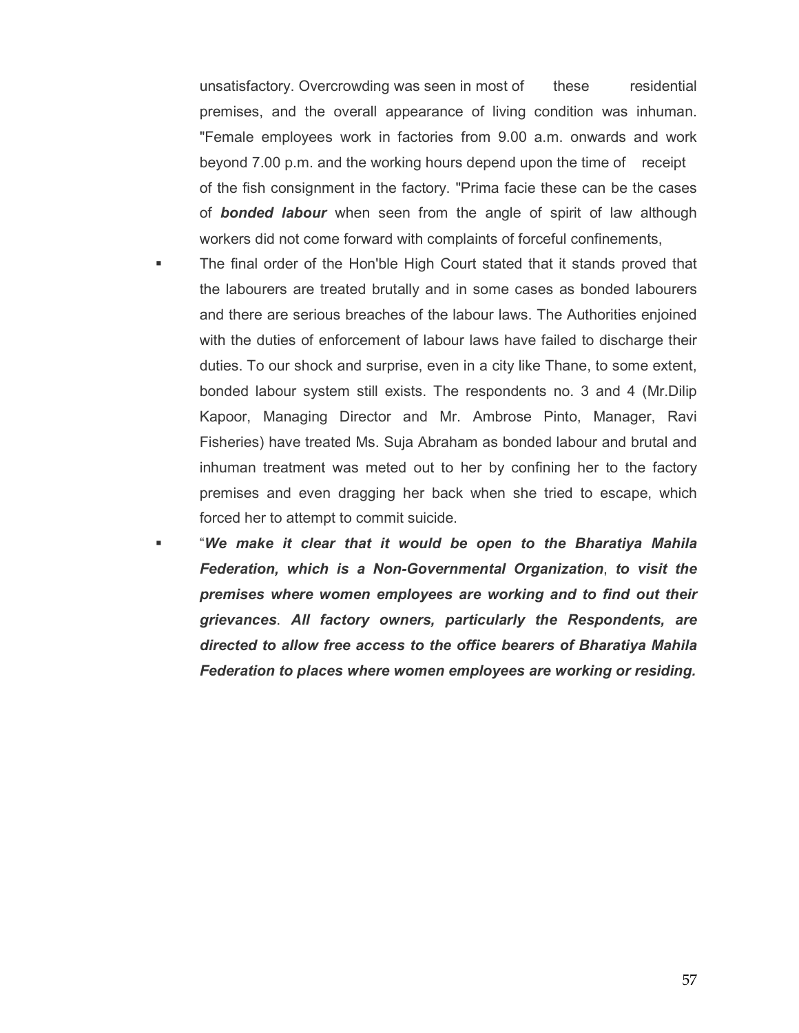unsatisfactory. Overcrowding was seen in most of these residential premises, and the overall appearance of living condition was inhuman. "Female employees work in factories from 9.00 a.m. onwards and work beyond 7.00 p.m. and the working hours depend upon the time of receipt of the fish consignment in the factory. "Prima facie these can be the cases of ***bonded labour*** when seen from the angle of spirit of law although workers did not come forward with complaints of forceful confinements,

- The final order of the Hon'ble High Court stated that it stands proved that the labourers are treated brutally and in some cases as bonded labourers and there are serious breaches of the labour laws. The Authorities enjoined with the duties of enforcement of labour laws have failed to discharge their duties. To our shock and surprise, even in a city like Thane, to some extent, bonded labour system still exists. The respondents no. 3 and 4 (Mr.Dilip Kapoor, Managing Director and Mr. Ambrose Pinto, Manager, Ravi Fisheries) have treated Ms. Suja Abraham as bonded labour and brutal and inhuman treatment was meted out to her by confining her to the factory premises and even dragging her back when she tried to escape, which forced her to attempt to commit suicide.
- "***We make it clear that it would be open to the Bharatiya Mahila Federation, which is a Non-Governmental Organization***, ***to visit the premises where women employees are working and to find out their grievances***. ***All factory owners, particularly the Respondents, are directed to allow free access to the office bearers of Bharatiya Mahila Federation to places where women employees are working or residing.***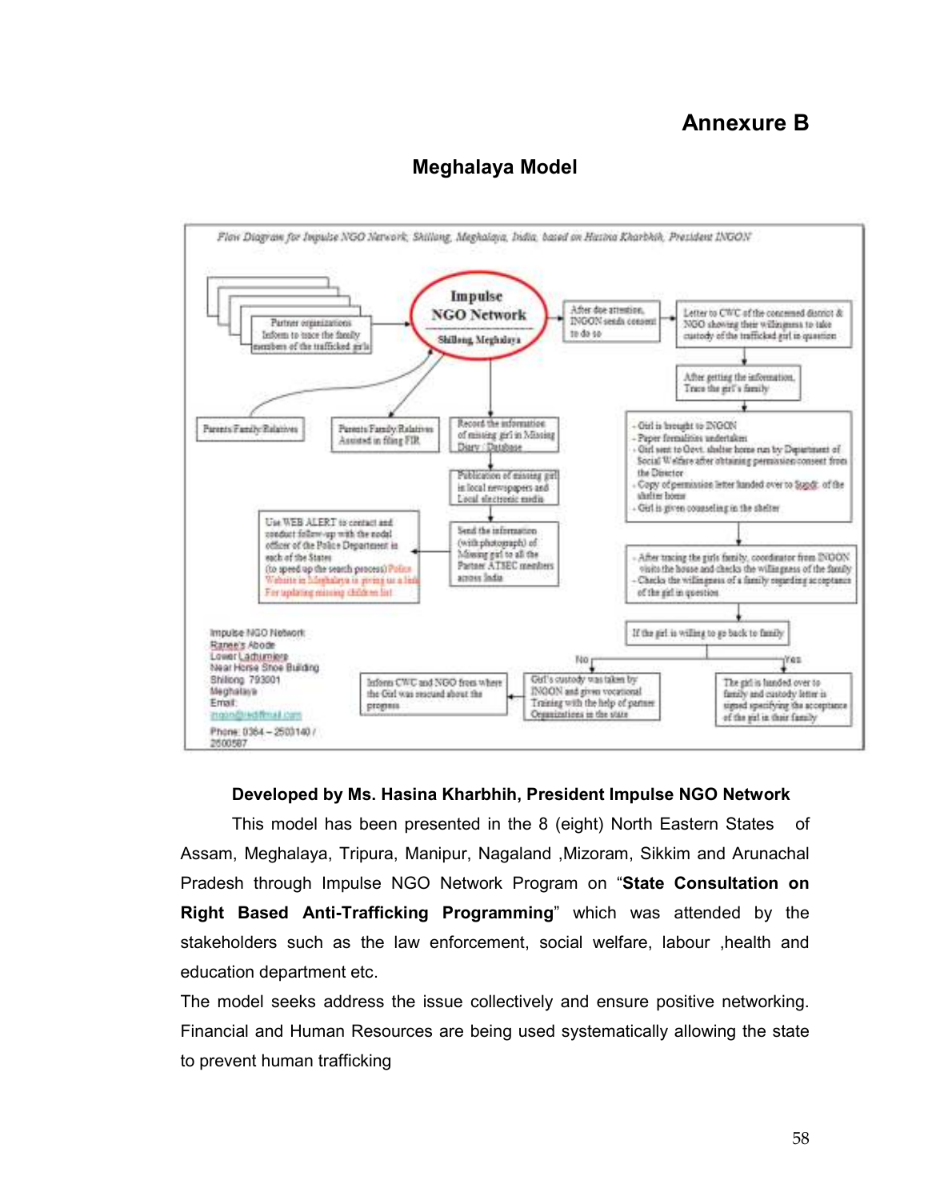# Annexure B

## Meghalaya Model

*Flow Diagram for Impulse NGO Network, Shillong, Meghalaya, India, based on Hasina Kharbhih, President INGON*

**Impulse NGO Network**
Shillong, Meghalaya

- Partner organizations Inform to trace the family members of the trafficked girls → Impulse NGO Network
- Parents/Family/Relatives → Impulse NGO Network
- Parents/Family/Relatives Assisted in filing FIR → Impulse NGO Network
- Impulse NGO Network → Record the information of missing girl in Missing Diary / Database → Publication of missing girl in local newspapers and Local electronic media → Send the information (with photograph) of Missing girl to all the Partner ATSEC members across India → Use WEB ALERT to contact and conduct follow-up with the nodal officer of the Police Department in each of the States (to speed up the search process) Police Website in Meghalaya is giving us a link For updating missing children list
- Impulse NGO Network → After due attention, INGON seeks consent to do so → Letter to CWC of the concerned district & NGO showing their willingness to take custody of the trafficked girl in question → After getting the information, Trace the girl's family →
  - Girl is brought to INGON
  - Paper formalities undertaken
  - Girl sent to Govt. shelter home run by Department of Social Welfare after obtaining permission/consent from the Director
  - Copy of permission letter handed over to Supdt. of the shelter home
  - Girl is given counseling in the shelter
- →
  - After tracing the girls family, coordinator from INGON visits the house and checks the willingness of the family
  - Checks the willingness of a family regarding acceptance of the girl in question
- → If the girl is willing to go back to family
  - Yes → The girl is handed over to family and custody letter is signed specifying the acceptance of the girl in their family
  - No → Girl's custody was taken by INGON and given vocational Training with the help of partner Organizations in the state → Inform CWC and NGO from where the Girl was rescued about the progress

Impulse NGO Network
Ranee's Abode
Lower Lachumiere
Near Horse Shoe Building
Shillong 793001
Meghalaya
Email: ingon@rediffmail.com
Phone: 0364 – 2503140 / 2500587

**Developed by Ms. Hasina Kharbhih, President Impulse NGO Network**

This model has been presented in the 8 (eight) North Eastern States of Assam, Meghalaya, Tripura, Manipur, Nagaland ,Mizoram, Sikkim and Arunachal Pradesh through Impulse NGO Network Program on "**State Consultation on Right Based Anti-Trafficking Programming**" which was attended by the stakeholders such as the law enforcement, social welfare, labour ,health and education department etc.

The model seeks address the issue collectively and ensure positive networking. Financial and Human Resources are being used systematically allowing the state to prevent human trafficking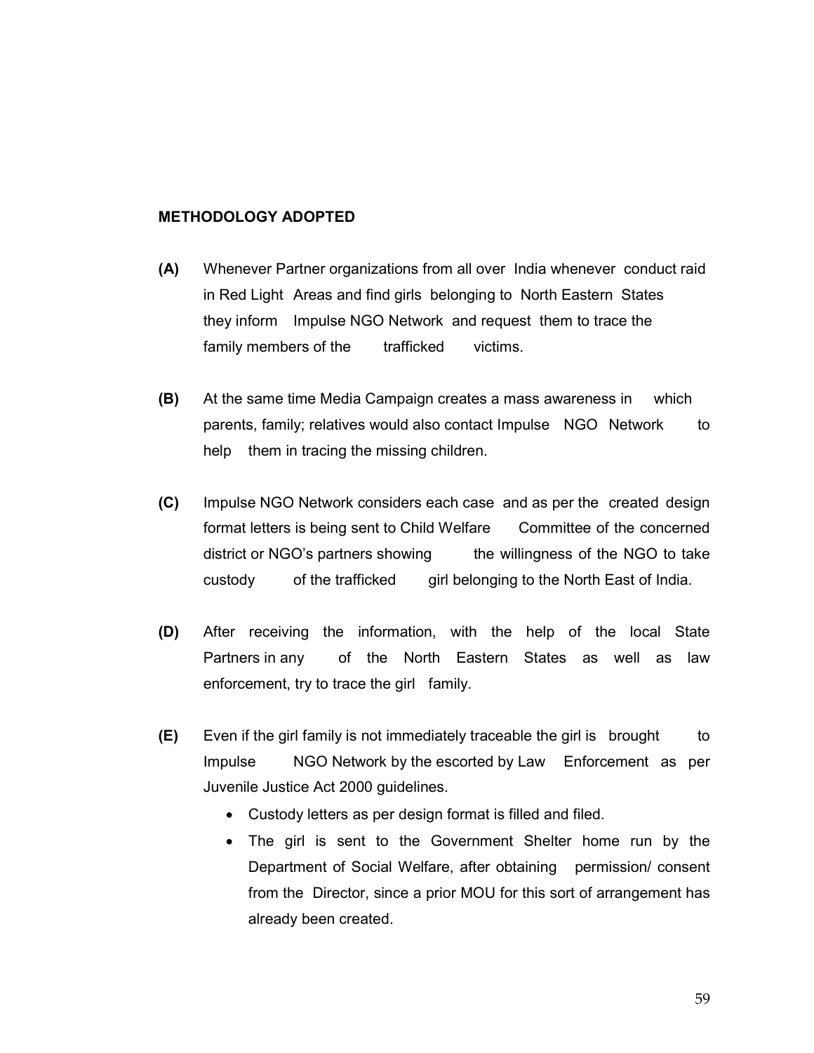**METHODOLOGY ADOPTED**

**(A)** Whenever Partner organizations from all over India whenever conduct raid in Red Light Areas and find girls belonging to North Eastern States they inform Impulse NGO Network and request them to trace the family members of the trafficked victims.

**(B)** At the same time Media Campaign creates a mass awareness in which parents, family; relatives would also contact Impulse NGO Network to help them in tracing the missing children.

**(C)** Impulse NGO Network considers each case and as per the created design format letters is being sent to Child Welfare Committee of the concerned district or NGO's partners showing the willingness of the NGO to take custody of the trafficked girl belonging to the North East of India.

**(D)** After receiving the information, with the help of the local State Partners in any of the North Eastern States as well as law enforcement, try to trace the girl family.

**(E)** Even if the girl family is not immediately traceable the girl is brought to Impulse NGO Network by the escorted by Law Enforcement as per Juvenile Justice Act 2000 guidelines.

- Custody letters as per design format is filled and filed.
- The girl is sent to the Government Shelter home run by the Department of Social Welfare, after obtaining permission/ consent from the Director, since a prior MOU for this sort of arrangement has already been created.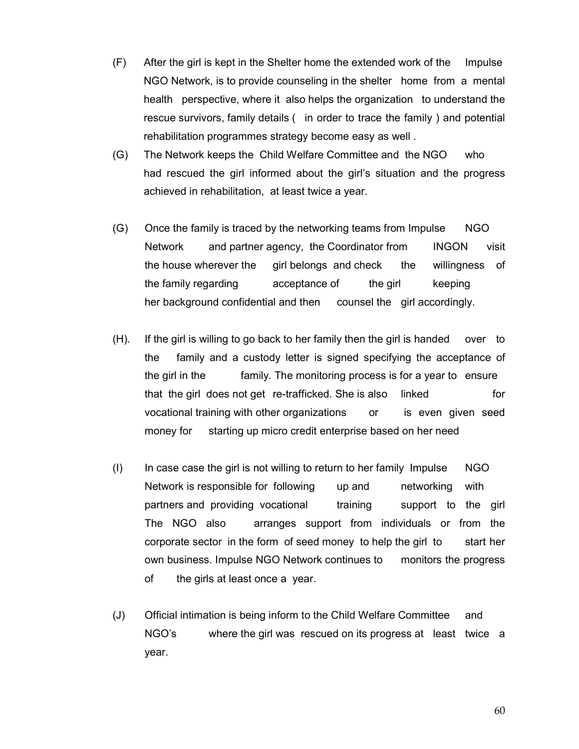(F) After the girl is kept in the Shelter home the extended work of the Impulse NGO Network, is to provide counseling in the shelter home from a mental health perspective, where it also helps the organization to understand the rescue survivors, family details ( in order to trace the family ) and potential rehabilitation programmes strategy become easy as well .

(G) The Network keeps the Child Welfare Committee and the NGO who had rescued the girl informed about the girl's situation and the progress achieved in rehabilitation, at least twice a year.

(G) Once the family is traced by the networking teams from Impulse NGO Network and partner agency, the Coordinator from INGON visit the house wherever the girl belongs and check the willingness of the family regarding acceptance of the girl keeping her background confidential and then counsel the girl accordingly.

(H). If the girl is willing to go back to her family then the girl is handed over to the family and a custody letter is signed specifying the acceptance of the girl in the family. The monitoring process is for a year to ensure that the girl does not get re-trafficked. She is also linked for vocational training with other organizations or is even given seed money for starting up micro credit enterprise based on her need

(I) In case case the girl is not willing to return to her family Impulse NGO Network is responsible for following up and networking with partners and providing vocational training support to the girl The NGO also arranges support from individuals or from the corporate sector in the form of seed money to help the girl to start her own business. Impulse NGO Network continues to monitors the progress of the girls at least once a year.

(J) Official intimation is being inform to the Child Welfare Committee and NGO's where the girl was rescued on its progress at least twice a year.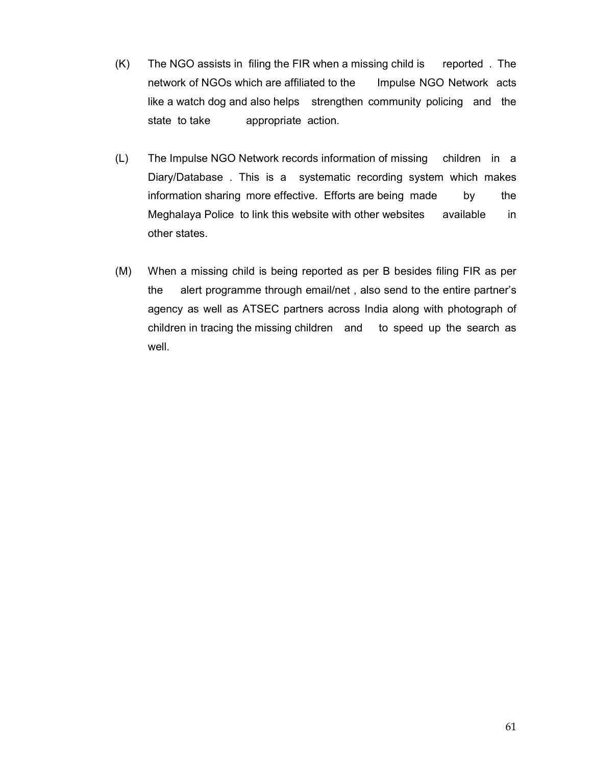(K) The NGO assists in filing the FIR when a missing child is reported . The network of NGOs which are affiliated to the Impulse NGO Network acts like a watch dog and also helps strengthen community policing and the state to take appropriate action.

(L) The Impulse NGO Network records information of missing children in a Diary/Database . This is a systematic recording system which makes information sharing more effective. Efforts are being made by the Meghalaya Police to link this website with other websites available in other states.

(M) When a missing child is being reported as per B besides filing FIR as per the alert programme through email/net , also send to the entire partner's agency as well as ATSEC partners across India along with photograph of children in tracing the missing children and to speed up the search as well.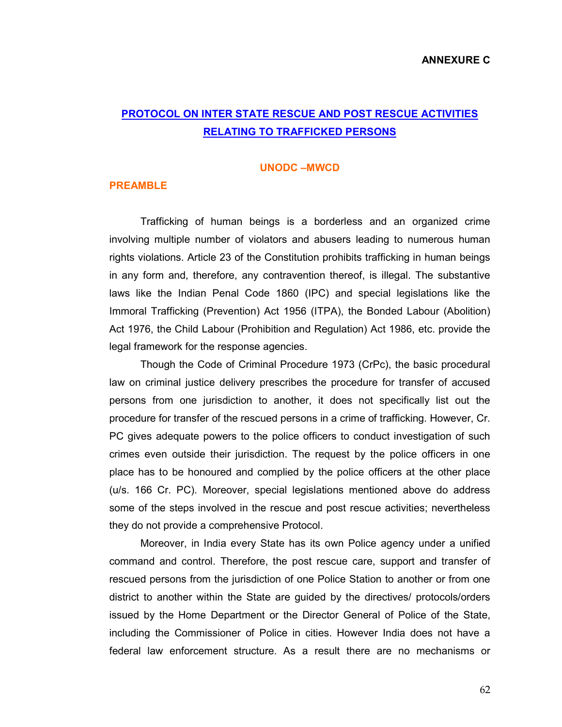**ANNEXURE C**

# PROTOCOL ON INTER STATE RESCUE AND POST RESCUE ACTIVITIES RELATING TO TRAFFICKED PERSONS

**UNODC –MWCD**

## PREAMBLE

Trafficking of human beings is a borderless and an organized crime involving multiple number of violators and abusers leading to numerous human rights violations. Article 23 of the Constitution prohibits trafficking in human beings in any form and, therefore, any contravention thereof, is illegal. The substantive laws like the Indian Penal Code 1860 (IPC) and special legislations like the Immoral Trafficking (Prevention) Act 1956 (ITPA), the Bonded Labour (Abolition) Act 1976, the Child Labour (Prohibition and Regulation) Act 1986, etc. provide the legal framework for the response agencies.

Though the Code of Criminal Procedure 1973 (CrPc), the basic procedural law on criminal justice delivery prescribes the procedure for transfer of accused persons from one jurisdiction to another, it does not specifically list out the procedure for transfer of the rescued persons in a crime of trafficking. However, Cr. PC gives adequate powers to the police officers to conduct investigation of such crimes even outside their jurisdiction. The request by the police officers in one place has to be honoured and complied by the police officers at the other place (u/s. 166 Cr. PC). Moreover, special legislations mentioned above do address some of the steps involved in the rescue and post rescue activities; nevertheless they do not provide a comprehensive Protocol.

Moreover, in India every State has its own Police agency under a unified command and control. Therefore, the post rescue care, support and transfer of rescued persons from the jurisdiction of one Police Station to another or from one district to another within the State are guided by the directives/ protocols/orders issued by the Home Department or the Director General of Police of the State, including the Commissioner of Police in cities. However India does not have a federal law enforcement structure. As a result there are no mechanisms or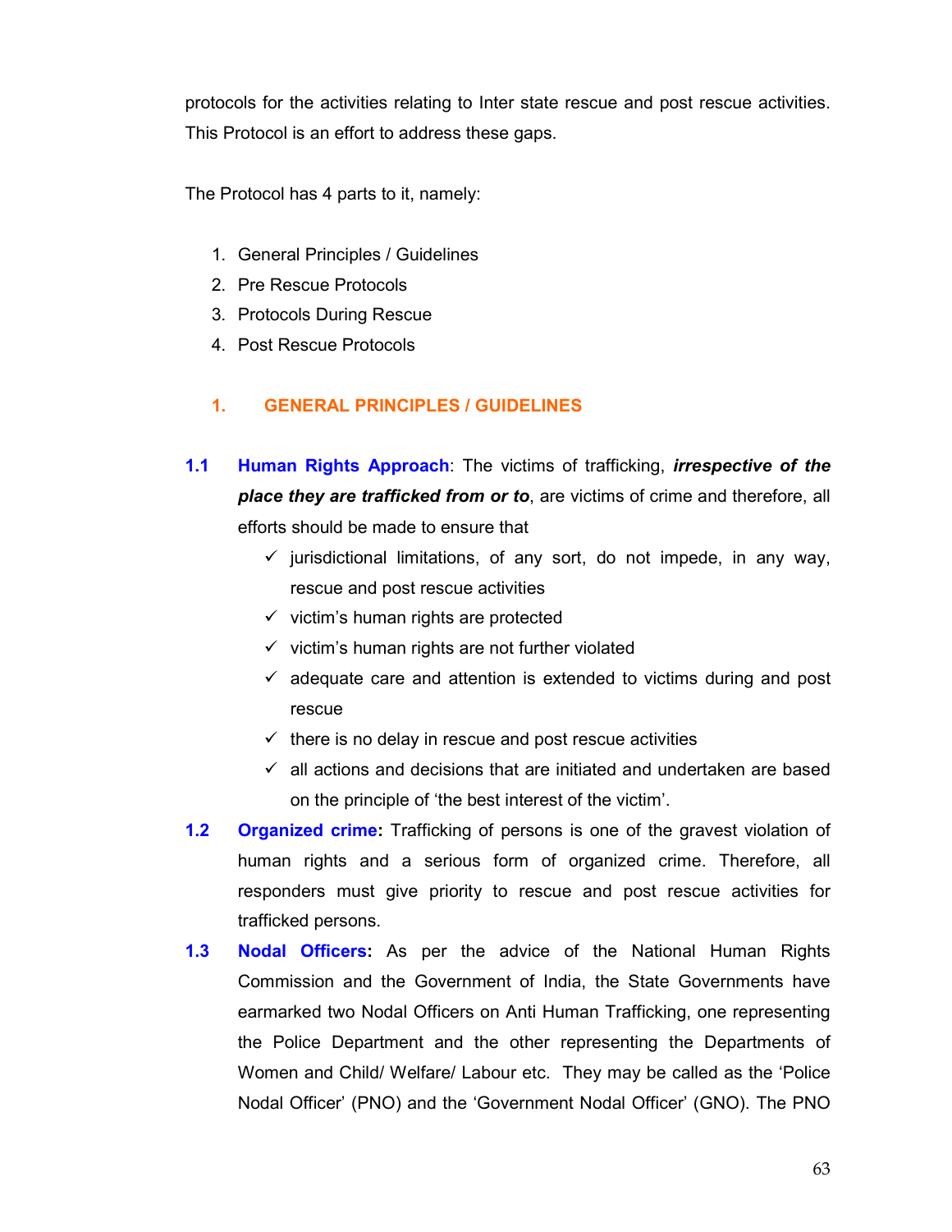protocols for the activities relating to Inter state rescue and post rescue activities. This Protocol is an effort to address these gaps.

The Protocol has 4 parts to it, namely:

1. General Principles / Guidelines
2. Pre Rescue Protocols
3. Protocols During Rescue
4. Post Rescue Protocols

## 1. GENERAL PRINCIPLES / GUIDELINES

**1.1 Human Rights Approach**: The victims of trafficking, ***irrespective of the place they are trafficked from or to***, are victims of crime and therefore, all efforts should be made to ensure that

- ✓ jurisdictional limitations, of any sort, do not impede, in any way, rescue and post rescue activities
- ✓ victim's human rights are protected
- ✓ victim's human rights are not further violated
- ✓ adequate care and attention is extended to victims during and post rescue
- ✓ there is no delay in rescue and post rescue activities
- ✓ all actions and decisions that are initiated and undertaken are based on the principle of 'the best interest of the victim'.

**1.2 Organized crime:** Trafficking of persons is one of the gravest violation of human rights and a serious form of organized crime. Therefore, all responders must give priority to rescue and post rescue activities for trafficked persons.

**1.3 Nodal Officers:** As per the advice of the National Human Rights Commission and the Government of India, the State Governments have earmarked two Nodal Officers on Anti Human Trafficking, one representing the Police Department and the other representing the Departments of Women and Child/ Welfare/ Labour etc. They may be called as the 'Police Nodal Officer' (PNO) and the 'Government Nodal Officer' (GNO). The PNO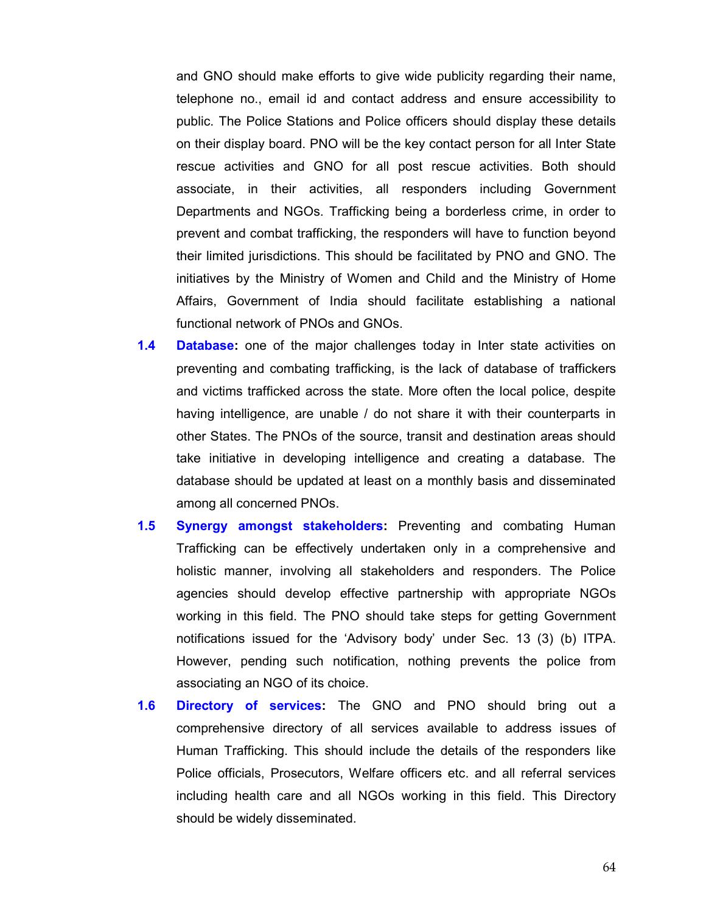and GNO should make efforts to give wide publicity regarding their name, telephone no., email id and contact address and ensure accessibility to public. The Police Stations and Police officers should display these details on their display board. PNO will be the key contact person for all Inter State rescue activities and GNO for all post rescue activities. Both should associate, in their activities, all responders including Government Departments and NGOs. Trafficking being a borderless crime, in order to prevent and combat trafficking, the responders will have to function beyond their limited jurisdictions. This should be facilitated by PNO and GNO. The initiatives by the Ministry of Women and Child and the Ministry of Home Affairs, Government of India should facilitate establishing a national functional network of PNOs and GNOs.

**1.4 Database:** one of the major challenges today in Inter state activities on preventing and combating trafficking, is the lack of database of traffickers and victims trafficked across the state. More often the local police, despite having intelligence, are unable / do not share it with their counterparts in other States. The PNOs of the source, transit and destination areas should take initiative in developing intelligence and creating a database. The database should be updated at least on a monthly basis and disseminated among all concerned PNOs.

**1.5 Synergy amongst stakeholders:** Preventing and combating Human Trafficking can be effectively undertaken only in a comprehensive and holistic manner, involving all stakeholders and responders. The Police agencies should develop effective partnership with appropriate NGOs working in this field. The PNO should take steps for getting Government notifications issued for the 'Advisory body' under Sec. 13 (3) (b) ITPA. However, pending such notification, nothing prevents the police from associating an NGO of its choice.

**1.6 Directory of services:** The GNO and PNO should bring out a comprehensive directory of all services available to address issues of Human Trafficking. This should include the details of the responders like Police officials, Prosecutors, Welfare officers etc. and all referral services including health care and all NGOs working in this field. This Directory should be widely disseminated.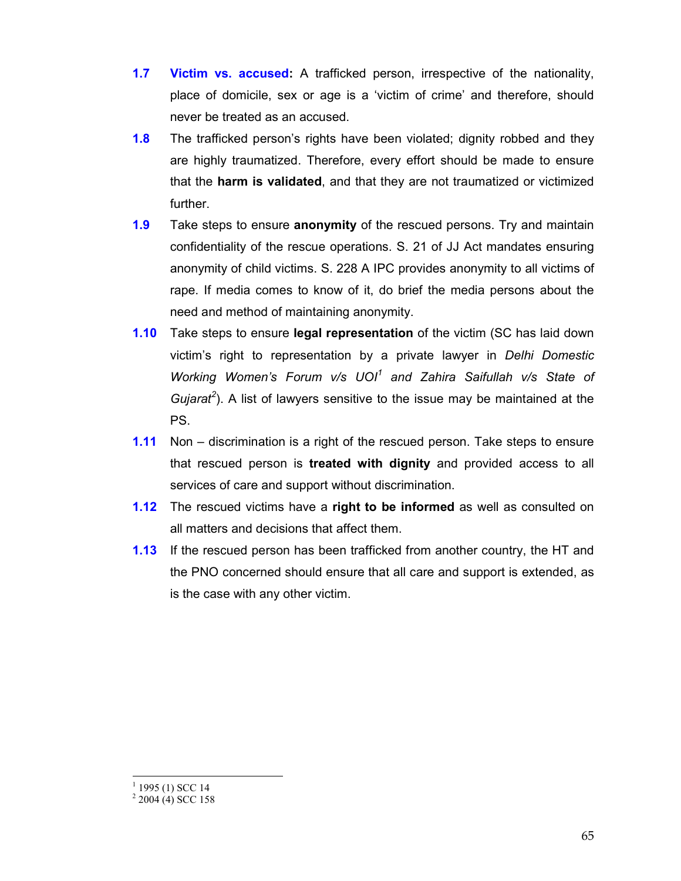**1.7** **Victim vs. accused:** A trafficked person, irrespective of the nationality, place of domicile, sex or age is a 'victim of crime' and therefore, should never be treated as an accused.

**1.8** The trafficked person's rights have been violated; dignity robbed and they are highly traumatized. Therefore, every effort should be made to ensure that the **harm is validated**, and that they are not traumatized or victimized further.

**1.9** Take steps to ensure **anonymity** of the rescued persons. Try and maintain confidentiality of the rescue operations. S. 21 of JJ Act mandates ensuring anonymity of child victims. S. 228 A IPC provides anonymity to all victims of rape. If media comes to know of it, do brief the media persons about the need and method of maintaining anonymity.

**1.10** Take steps to ensure **legal representation** of the victim (SC has laid down victim's right to representation by a private lawyer in *Delhi Domestic Working Women's Forum v/s UOI*[1] *and Zahira Saifullah v/s State of Gujarat*[2]). A list of lawyers sensitive to the issue may be maintained at the PS.

**1.11** Non – discrimination is a right of the rescued person. Take steps to ensure that rescued person is **treated with dignity** and provided access to all services of care and support without discrimination.

**1.12** The rescued victims have a **right to be informed** as well as consulted on all matters and decisions that affect them.

**1.13** If the rescued person has been trafficked from another country, the HT and the PNO concerned should ensure that all care and support is extended, as is the case with any other victim.

---

[1] 1995 (1) SCC 14
[2] 2004 (4) SCC 158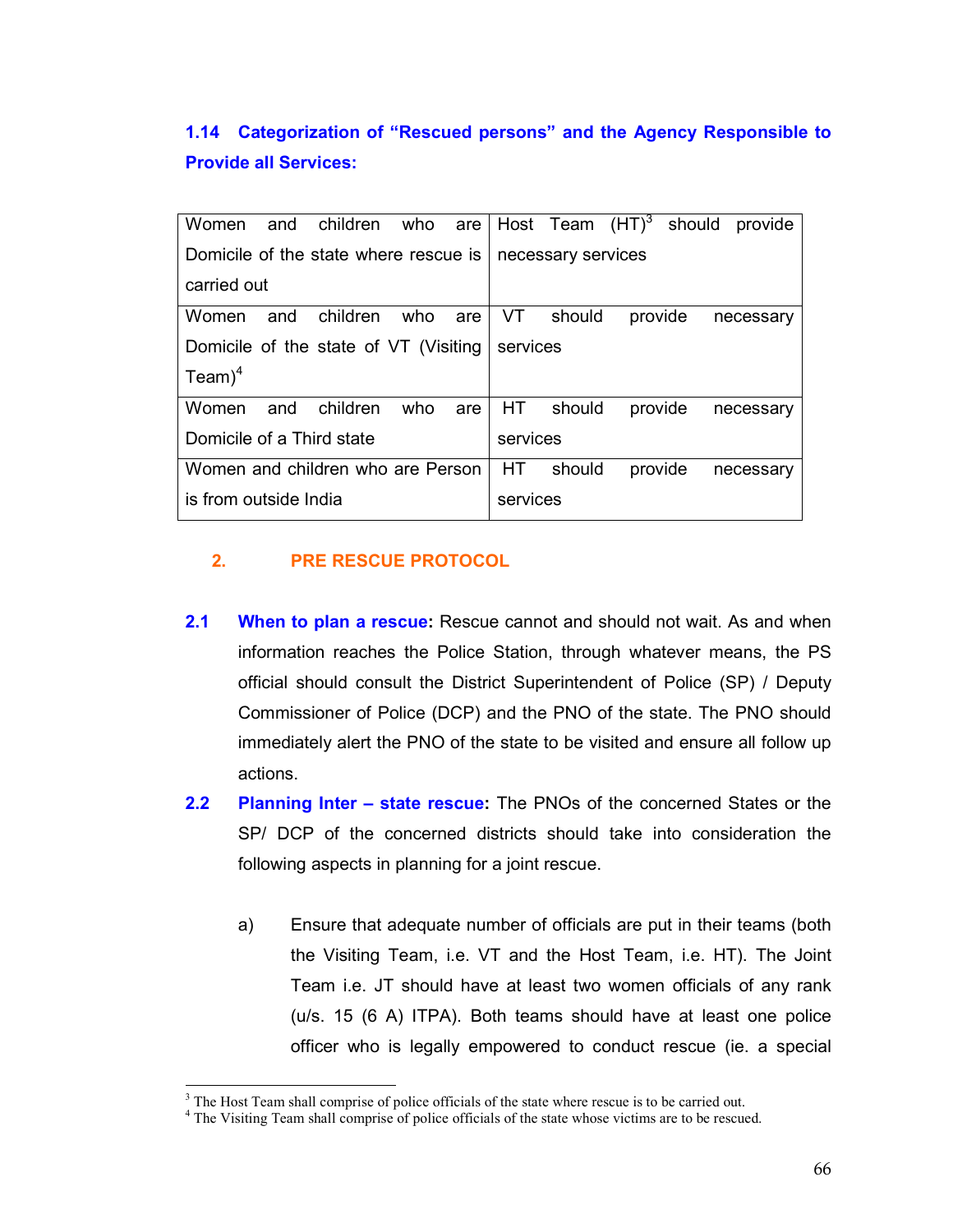### 1.14 Categorization of "Rescued persons" and the Agency Responsible to Provide all Services:

| | |
|---|---|
| Women and children who are Domicile of the state where rescue is carried out | Host Team (HT)[3] should provide necessary services |
| Women and children who are Domicile of the state of VT (Visiting Team)[4] | VT should provide necessary services |
| Women and children who are Domicile of a Third state | HT should provide necessary services |
| Women and children who are Person is from outside India | HT should provide necessary services |

## 2. PRE RESCUE PROTOCOL

**2.1 When to plan a rescue:** Rescue cannot and should not wait. As and when information reaches the Police Station, through whatever means, the PS official should consult the District Superintendent of Police (SP) / Deputy Commissioner of Police (DCP) and the PNO of the state. The PNO should immediately alert the PNO of the state to be visited and ensure all follow up actions.

**2.2 Planning Inter – state rescue:** The PNOs of the concerned States or the SP/ DCP of the concerned districts should take into consideration the following aspects in planning for a joint rescue.

a) Ensure that adequate number of officials are put in their teams (both the Visiting Team, i.e. VT and the Host Team, i.e. HT). The Joint Team i.e. JT should have at least two women officials of any rank (u/s. 15 (6 A) ITPA). Both teams should have at least one police officer who is legally empowered to conduct rescue (ie. a special

---

[3] The Host Team shall comprise of police officials of the state where rescue is to be carried out.

[4] The Visiting Team shall comprise of police officials of the state whose victims are to be rescued.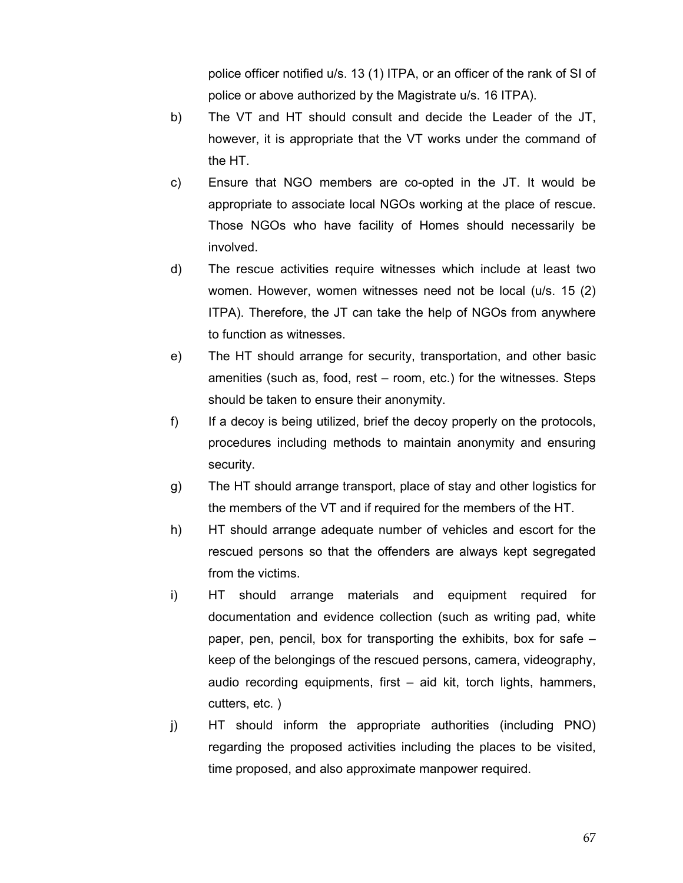police officer notified u/s. 13 (1) ITPA, or an officer of the rank of SI of police or above authorized by the Magistrate u/s. 16 ITPA).

b) The VT and HT should consult and decide the Leader of the JT, however, it is appropriate that the VT works under the command of the HT.

c) Ensure that NGO members are co-opted in the JT. It would be appropriate to associate local NGOs working at the place of rescue. Those NGOs who have facility of Homes should necessarily be involved.

d) The rescue activities require witnesses which include at least two women. However, women witnesses need not be local (u/s. 15 (2) ITPA). Therefore, the JT can take the help of NGOs from anywhere to function as witnesses.

e) The HT should arrange for security, transportation, and other basic amenities (such as, food, rest – room, etc.) for the witnesses. Steps should be taken to ensure their anonymity.

f) If a decoy is being utilized, brief the decoy properly on the protocols, procedures including methods to maintain anonymity and ensuring security.

g) The HT should arrange transport, place of stay and other logistics for the members of the VT and if required for the members of the HT.

h) HT should arrange adequate number of vehicles and escort for the rescued persons so that the offenders are always kept segregated from the victims.

i) HT should arrange materials and equipment required for documentation and evidence collection (such as writing pad, white paper, pen, pencil, box for transporting the exhibits, box for safe – keep of the belongings of the rescued persons, camera, videography, audio recording equipments, first – aid kit, torch lights, hammers, cutters, etc. )

j) HT should inform the appropriate authorities (including PNO) regarding the proposed activities including the places to be visited, time proposed, and also approximate manpower required.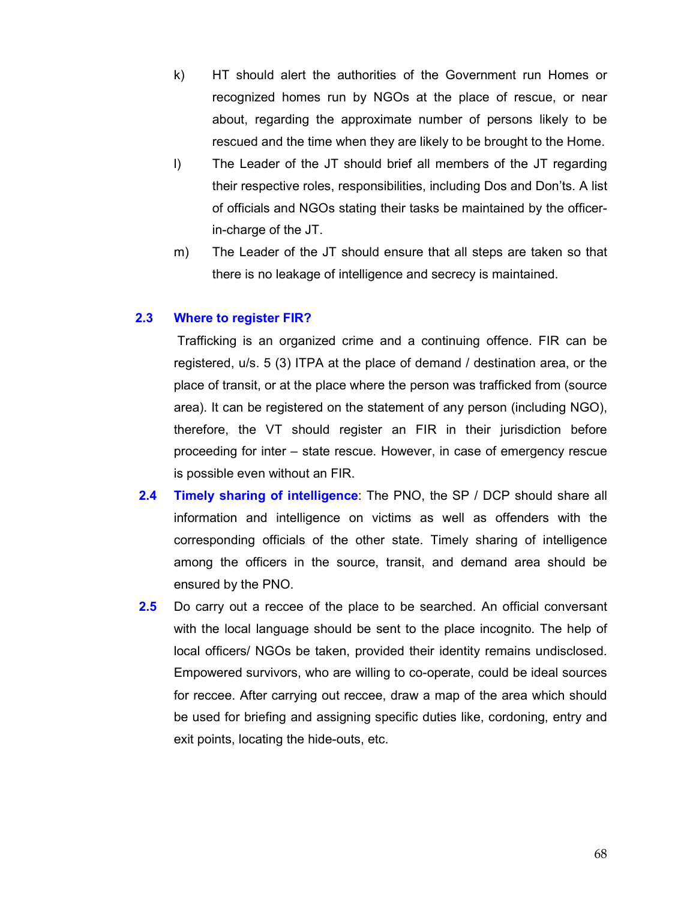k) HT should alert the authorities of the Government run Homes or recognized homes run by NGOs at the place of rescue, or near about, regarding the approximate number of persons likely to be rescued and the time when they are likely to be brought to the Home.

l) The Leader of the JT should brief all members of the JT regarding their respective roles, responsibilities, including Dos and Don'ts. A list of officials and NGOs stating their tasks be maintained by the officer-in-charge of the JT.

m) The Leader of the JT should ensure that all steps are taken so that there is no leakage of intelligence and secrecy is maintained.

### 2.3 Where to register FIR?

Trafficking is an organized crime and a continuing offence. FIR can be registered, u/s. 5 (3) ITPA at the place of demand / destination area, or the place of transit, or at the place where the person was trafficked from (source area). It can be registered on the statement of any person (including NGO), therefore, the VT should register an FIR in their jurisdiction before proceeding for inter – state rescue. However, in case of emergency rescue is possible even without an FIR.

**2.4 Timely sharing of intelligence**: The PNO, the SP / DCP should share all information and intelligence on victims as well as offenders with the corresponding officials of the other state. Timely sharing of intelligence among the officers in the source, transit, and demand area should be ensured by the PNO.

**2.5** Do carry out a reccee of the place to be searched. An official conversant with the local language should be sent to the place incognito. The help of local officers/ NGOs be taken, provided their identity remains undisclosed. Empowered survivors, who are willing to co-operate, could be ideal sources for reccee. After carrying out reccee, draw a map of the area which should be used for briefing and assigning specific duties like, cordoning, entry and exit points, locating the hide-outs, etc.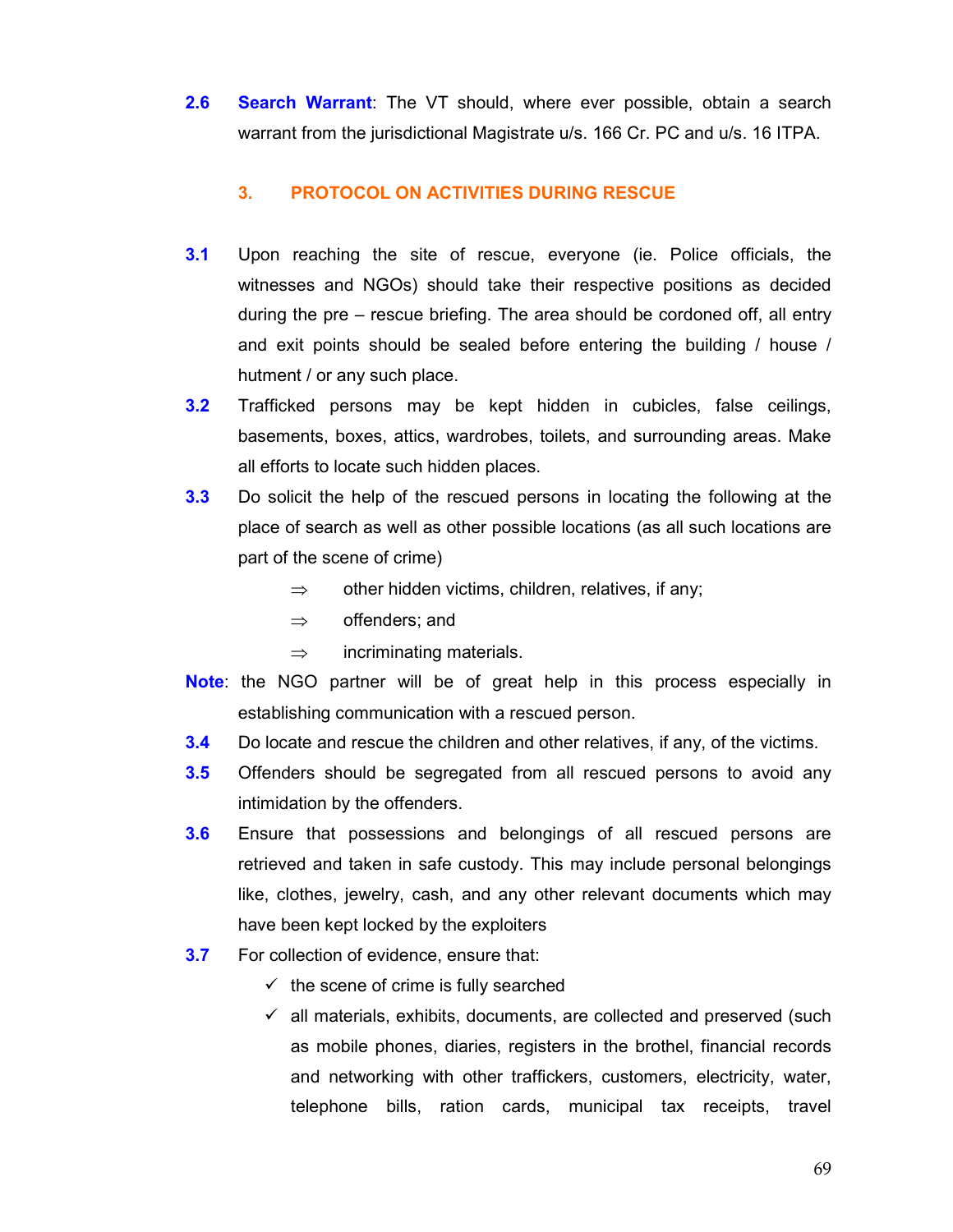**2.6** **Search Warrant**: The VT should, where ever possible, obtain a search warrant from the jurisdictional Magistrate u/s. 166 Cr. PC and u/s. 16 ITPA.

## 3. PROTOCOL ON ACTIVITIES DURING RESCUE

**3.1** Upon reaching the site of rescue, everyone (ie. Police officials, the witnesses and NGOs) should take their respective positions as decided during the pre – rescue briefing. The area should be cordoned off, all entry and exit points should be sealed before entering the building / house / hutment / or any such place.

**3.2** Trafficked persons may be kept hidden in cubicles, false ceilings, basements, boxes, attics, wardrobes, toilets, and surrounding areas. Make all efforts to locate such hidden places.

**3.3** Do solicit the help of the rescued persons in locating the following at the place of search as well as other possible locations (as all such locations are part of the scene of crime)

- ⇒ other hidden victims, children, relatives, if any;
- ⇒ offenders; and
- ⇒ incriminating materials.

**Note**: the NGO partner will be of great help in this process especially in establishing communication with a rescued person.

**3.4** Do locate and rescue the children and other relatives, if any, of the victims.

**3.5** Offenders should be segregated from all rescued persons to avoid any intimidation by the offenders.

**3.6** Ensure that possessions and belongings of all rescued persons are retrieved and taken in safe custody. This may include personal belongings like, clothes, jewelry, cash, and any other relevant documents which may have been kept locked by the exploiters

**3.7** For collection of evidence, ensure that:

- ✓ the scene of crime is fully searched
- ✓ all materials, exhibits, documents, are collected and preserved (such as mobile phones, diaries, registers in the brothel, financial records and networking with other traffickers, customers, electricity, water, telephone bills, ration cards, municipal tax receipts, travel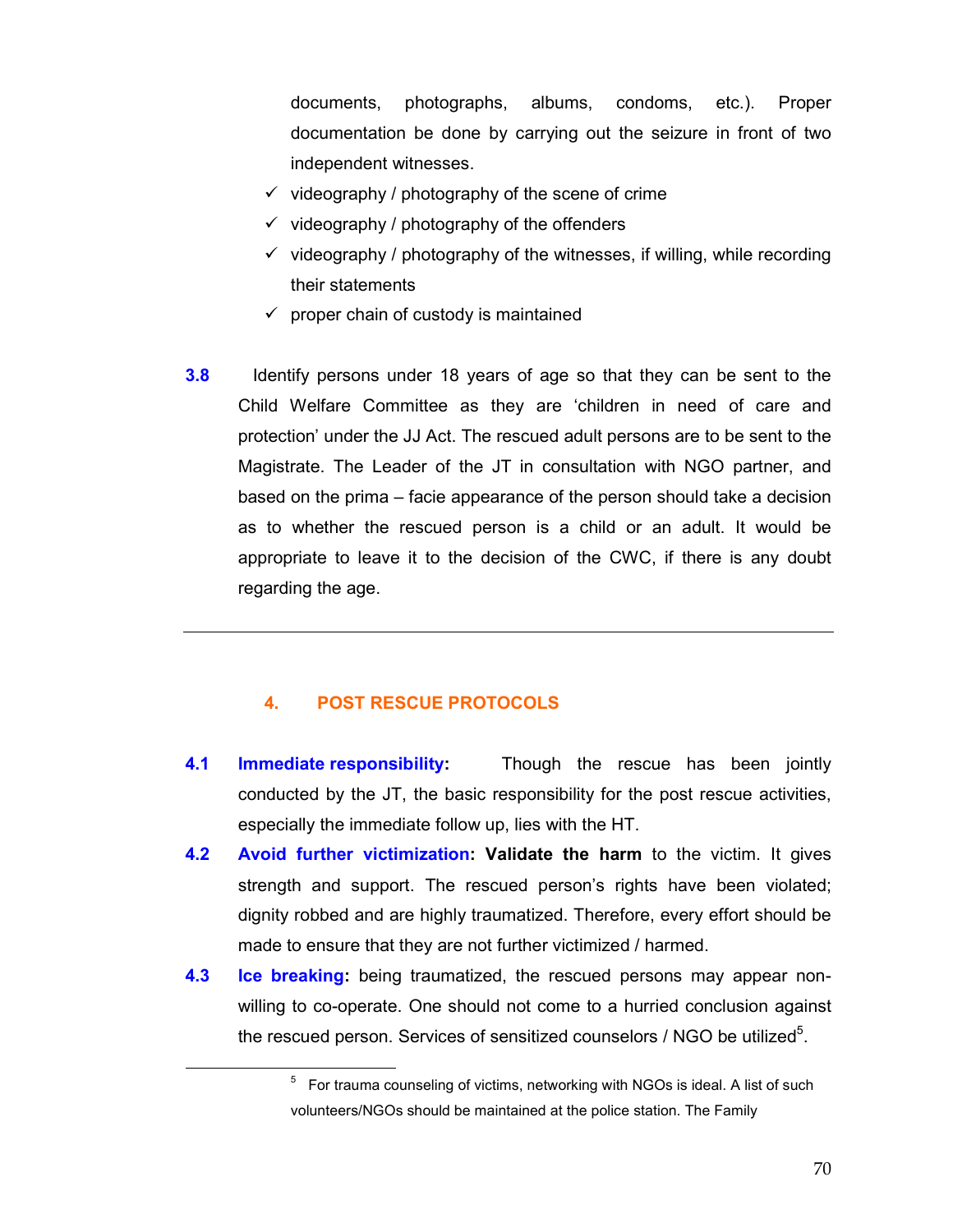documents, photographs, albums, condoms, etc.). Proper documentation be done by carrying out the seizure in front of two independent witnesses.

- ✓ videography / photography of the scene of crime
- ✓ videography / photography of the offenders
- ✓ videography / photography of the witnesses, if willing, while recording their statements
- ✓ proper chain of custody is maintained

**3.8** Identify persons under 18 years of age so that they can be sent to the Child Welfare Committee as they are 'children in need of care and protection' under the JJ Act. The rescued adult persons are to be sent to the Magistrate. The Leader of the JT in consultation with NGO partner, and based on the prima – facie appearance of the person should take a decision as to whether the rescued person is a child or an adult. It would be appropriate to leave it to the decision of the CWC, if there is any doubt regarding the age.

---

## 4. POST RESCUE PROTOCOLS

**4.1** **Immediate responsibility:** Though the rescue has been jointly conducted by the JT, the basic responsibility for the post rescue activities, especially the immediate follow up, lies with the HT.

**4.2** **Avoid further victimization: Validate the harm** to the victim. It gives strength and support. The rescued person's rights have been violated; dignity robbed and are highly traumatized. Therefore, every effort should be made to ensure that they are not further victimized / harmed.

**4.3** **Ice breaking:** being traumatized, the rescued persons may appear non-willing to co-operate. One should not come to a hurried conclusion against the rescued person. Services of sensitized counselors / NGO be utilized[5].

---

[5] For trauma counseling of victims, networking with NGOs is ideal. A list of such volunteers/NGOs should be maintained at the police station. The Family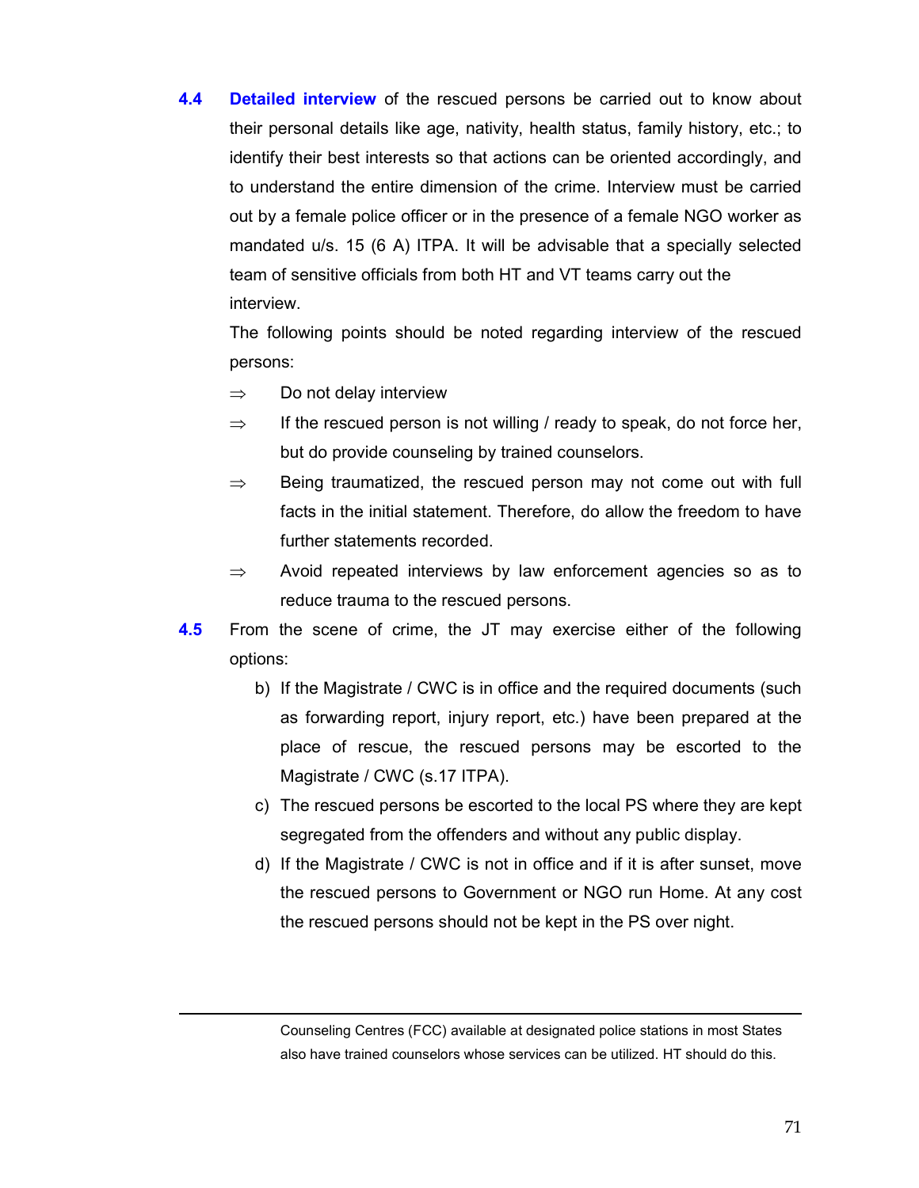**4.4** **Detailed interview** of the rescued persons be carried out to know about their personal details like age, nativity, health status, family history, etc.; to identify their best interests so that actions can be oriented accordingly, and to understand the entire dimension of the crime. Interview must be carried out by a female police officer or in the presence of a female NGO worker as mandated u/s. 15 (6 A) ITPA. It will be advisable that a specially selected team of sensitive officials from both HT and VT teams carry out the interview.

The following points should be noted regarding interview of the rescued persons:

⇒ Do not delay interview

⇒ If the rescued person is not willing / ready to speak, do not force her, but do provide counseling by trained counselors.

⇒ Being traumatized, the rescued person may not come out with full facts in the initial statement. Therefore, do allow the freedom to have further statements recorded.

⇒ Avoid repeated interviews by law enforcement agencies so as to reduce trauma to the rescued persons.

**4.5** From the scene of crime, the JT may exercise either of the following options:

b) If the Magistrate / CWC is in office and the required documents (such as forwarding report, injury report, etc.) have been prepared at the place of rescue, the rescued persons may be escorted to the Magistrate / CWC (s.17 ITPA).

c) The rescued persons be escorted to the local PS where they are kept segregated from the offenders and without any public display.

d) If the Magistrate / CWC is not in office and if it is after sunset, move the rescued persons to Government or NGO run Home. At any cost the rescued persons should not be kept in the PS over night.

---

Counseling Centres (FCC) available at designated police stations in most States also have trained counselors whose services can be utilized. HT should do this.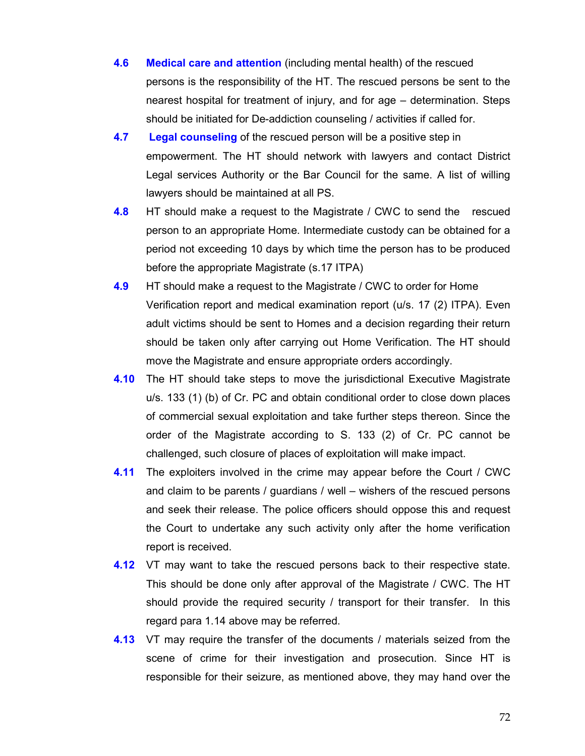**4.6** **Medical care and attention** (including mental health) of the rescued persons is the responsibility of the HT. The rescued persons be sent to the nearest hospital for treatment of injury, and for age – determination. Steps should be initiated for De-addiction counseling / activities if called for.

**4.7** **Legal counseling** of the rescued person will be a positive step in empowerment. The HT should network with lawyers and contact District Legal services Authority or the Bar Council for the same. A list of willing lawyers should be maintained at all PS.

**4.8** HT should make a request to the Magistrate / CWC to send the rescued person to an appropriate Home. Intermediate custody can be obtained for a period not exceeding 10 days by which time the person has to be produced before the appropriate Magistrate (s.17 ITPA)

**4.9** HT should make a request to the Magistrate / CWC to order for Home Verification report and medical examination report (u/s. 17 (2) ITPA). Even adult victims should be sent to Homes and a decision regarding their return should be taken only after carrying out Home Verification. The HT should move the Magistrate and ensure appropriate orders accordingly.

**4.10** The HT should take steps to move the jurisdictional Executive Magistrate u/s. 133 (1) (b) of Cr. PC and obtain conditional order to close down places of commercial sexual exploitation and take further steps thereon. Since the order of the Magistrate according to S. 133 (2) of Cr. PC cannot be challenged, such closure of places of exploitation will make impact.

**4.11** The exploiters involved in the crime may appear before the Court / CWC and claim to be parents / guardians / well – wishers of the rescued persons and seek their release. The police officers should oppose this and request the Court to undertake any such activity only after the home verification report is received.

**4.12** VT may want to take the rescued persons back to their respective state. This should be done only after approval of the Magistrate / CWC. The HT should provide the required security / transport for their transfer. In this regard para 1.14 above may be referred.

**4.13** VT may require the transfer of the documents / materials seized from the scene of crime for their investigation and prosecution. Since HT is responsible for their seizure, as mentioned above, they may hand over the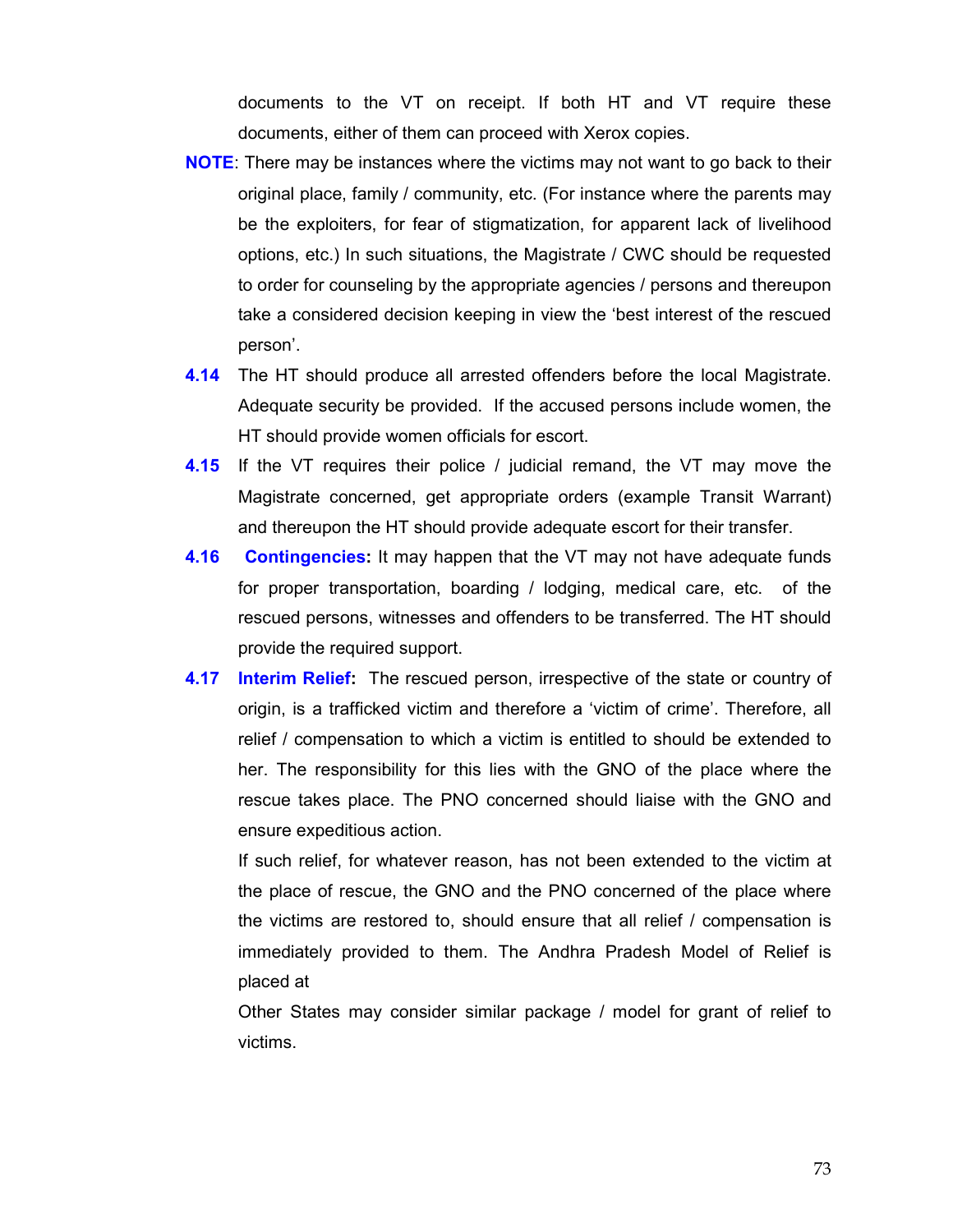documents to the VT on receipt. If both HT and VT require these documents, either of them can proceed with Xerox copies.

**NOTE**: There may be instances where the victims may not want to go back to their original place, family / community, etc. (For instance where the parents may be the exploiters, for fear of stigmatization, for apparent lack of livelihood options, etc.) In such situations, the Magistrate / CWC should be requested to order for counseling by the appropriate agencies / persons and thereupon take a considered decision keeping in view the 'best interest of the rescued person'.

**4.14** The HT should produce all arrested offenders before the local Magistrate. Adequate security be provided. If the accused persons include women, the HT should provide women officials for escort.

**4.15** If the VT requires their police / judicial remand, the VT may move the Magistrate concerned, get appropriate orders (example Transit Warrant) and thereupon the HT should provide adequate escort for their transfer.

**4.16** **Contingencies:** It may happen that the VT may not have adequate funds for proper transportation, boarding / lodging, medical care, etc. of the rescued persons, witnesses and offenders to be transferred. The HT should provide the required support.

**4.17** **Interim Relief:** The rescued person, irrespective of the state or country of origin, is a trafficked victim and therefore a 'victim of crime'. Therefore, all relief / compensation to which a victim is entitled to should be extended to her. The responsibility for this lies with the GNO of the place where the rescue takes place. The PNO concerned should liaise with the GNO and ensure expeditious action.

If such relief, for whatever reason, has not been extended to the victim at the place of rescue, the GNO and the PNO concerned of the place where the victims are restored to, should ensure that all relief / compensation is immediately provided to them. The Andhra Pradesh Model of Relief is placed at

Other States may consider similar package / model for grant of relief to victims.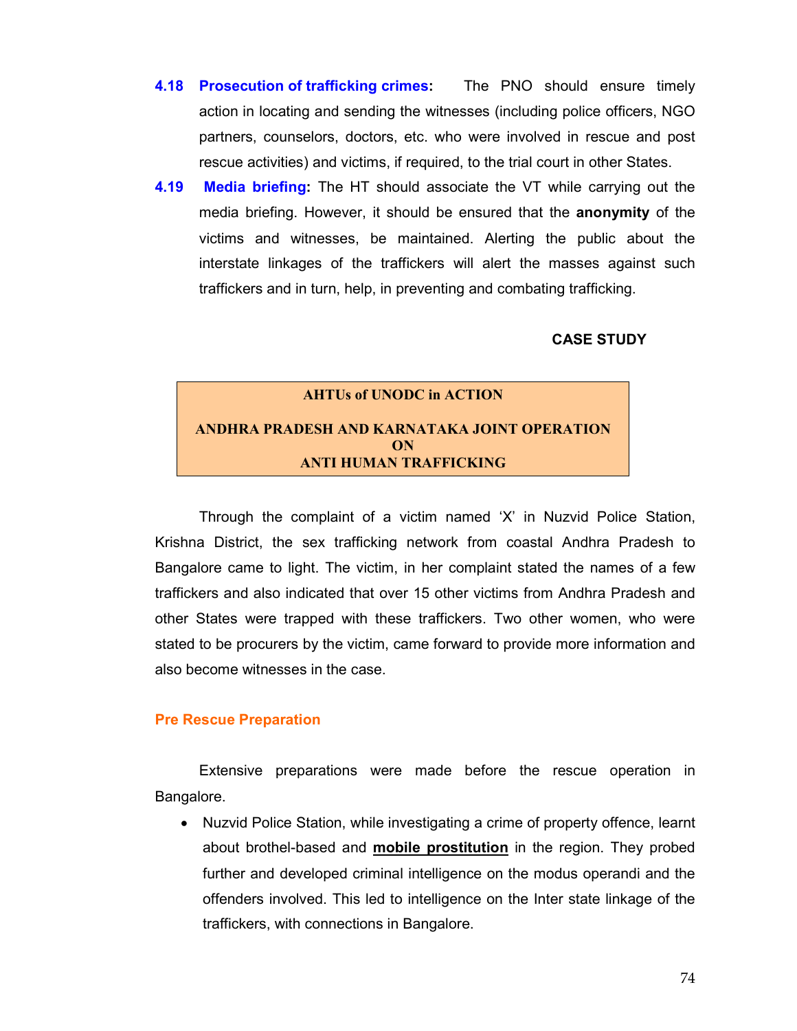**4.18 Prosecution of trafficking crimes:** The PNO should ensure timely action in locating and sending the witnesses (including police officers, NGO partners, counselors, doctors, etc. who were involved in rescue and post rescue activities) and victims, if required, to the trial court in other States.

**4.19 Media briefing:** The HT should associate the VT while carrying out the media briefing. However, it should be ensured that the **anonymity** of the victims and witnesses, be maintained. Alerting the public about the interstate linkages of the traffickers will alert the masses against such traffickers and in turn, help, in preventing and combating trafficking.

**CASE STUDY**

**AHTUs of UNODC in ACTION**

**ANDHRA PRADESH AND KARNATAKA JOINT OPERATION ON ANTI HUMAN TRAFFICKING**

Through the complaint of a victim named 'X' in Nuzvid Police Station, Krishna District, the sex trafficking network from coastal Andhra Pradesh to Bangalore came to light. The victim, in her complaint stated the names of a few traffickers and also indicated that over 15 other victims from Andhra Pradesh and other States were trapped with these traffickers. Two other women, who were stated to be procurers by the victim, came forward to provide more information and also become witnesses in the case.

### Pre Rescue Preparation

Extensive preparations were made before the rescue operation in Bangalore.

- Nuzvid Police Station, while investigating a crime of property offence, learnt about brothel-based and **mobile prostitution** in the region. They probed further and developed criminal intelligence on the modus operandi and the offenders involved. This led to intelligence on the Inter state linkage of the traffickers, with connections in Bangalore.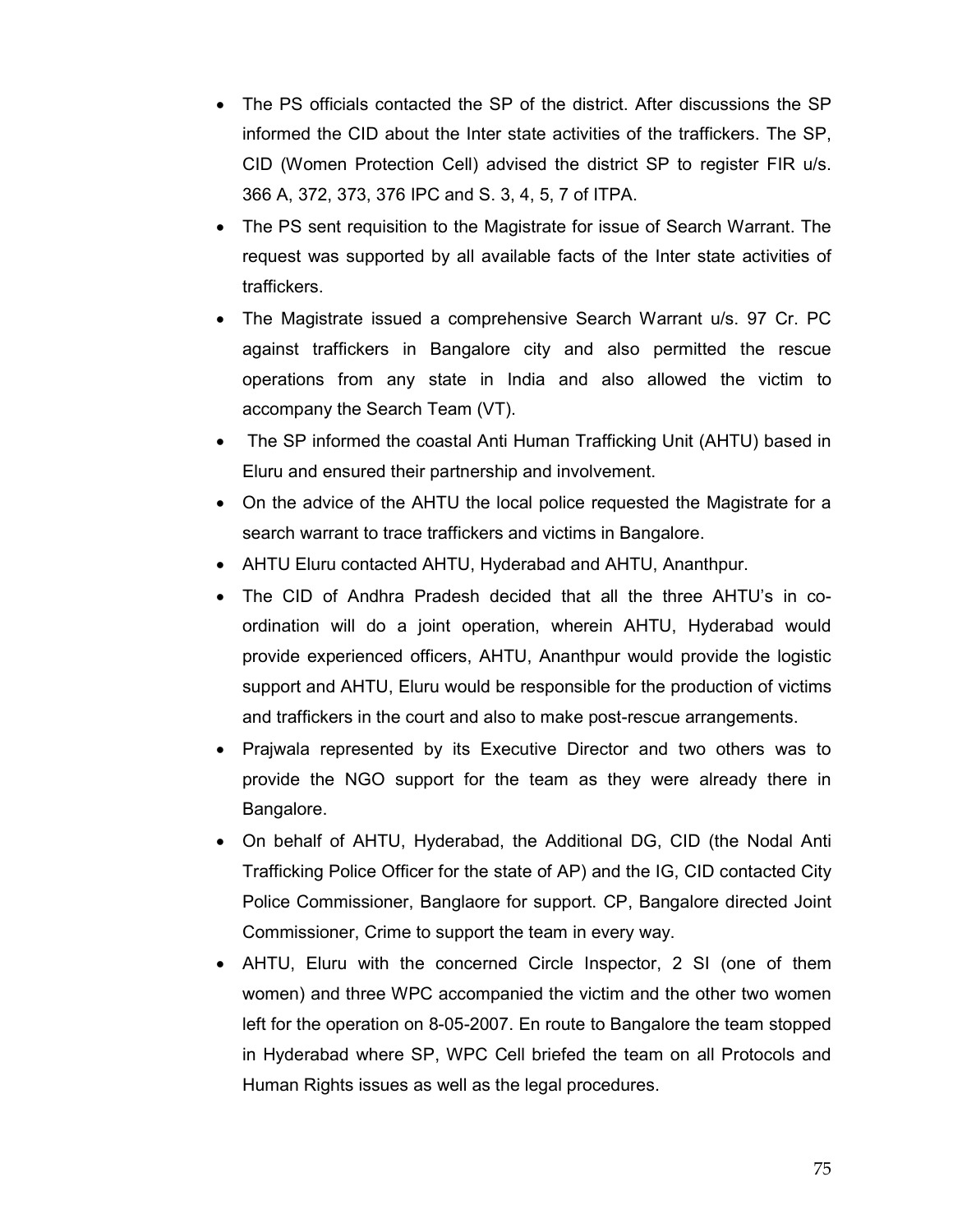- The PS officials contacted the SP of the district. After discussions the SP informed the CID about the Inter state activities of the traffickers. The SP, CID (Women Protection Cell) advised the district SP to register FIR u/s. 366 A, 372, 373, 376 IPC and S. 3, 4, 5, 7 of ITPA.
- The PS sent requisition to the Magistrate for issue of Search Warrant. The request was supported by all available facts of the Inter state activities of traffickers.
- The Magistrate issued a comprehensive Search Warrant u/s. 97 Cr. PC against traffickers in Bangalore city and also permitted the rescue operations from any state in India and also allowed the victim to accompany the Search Team (VT).
- The SP informed the coastal Anti Human Trafficking Unit (AHTU) based in Eluru and ensured their partnership and involvement.
- On the advice of the AHTU the local police requested the Magistrate for a search warrant to trace traffickers and victims in Bangalore.
- AHTU Eluru contacted AHTU, Hyderabad and AHTU, Ananthpur.
- The CID of Andhra Pradesh decided that all the three AHTU's in co-ordination will do a joint operation, wherein AHTU, Hyderabad would provide experienced officers, AHTU, Ananthpur would provide the logistic support and AHTU, Eluru would be responsible for the production of victims and traffickers in the court and also to make post-rescue arrangements.
- Prajwala represented by its Executive Director and two others was to provide the NGO support for the team as they were already there in Bangalore.
- On behalf of AHTU, Hyderabad, the Additional DG, CID (the Nodal Anti Trafficking Police Officer for the state of AP) and the IG, CID contacted City Police Commissioner, Banglaore for support. CP, Bangalore directed Joint Commissioner, Crime to support the team in every way.
- AHTU, Eluru with the concerned Circle Inspector, 2 SI (one of them women) and three WPC accompanied the victim and the other two women left for the operation on 8-05-2007. En route to Bangalore the team stopped in Hyderabad where SP, WPC Cell briefed the team on all Protocols and Human Rights issues as well as the legal procedures.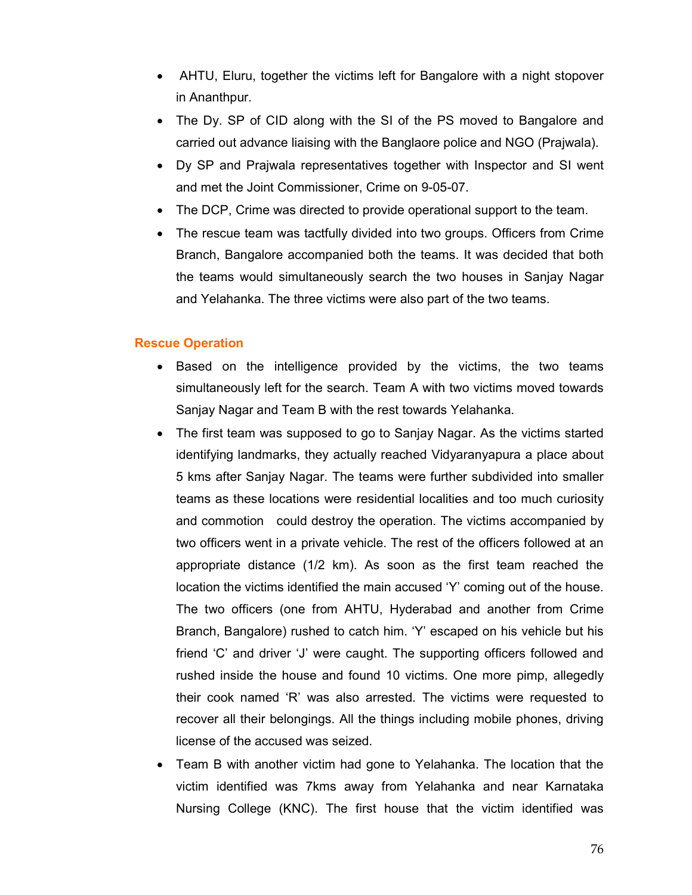- AHTU, Eluru, together the victims left for Bangalore with a night stopover in Ananthpur.
- The Dy. SP of CID along with the SI of the PS moved to Bangalore and carried out advance liaising with the Banglaore police and NGO (Prajwala).
- Dy SP and Prajwala representatives together with Inspector and SI went and met the Joint Commissioner, Crime on 9-05-07.
- The DCP, Crime was directed to provide operational support to the team.
- The rescue team was tactfully divided into two groups. Officers from Crime Branch, Bangalore accompanied both the teams. It was decided that both the teams would simultaneously search the two houses in Sanjay Nagar and Yelahanka. The three victims were also part of the two teams.

## Rescue Operation

- Based on the intelligence provided by the victims, the two teams simultaneously left for the search. Team A with two victims moved towards Sanjay Nagar and Team B with the rest towards Yelahanka.
- The first team was supposed to go to Sanjay Nagar. As the victims started identifying landmarks, they actually reached Vidyaranyapura a place about 5 kms after Sanjay Nagar. The teams were further subdivided into smaller teams as these locations were residential localities and too much curiosity and commotion could destroy the operation. The victims accompanied by two officers went in a private vehicle. The rest of the officers followed at an appropriate distance (1/2 km). As soon as the first team reached the location the victims identified the main accused 'Y' coming out of the house. The two officers (one from AHTU, Hyderabad and another from Crime Branch, Bangalore) rushed to catch him. 'Y' escaped on his vehicle but his friend 'C' and driver 'J' were caught. The supporting officers followed and rushed inside the house and found 10 victims. One more pimp, allegedly their cook named 'R' was also arrested. The victims were requested to recover all their belongings. All the things including mobile phones, driving license of the accused was seized.
- Team B with another victim had gone to Yelahanka. The location that the victim identified was 7kms away from Yelahanka and near Karnataka Nursing College (KNC). The first house that the victim identified was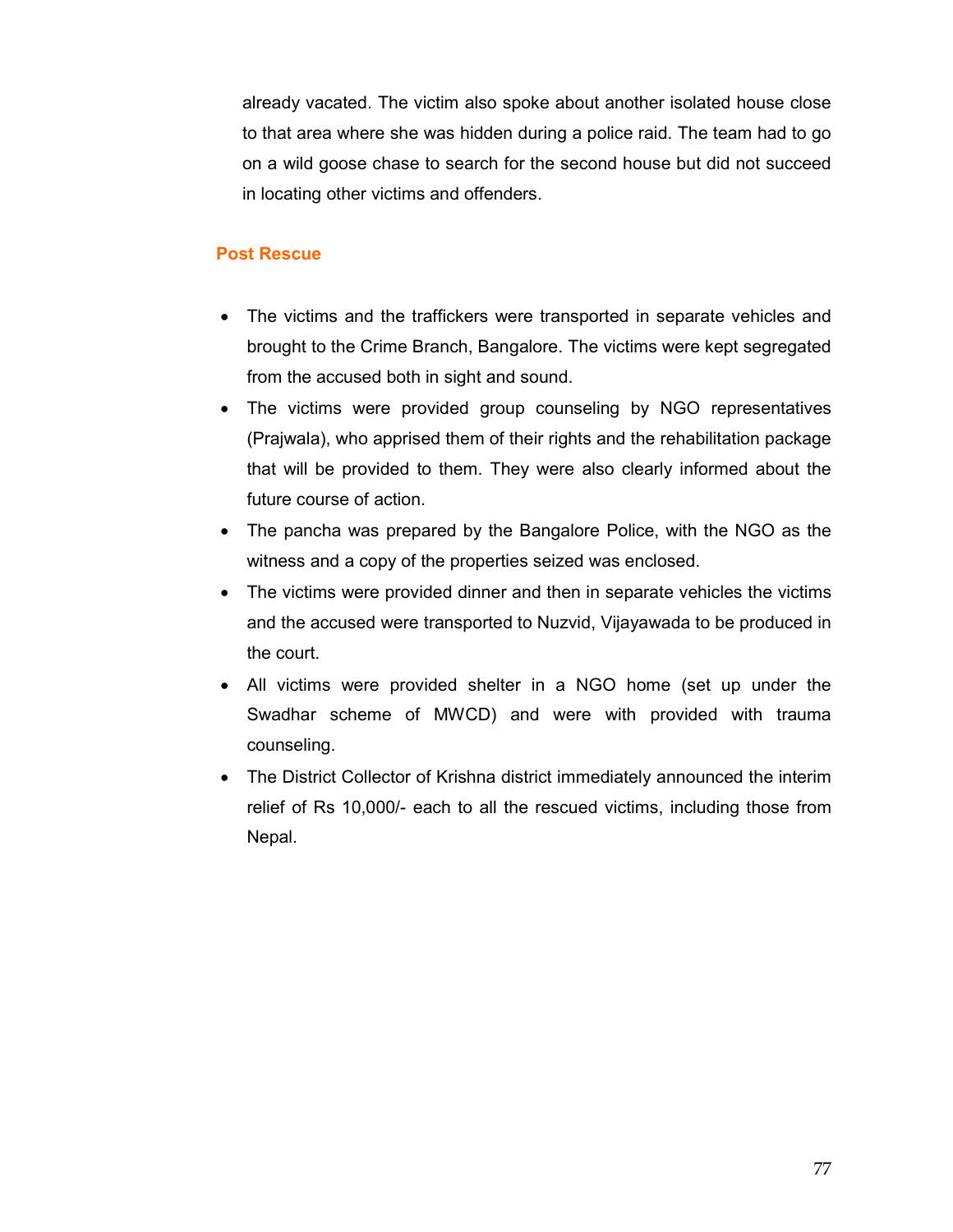already vacated. The victim also spoke about another isolated house close to that area where she was hidden during a police raid. The team had to go on a wild goose chase to search for the second house but did not succeed in locating other victims and offenders.

### Post Rescue

- The victims and the traffickers were transported in separate vehicles and brought to the Crime Branch, Bangalore. The victims were kept segregated from the accused both in sight and sound.
- The victims were provided group counseling by NGO representatives (Prajwala), who apprised them of their rights and the rehabilitation package that will be provided to them. They were also clearly informed about the future course of action.
- The pancha was prepared by the Bangalore Police, with the NGO as the witness and a copy of the properties seized was enclosed.
- The victims were provided dinner and then in separate vehicles the victims and the accused were transported to Nuzvid, Vijayawada to be produced in the court.
- All victims were provided shelter in a NGO home (set up under the Swadhar scheme of MWCD) and were with provided with trauma counseling.
- The District Collector of Krishna district immediately announced the interim relief of Rs 10,000/- each to all the rescued victims, including those from Nepal.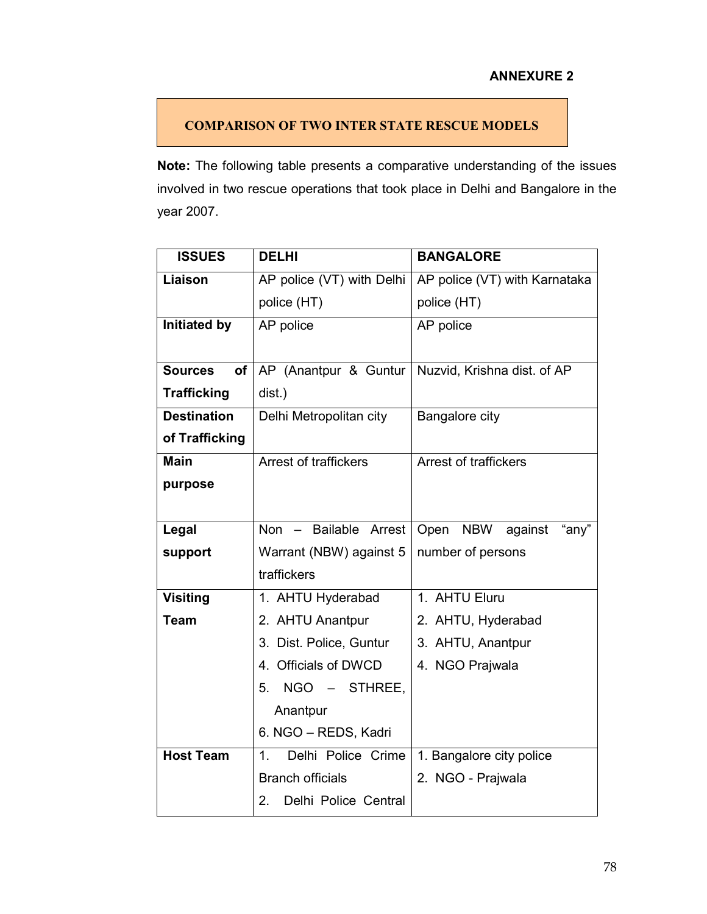**ANNEXURE 2**

## COMPARISON OF TWO INTER STATE RESCUE MODELS

**Note:** The following table presents a comparative understanding of the issues involved in two rescue operations that took place in Delhi and Bangalore in the year 2007.

| ISSUES | DELHI | BANGALORE |
|---|---|---|
| **Liaison** | AP police (VT) with Delhi police (HT) | AP police (VT) with Karnataka police (HT) |
| **Initiated by** | AP police | AP police |
| **Sources of Trafficking** | AP (Anantpur & Guntur dist.) | Nuzvid, Krishna dist. of AP |
| **Destination of Trafficking** | Delhi Metropolitan city | Bangalore city |
| **Main purpose** | Arrest of traffickers | Arrest of traffickers |
| **Legal support** | Non – Bailable Arrest Warrant (NBW) against 5 traffickers | Open NBW against "any" number of persons |
| **Visiting Team** | 1. AHTU Hyderabad<br>2. AHTU Anantpur<br>3. Dist. Police, Guntur<br>4. Officials of DWCD<br>5. NGO – STHREE, Anantpur<br>6. NGO – REDS, Kadri | 1. AHTU Eluru<br>2. AHTU, Hyderabad<br>3. AHTU, Anantpur<br>4. NGO Prajwala |
| **Host Team** | 1. Delhi Police Crime Branch officials<br>2. Delhi Police Central | 1. Bangalore city police<br>2. NGO - Prajwala |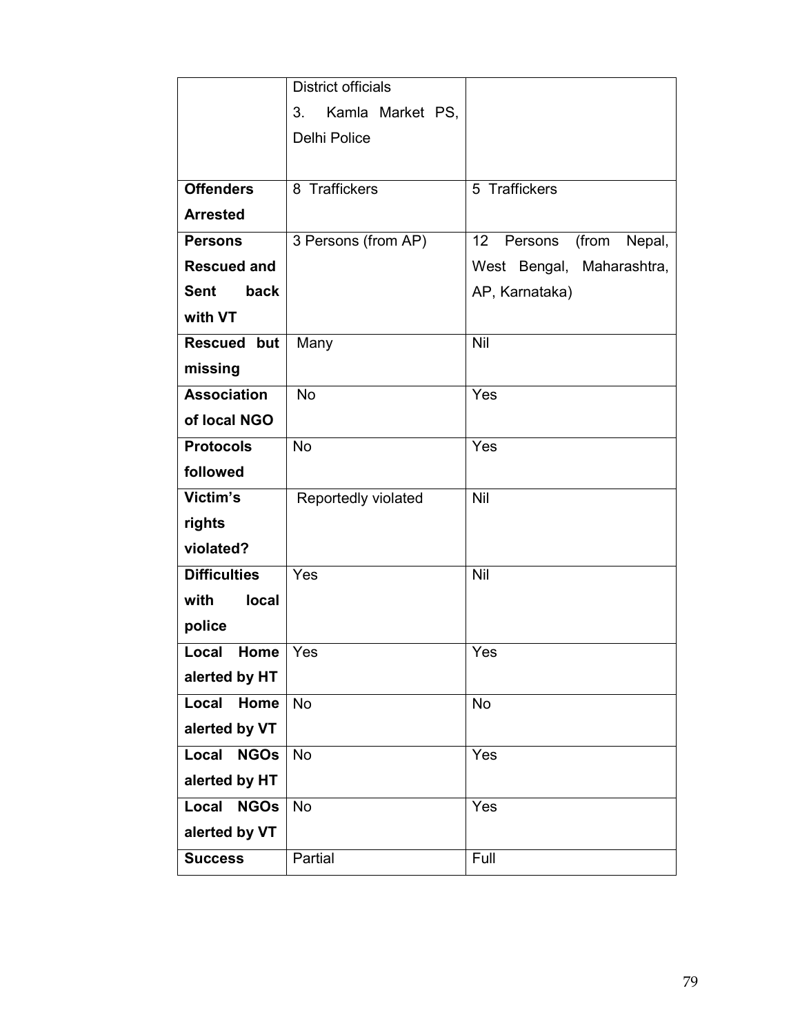| | District officials<br>3. Kamla Market PS, Delhi Police | |
|---|---|---|
| **Offenders Arrested** | 8 Traffickers | 5 Traffickers |
| **Persons Rescued and Sent back with VT** | 3 Persons (from AP) | 12 Persons (from Nepal, West Bengal, Maharashtra, AP, Karnataka) |
| **Rescued but missing** | Many | Nil |
| **Association of local NGO** | No | Yes |
| **Protocols followed** | No | Yes |
| **Victim's rights violated?** | Reportedly violated | Nil |
| **Difficulties with local police** | Yes | Nil |
| **Local Home alerted by HT** | Yes | Yes |
| **Local Home alerted by VT** | No | No |
| **Local NGOs alerted by HT** | No | Yes |
| **Local NGOs alerted by VT** | No | Yes |
| **Success** | Partial | Full |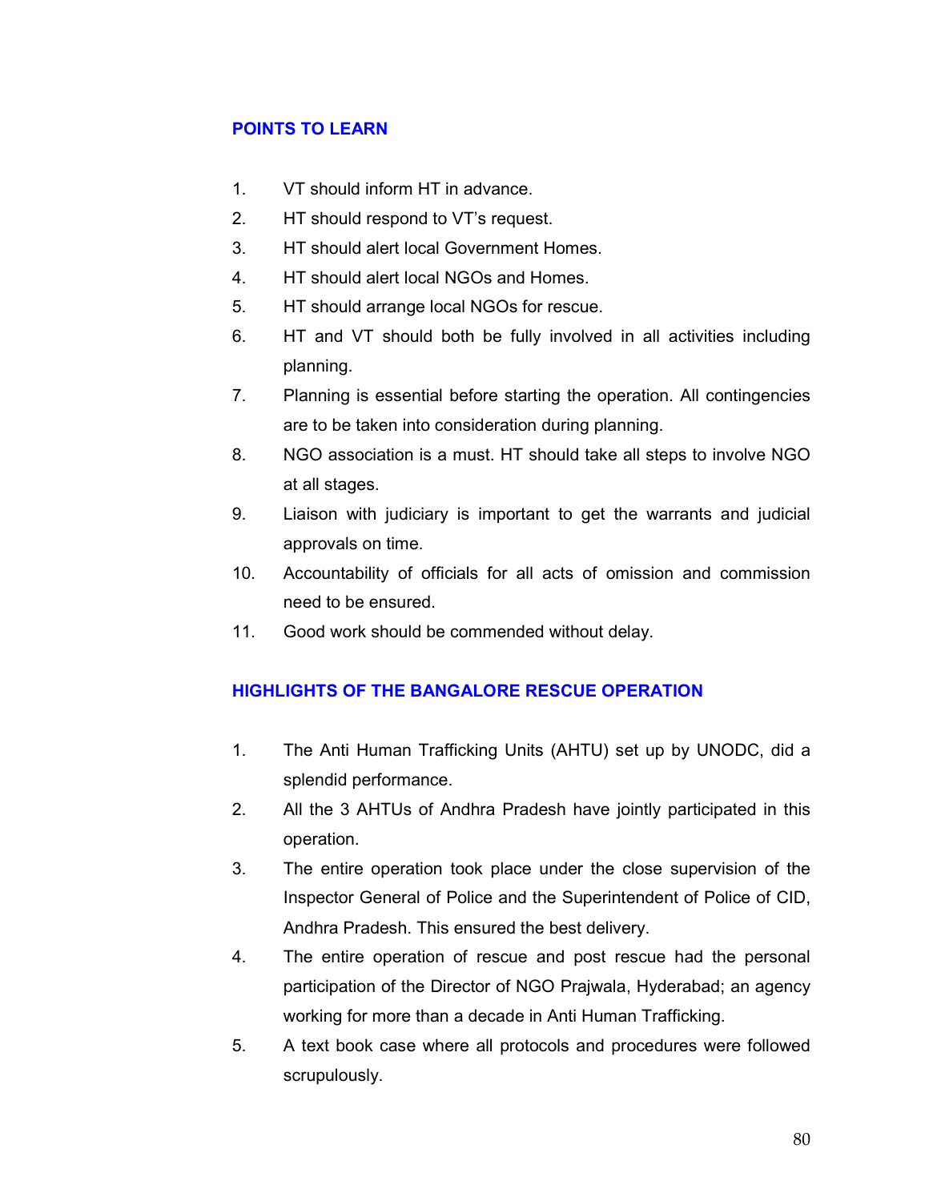## POINTS TO LEARN

1. VT should inform HT in advance.
2. HT should respond to VT's request.
3. HT should alert local Government Homes.
4. HT should alert local NGOs and Homes.
5. HT should arrange local NGOs for rescue.
6. HT and VT should both be fully involved in all activities including planning.
7. Planning is essential before starting the operation. All contingencies are to be taken into consideration during planning.
8. NGO association is a must. HT should take all steps to involve NGO at all stages.
9. Liaison with judiciary is important to get the warrants and judicial approvals on time.
10. Accountability of officials for all acts of omission and commission need to be ensured.
11. Good work should be commended without delay.

## HIGHLIGHTS OF THE BANGALORE RESCUE OPERATION

1. The Anti Human Trafficking Units (AHTU) set up by UNODC, did a splendid performance.
2. All the 3 AHTUs of Andhra Pradesh have jointly participated in this operation.
3. The entire operation took place under the close supervision of the Inspector General of Police and the Superintendent of Police of CID, Andhra Pradesh. This ensured the best delivery.
4. The entire operation of rescue and post rescue had the personal participation of the Director of NGO Prajwala, Hyderabad; an agency working for more than a decade in Anti Human Trafficking.
5. A text book case where all protocols and procedures were followed scrupulously.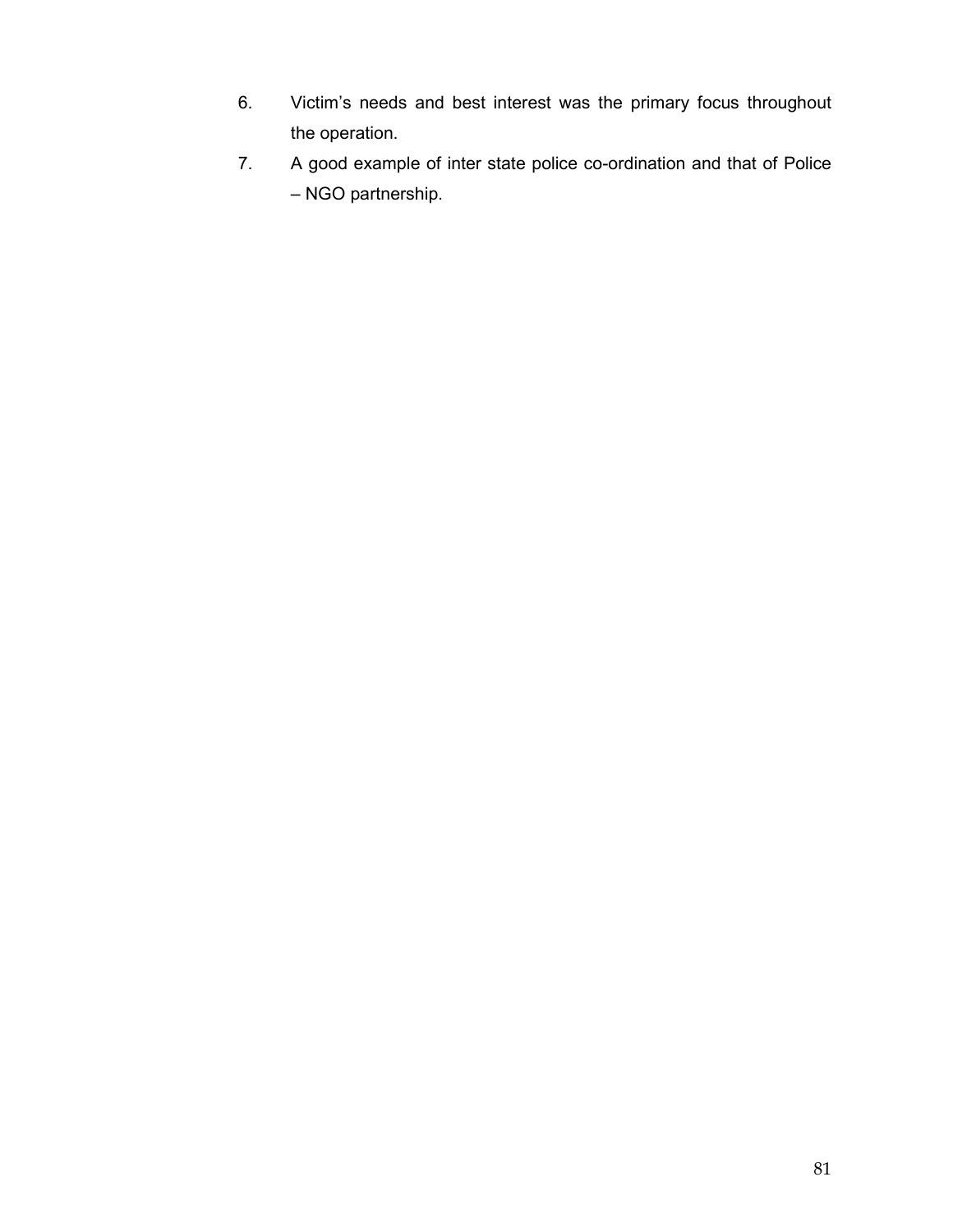6. Victim’s needs and best interest was the primary focus throughout the operation.
7. A good example of inter state police co-ordination and that of Police – NGO partnership.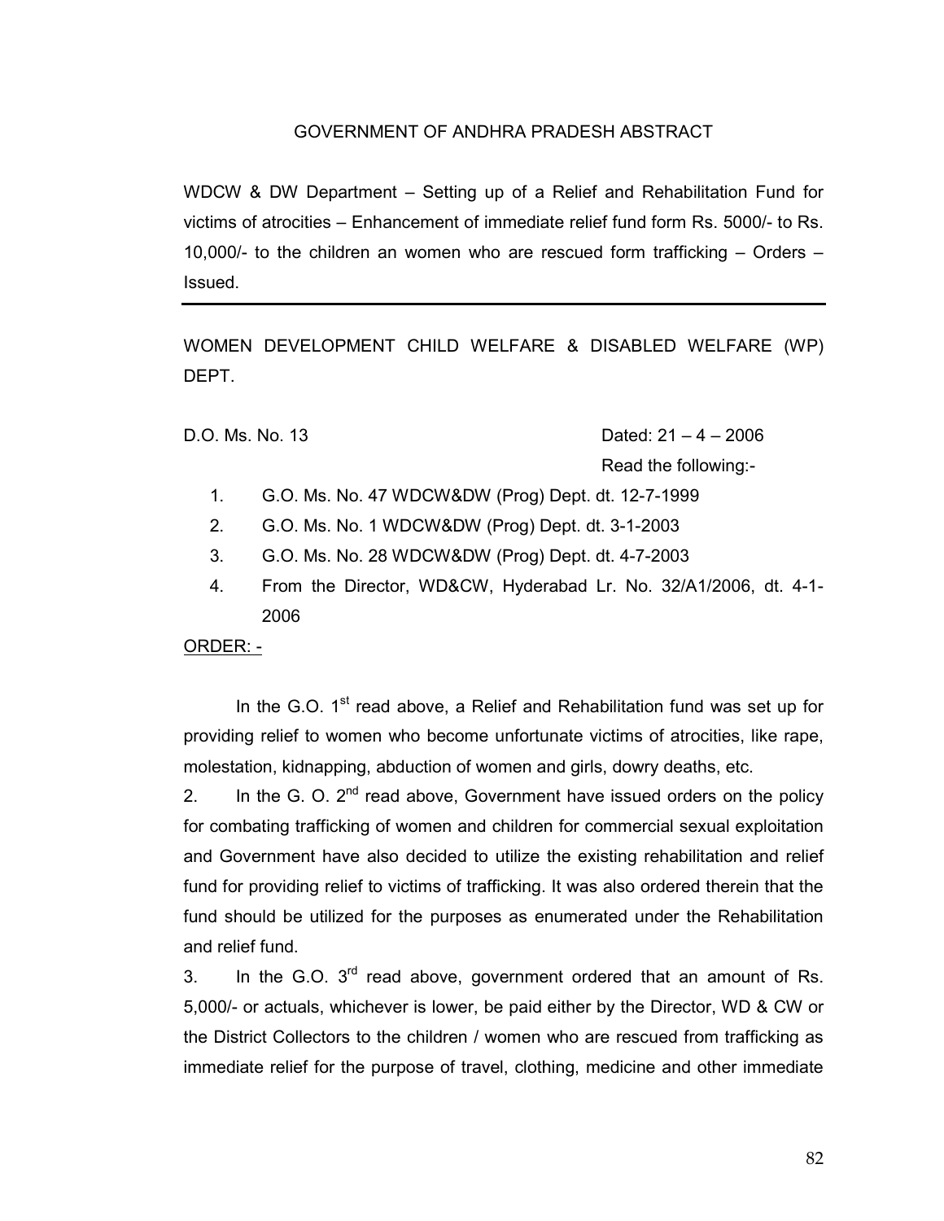GOVERNMENT OF ANDHRA PRADESH ABSTRACT

WDCW & DW Department – Setting up of a Relief and Rehabilitation Fund for victims of atrocities – Enhancement of immediate relief fund form Rs. 5000/- to Rs. 10,000/- to the children an women who are rescued form trafficking – Orders – Issued.

---

WOMEN DEVELOPMENT CHILD WELFARE & DISABLED WELFARE (WP) DEPT.

D.O. Ms. No. 13 Dated: 21 – 4 – 2006

Read the following:-

1. G.O. Ms. No. 47 WDCW&DW (Prog) Dept. dt. 12-7-1999
2. G.O. Ms. No. 1 WDCW&DW (Prog) Dept. dt. 3-1-2003
3. G.O. Ms. No. 28 WDCW&DW (Prog) Dept. dt. 4-7-2003
4. From the Director, WD&CW, Hyderabad Lr. No. 32/A1/2006, dt. 4-1-2006

ORDER: -

In the G.O. 1st read above, a Relief and Rehabilitation fund was set up for providing relief to women who become unfortunate victims of atrocities, like rape, molestation, kidnapping, abduction of women and girls, dowry deaths, etc.

2. In the G. O. 2nd read above, Government have issued orders on the policy for combating trafficking of women and children for commercial sexual exploitation and Government have also decided to utilize the existing rehabilitation and relief fund for providing relief to victims of trafficking. It was also ordered therein that the fund should be utilized for the purposes as enumerated under the Rehabilitation and relief fund.

3. In the G.O. 3rd read above, government ordered that an amount of Rs. 5,000/- or actuals, whichever is lower, be paid either by the Director, WD & CW or the District Collectors to the children / women who are rescued from trafficking as immediate relief for the purpose of travel, clothing, medicine and other immediate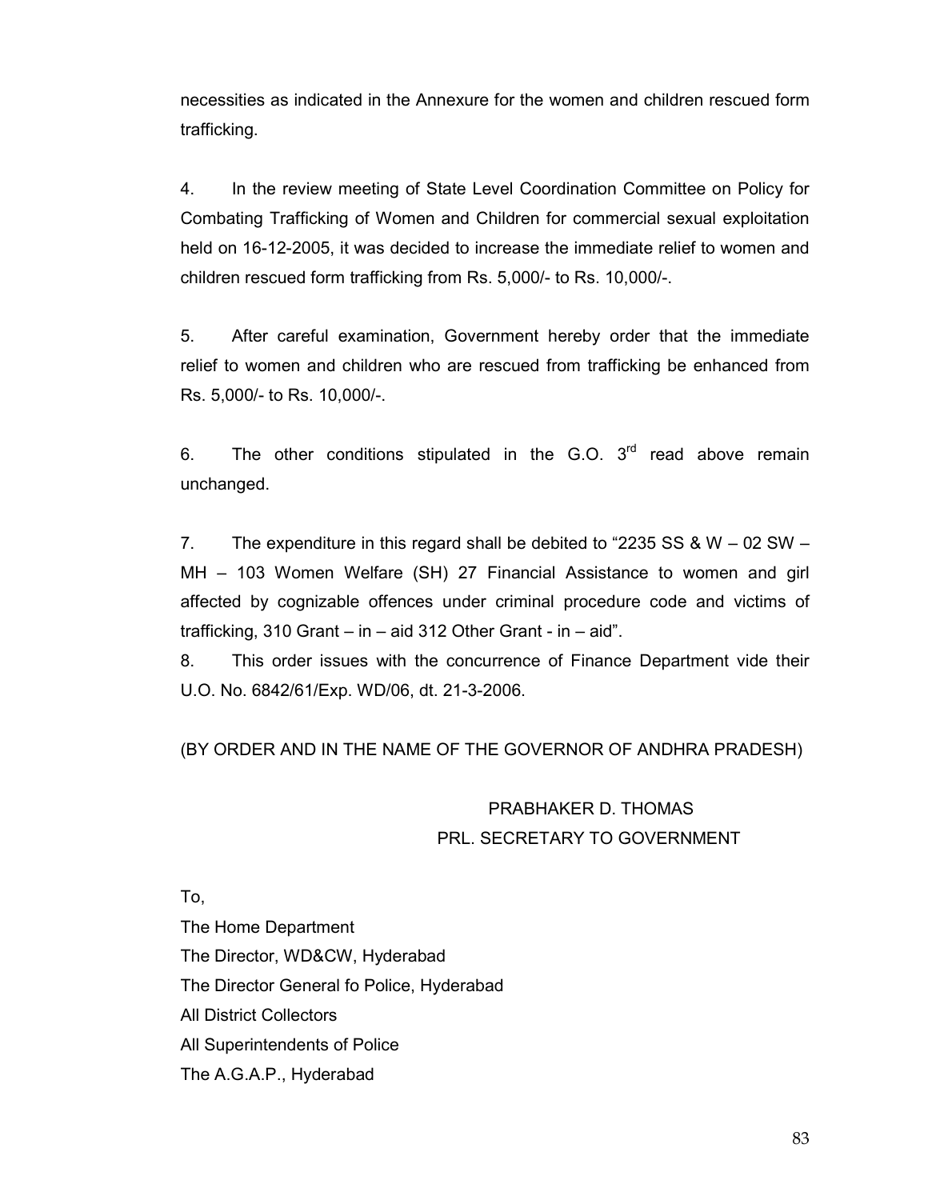necessities as indicated in the Annexure for the women and children rescued form trafficking.

4. In the review meeting of State Level Coordination Committee on Policy for Combating Trafficking of Women and Children for commercial sexual exploitation held on 16-12-2005, it was decided to increase the immediate relief to women and children rescued form trafficking from Rs. 5,000/- to Rs. 10,000/-.

5. After careful examination, Government hereby order that the immediate relief to women and children who are rescued from trafficking be enhanced from Rs. 5,000/- to Rs. 10,000/-.

6. The other conditions stipulated in the G.O. 3rd read above remain unchanged.

7. The expenditure in this regard shall be debited to "2235 SS & W – 02 SW – MH – 103 Women Welfare (SH) 27 Financial Assistance to women and girl affected by cognizable offences under criminal procedure code and victims of trafficking, 310 Grant – in – aid 312 Other Grant - in – aid".

8. This order issues with the concurrence of Finance Department vide their U.O. No. 6842/61/Exp. WD/06, dt. 21-3-2006.

(BY ORDER AND IN THE NAME OF THE GOVERNOR OF ANDHRA PRADESH)

PRABHAKER D. THOMAS
PRL. SECRETARY TO GOVERNMENT

To,
The Home Department
The Director, WD&CW, Hyderabad
The Director General fo Police, Hyderabad
All District Collectors
All Superintendents of Police
The A.G.A.P., Hyderabad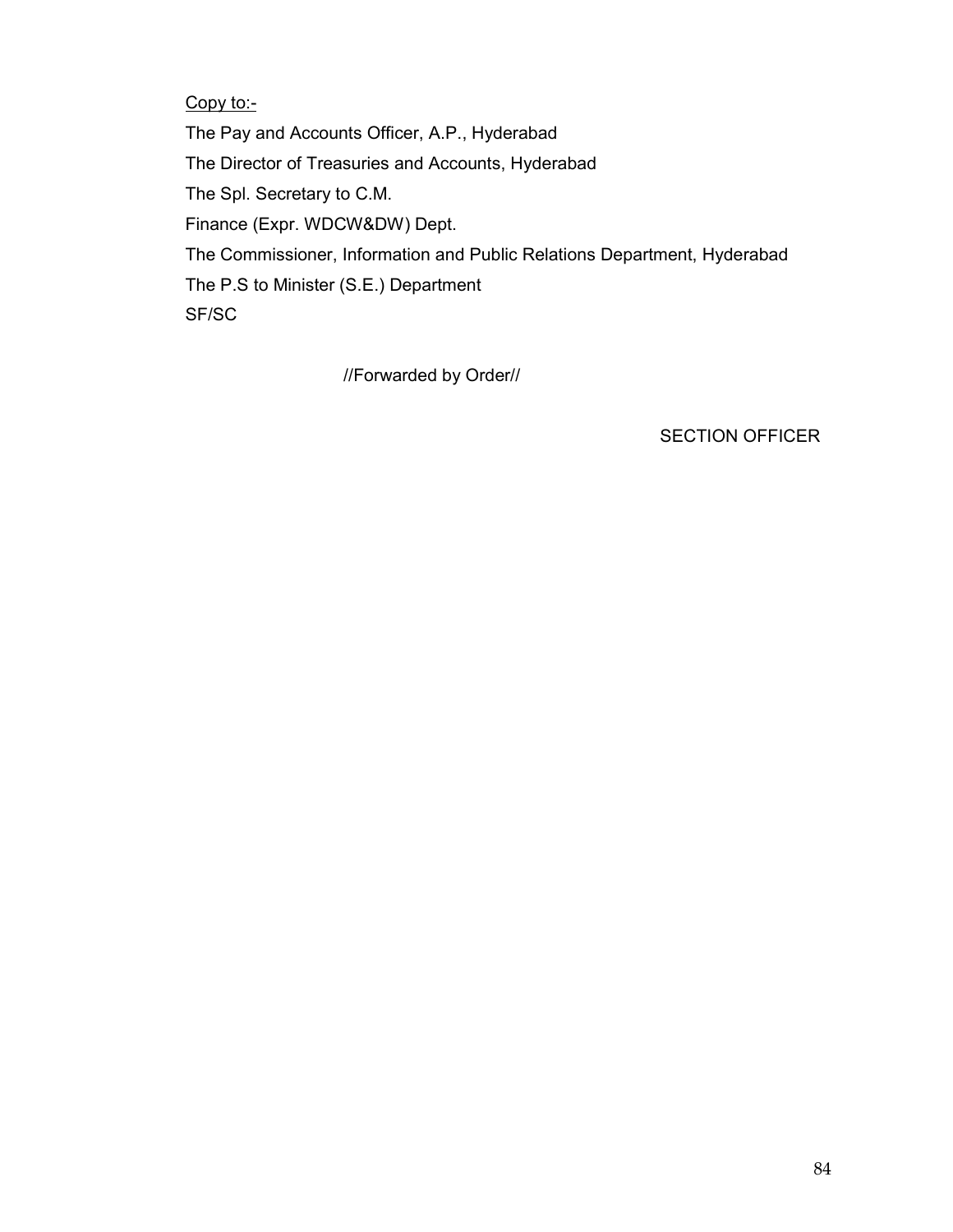Copy to:-

The Pay and Accounts Officer, A.P., Hyderabad

The Director of Treasuries and Accounts, Hyderabad

The Spl. Secretary to C.M.

Finance (Expr. WDCW&DW) Dept.

The Commissioner, Information and Public Relations Department, Hyderabad

The P.S to Minister (S.E.) Department

SF/SC

//Forwarded by Order//

SECTION OFFICER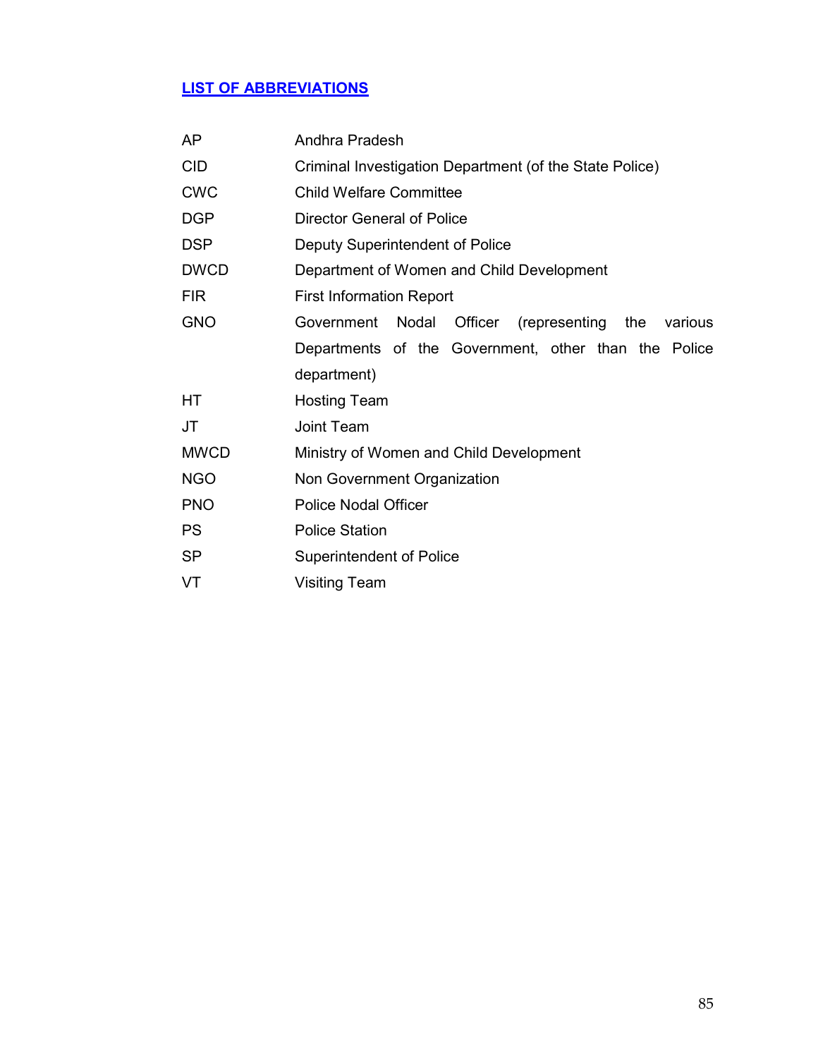## LIST OF ABBREVIATIONS

| | |
|---|---|
| AP | Andhra Pradesh |
| CID | Criminal Investigation Department (of the State Police) |
| CWC | Child Welfare Committee |
| DGP | Director General of Police |
| DSP | Deputy Superintendent of Police |
| DWCD | Department of Women and Child Development |
| FIR | First Information Report |
| GNO | Government Nodal Officer (representing the various Departments of the Government, other than the Police department) |
| HT | Hosting Team |
| JT | Joint Team |
| MWCD | Ministry of Women and Child Development |
| NGO | Non Government Organization |
| PNO | Police Nodal Officer |
| PS | Police Station |
| SP | Superintendent of Police |
| VT | Visiting Team |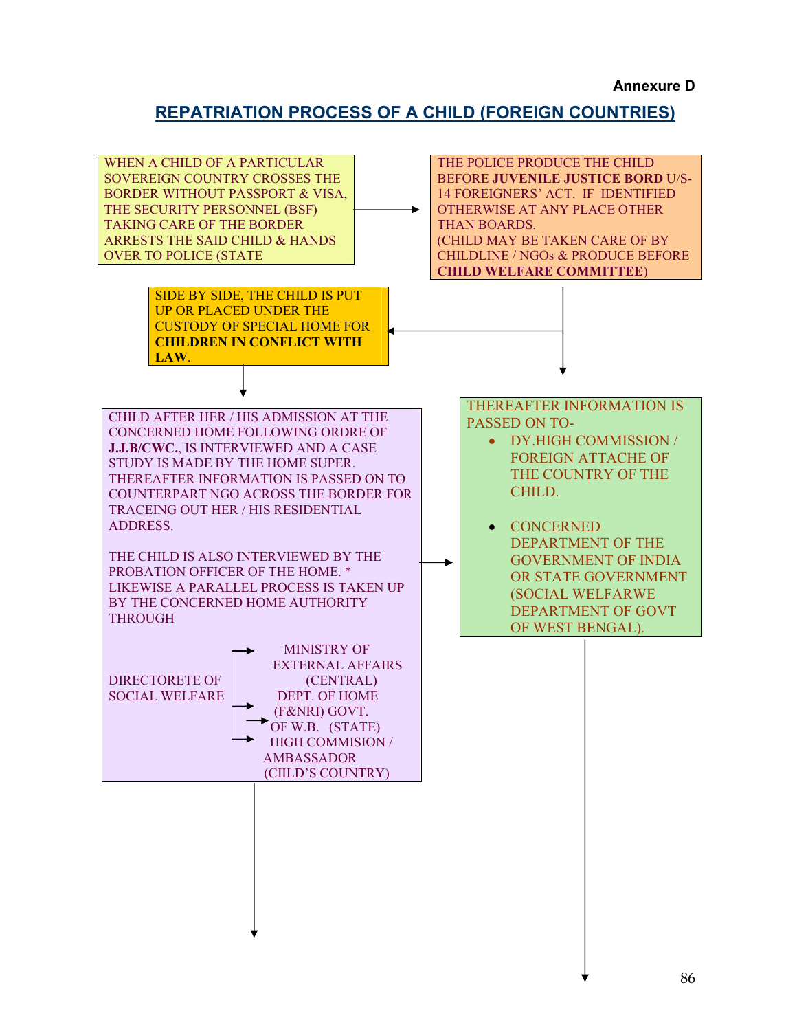**Annexure D**

## REPATRIATION PROCESS OF A CHILD (FOREIGN COUNTRIES)

WHEN A CHILD OF A PARTICULAR SOVEREIGN COUNTRY CROSSES THE BORDER WITHOUT PASSPORT & VISA, THE SECURITY PERSONNEL (BSF) TAKING CARE OF THE BORDER ARRESTS THE SAID CHILD & HANDS OVER TO POLICE (STATE

→

THE POLICE PRODUCE THE CHILD BEFORE **JUVENILE JUSTICE BORD** U/S-14 FOREIGNERS' ACT. IF IDENTIFIED OTHERWISE AT ANY PLACE OTHER THAN BOARDS.
(CHILD MAY BE TAKEN CARE OF BY CHILDLINE / NGOs & PRODUCE BEFORE **CHILD WELFARE COMMITTEE**)

→

SIDE BY SIDE, THE CHILD IS PUT UP OR PLACED UNDER THE CUSTODY OF SPECIAL HOME FOR **CHILDREN IN CONFLICT WITH LAW**.

↓

CHILD AFTER HER / HIS ADMISSION AT THE CONCERNED HOME FOLLOWING ORDRE OF **J.J.B/CWC.**, IS INTERVIEWED AND A CASE STUDY IS MADE BY THE HOME SUPER. THEREAFTER INFORMATION IS PASSED ON TO COUNTERPART NGO ACROSS THE BORDER FOR TRACEING OUT HER / HIS RESIDENTIAL ADDRESS.

THE CHILD IS ALSO INTERVIEWED BY THE PROBATION OFFICER OF THE HOME. * LIKEWISE A PARALLEL PROCESS IS TAKEN UP BY THE CONCERNED HOME AUTHORITY THROUGH

DIRECTORETE OF SOCIAL WELFARE →
- MINISTRY OF EXTERNAL AFFAIRS (CENTRAL)
- DEPT. OF HOME (F&NRI) GOVT. OF W.B. (STATE)
- HIGH COMMISION / AMBASSADOR (CIILD'S COUNTRY)

→

THEREAFTER INFORMATION IS PASSED ON TO-

- DY.HIGH COMMISSION / FOREIGN ATTACHE OF THE COUNTRY OF THE CHILD.
- CONCERNED DEPARTMENT OF THE GOVERNMENT OF INDIA OR STATE GOVERNMENT (SOCIAL WELFARWE DEPARTMENT OF GOVT OF WEST BENGAL).

↓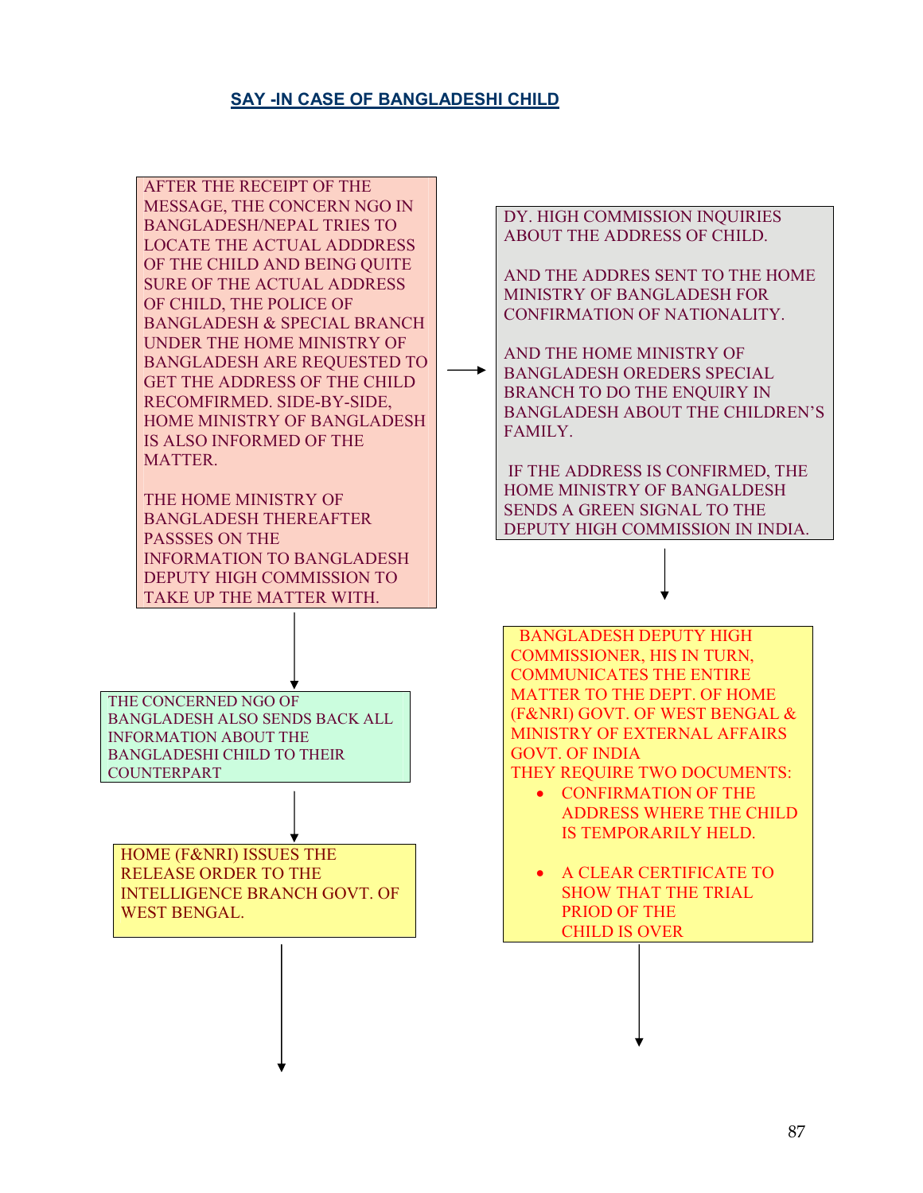## SAY -IN CASE OF BANGLADESHI CHILD

AFTER THE RECEIPT OF THE MESSAGE, THE CONCERN NGO IN BANGLADESH/NEPAL TRIES TO LOCATE THE ACTUAL ADDDRESS OF THE CHILD AND BEING QUITE SURE OF THE ACTUAL ADDRESS OF CHILD, THE POLICE OF BANGLADESH & SPECIAL BRANCH UNDER THE HOME MINISTRY OF BANGLADESH ARE REQUESTED TO GET THE ADDRESS OF THE CHILD RECOMFIRMED. SIDE-BY-SIDE, HOME MINISTRY OF BANGLADESH IS ALSO INFORMED OF THE MATTER.

THE HOME MINISTRY OF BANGLADESH THEREAFTER PASSSES ON THE INFORMATION TO BANGLADESH DEPUTY HIGH COMMISSION TO TAKE UP THE MATTER WITH.

→

DY. HIGH COMMISSION INQUIRIES ABOUT THE ADDRESS OF CHILD.

AND THE ADDRES SENT TO THE HOME MINISTRY OF BANGLADESH FOR CONFIRMATION OF NATIONALITY.

AND THE HOME MINISTRY OF BANGLADESH OREDERS SPECIAL BRANCH TO DO THE ENQUIRY IN BANGLADESH ABOUT THE CHILDREN'S FAMILY.

IF THE ADDRESS IS CONFIRMED, THE HOME MINISTRY OF BANGALDESH SENDS A GREEN SIGNAL TO THE DEPUTY HIGH COMMISSION IN INDIA.

↓

BANGLADESH DEPUTY HIGH COMMISSIONER, HIS IN TURN, COMMUNICATES THE ENTIRE MATTER TO THE DEPT. OF HOME (F&NRI) GOVT. OF WEST BENGAL & MINISTRY OF EXTERNAL AFFAIRS GOVT. OF INDIA

THEY REQUIRE TWO DOCUMENTS:

- CONFIRMATION OF THE ADDRESS WHERE THE CHILD IS TEMPORARILY HELD.
- A CLEAR CERTIFICATE TO SHOW THAT THE TRIAL PRIOD OF THE CHILD IS OVER

↓

THE CONCERNED NGO OF BANGLADESH ALSO SENDS BACK ALL INFORMATION ABOUT THE BANGLADESHI CHILD TO THEIR COUNTERPART

↓

HOME (F&NRI) ISSUES THE RELEASE ORDER TO THE INTELLIGENCE BRANCH GOVT. OF WEST BENGAL.

↓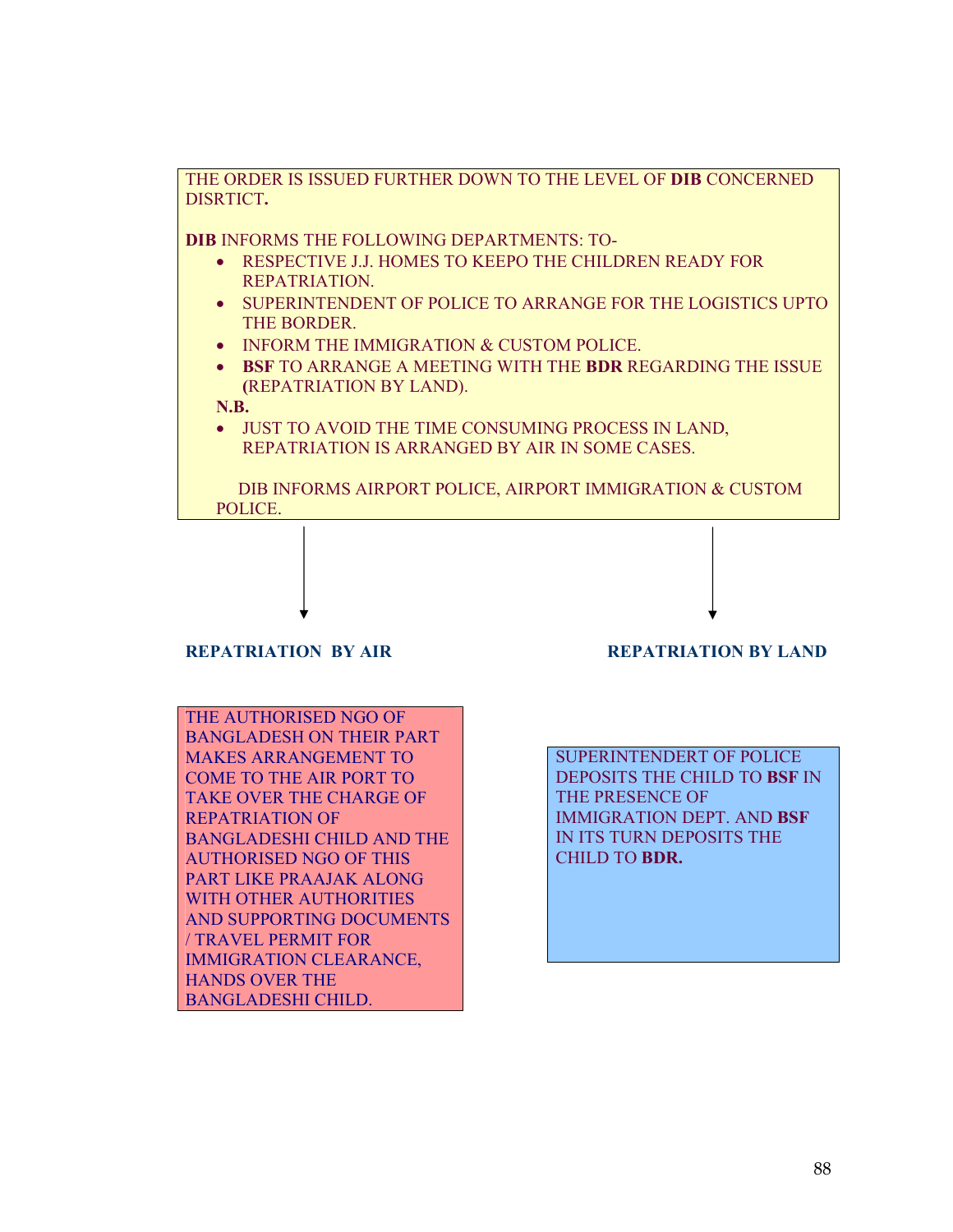THE ORDER IS ISSUED FURTHER DOWN TO THE LEVEL OF **DIB** CONCERNED DISRTICT**.**

**DIB** INFORMS THE FOLLOWING DEPARTMENTS: TO-

- RESPECTIVE J.J. HOMES TO KEEPO THE CHILDREN READY FOR REPATRIATION.
- SUPERINTENDENT OF POLICE TO ARRANGE FOR THE LOGISTICS UPTO THE BORDER.
- INFORM THE IMMIGRATION & CUSTOM POLICE.
- **BSF** TO ARRANGE A MEETING WITH THE **BDR** REGARDING THE ISSUE **(**REPATRIATION BY LAND).

**N.B.**

- JUST TO AVOID THE TIME CONSUMING PROCESS IN LAND, REPATRIATION IS ARRANGED BY AIR IN SOME CASES.

DIB INFORMS AIRPORT POLICE, AIRPORT IMMIGRATION & CUSTOM POLICE.

**REPATRIATION BY AIR**

THE AUTHORISED NGO OF BANGLADESH ON THEIR PART MAKES ARRANGEMENT TO COME TO THE AIR PORT TO TAKE OVER THE CHARGE OF REPATRIATION OF BANGLADESHI CHILD AND THE AUTHORISED NGO OF THIS PART LIKE PRAAJAK ALONG WITH OTHER AUTHORITIES AND SUPPORTING DOCUMENTS / TRAVEL PERMIT FOR IMMIGRATION CLEARANCE, HANDS OVER THE BANGLADESHI CHILD.

**REPATRIATION BY LAND**

SUPERINTENDERT OF POLICE DEPOSITS THE CHILD TO **BSF** IN THE PRESENCE OF IMMIGRATION DEPT. AND **BSF** IN ITS TURN DEPOSITS THE CHILD TO **BDR.**